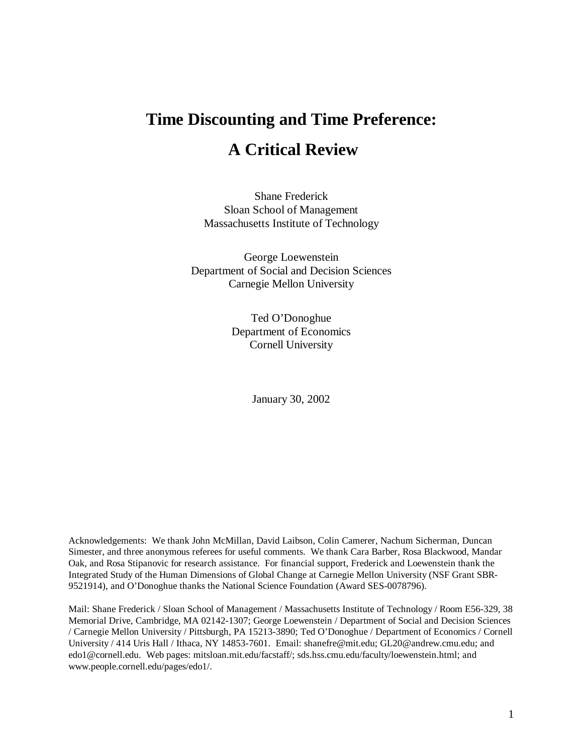# Time Discounting and Time Preference: A Critical Review

Shane Frederick
Sloan School of Management
Massachusetts Institute of Technology

George Loewenstein
Department of Social and Decision Sciences
Carnegie Mellon University

Ted O'Donoghue
Department of Economics
Cornell University

January 30, 2002

Acknowledgements: We thank John McMillan, David Laibson, Colin Camerer, Nachum Sicherman, Duncan Simester, and three anonymous referees for useful comments. We thank Cara Barber, Rosa Blackwood, Mandar Oak, and Rosa Stipanovic for research assistance. For financial support, Frederick and Loewenstein thank the Integrated Study of the Human Dimensions of Global Change at Carnegie Mellon University (NSF Grant SBR-9521914), and O'Donoghue thanks the National Science Foundation (Award SES-0078796).

Mail: Shane Frederick / Sloan School of Management / Massachusetts Institute of Technology / Room E56-329, 38 Memorial Drive, Cambridge, MA 02142-1307; George Loewenstein / Department of Social and Decision Sciences / Carnegie Mellon University / Pittsburgh, PA 15213-3890; Ted O'Donoghue / Department of Economics / Cornell University / 414 Uris Hall / Ithaca, NY 14853-7601. Email: shanefre@mit.edu; GL20@andrew.cmu.edu; and edo1@cornell.edu. Web pages: mitsloan.mit.edu/facstaff/; sds.hss.cmu.edu/faculty/loewenstein.html; and www.people.cornell.edu/pages/edo1/.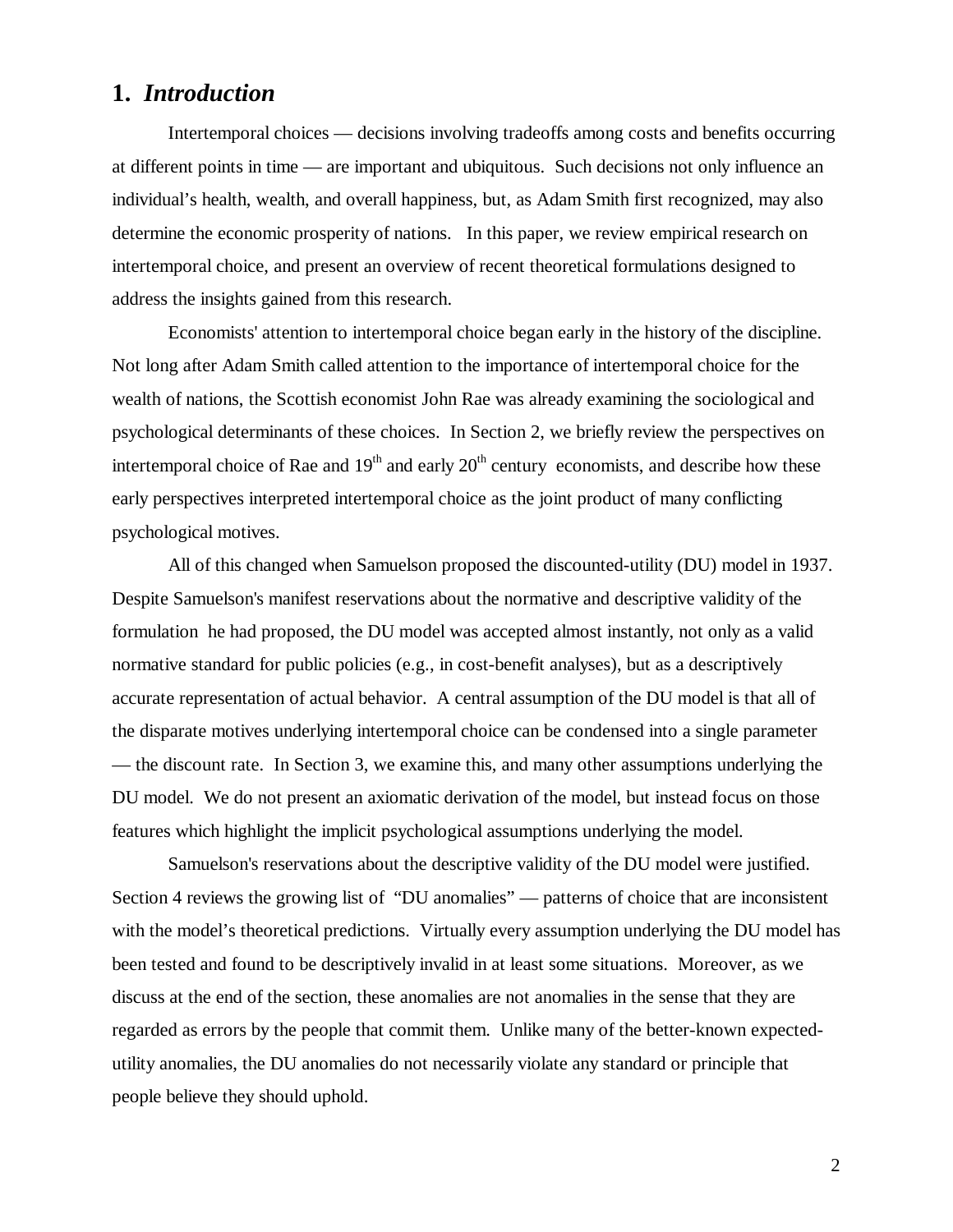## 1. *Introduction*

Intertemporal choices — decisions involving tradeoffs among costs and benefits occurring at different points in time — are important and ubiquitous. Such decisions not only influence an individual's health, wealth, and overall happiness, but, as Adam Smith first recognized, may also determine the economic prosperity of nations. In this paper, we review empirical research on intertemporal choice, and present an overview of recent theoretical formulations designed to address the insights gained from this research.

Economists' attention to intertemporal choice began early in the history of the discipline. Not long after Adam Smith called attention to the importance of intertemporal choice for the wealth of nations, the Scottish economist John Rae was already examining the sociological and psychological determinants of these choices. In Section 2, we briefly review the perspectives on intertemporal choice of Rae and 19th and early 20th century economists, and describe how these early perspectives interpreted intertemporal choice as the joint product of many conflicting psychological motives.

All of this changed when Samuelson proposed the discounted-utility (DU) model in 1937. Despite Samuelson's manifest reservations about the normative and descriptive validity of the formulation he had proposed, the DU model was accepted almost instantly, not only as a valid normative standard for public policies (e.g., in cost-benefit analyses), but as a descriptively accurate representation of actual behavior. A central assumption of the DU model is that all of the disparate motives underlying intertemporal choice can be condensed into a single parameter — the discount rate. In Section 3, we examine this, and many other assumptions underlying the DU model. We do not present an axiomatic derivation of the model, but instead focus on those features which highlight the implicit psychological assumptions underlying the model.

Samuelson's reservations about the descriptive validity of the DU model were justified. Section 4 reviews the growing list of "DU anomalies" — patterns of choice that are inconsistent with the model's theoretical predictions. Virtually every assumption underlying the DU model has been tested and found to be descriptively invalid in at least some situations. Moreover, as we discuss at the end of the section, these anomalies are not anomalies in the sense that they are regarded as errors by the people that commit them. Unlike many of the better-known expected-utility anomalies, the DU anomalies do not necessarily violate any standard or principle that people believe they should uphold.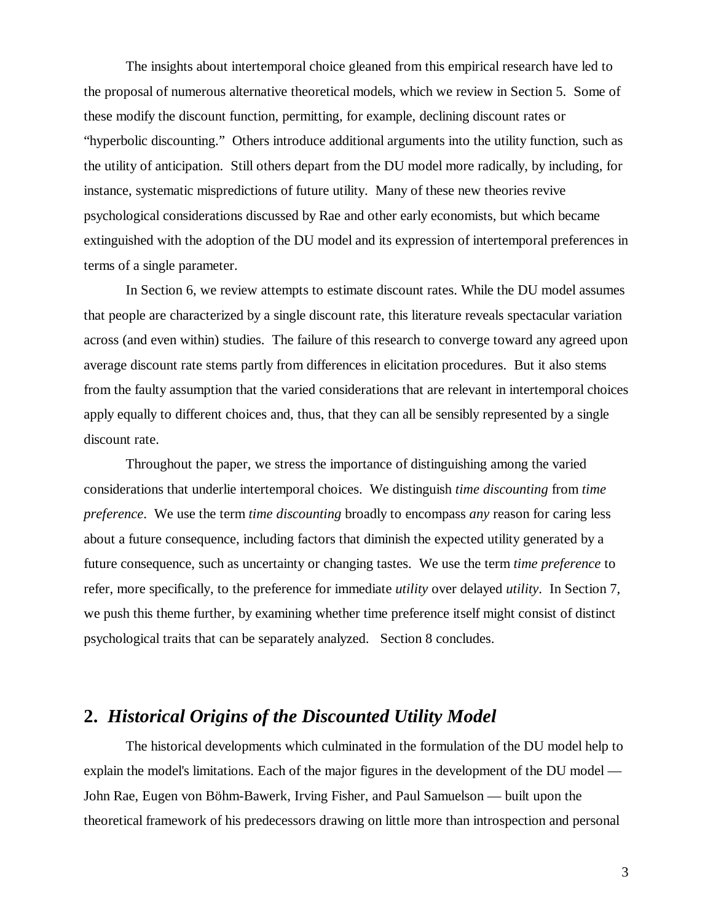The insights about intertemporal choice gleaned from this empirical research have led to the proposal of numerous alternative theoretical models, which we review in Section 5. Some of these modify the discount function, permitting, for example, declining discount rates or "hyperbolic discounting." Others introduce additional arguments into the utility function, such as the utility of anticipation. Still others depart from the DU model more radically, by including, for instance, systematic mispredictions of future utility. Many of these new theories revive psychological considerations discussed by Rae and other early economists, but which became extinguished with the adoption of the DU model and its expression of intertemporal preferences in terms of a single parameter.

In Section 6, we review attempts to estimate discount rates. While the DU model assumes that people are characterized by a single discount rate, this literature reveals spectacular variation across (and even within) studies. The failure of this research to converge toward any agreed upon average discount rate stems partly from differences in elicitation procedures. But it also stems from the faulty assumption that the varied considerations that are relevant in intertemporal choices apply equally to different choices and, thus, that they can all be sensibly represented by a single discount rate.

Throughout the paper, we stress the importance of distinguishing among the varied considerations that underlie intertemporal choices. We distinguish *time discounting* from *time preference*. We use the term *time discounting* broadly to encompass *any* reason for caring less about a future consequence, including factors that diminish the expected utility generated by a future consequence, such as uncertainty or changing tastes. We use the term *time preference* to refer, more specifically, to the preference for immediate *utility* over delayed *utility*. In Section 7, we push this theme further, by examining whether time preference itself might consist of distinct psychological traits that can be separately analyzed. Section 8 concludes.

## 2. *Historical Origins of the Discounted Utility Model*

The historical developments which culminated in the formulation of the DU model help to explain the model's limitations. Each of the major figures in the development of the DU model — John Rae, Eugen von Böhm-Bawerk, Irving Fisher, and Paul Samuelson — built upon the theoretical framework of his predecessors drawing on little more than introspection and personal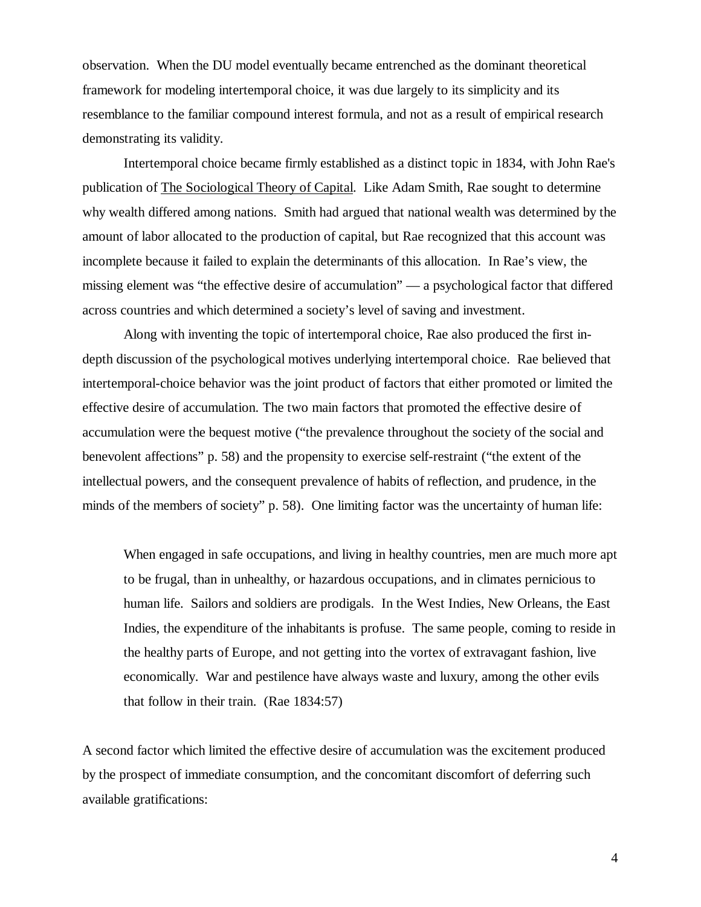observation. When the DU model eventually became entrenched as the dominant theoretical framework for modeling intertemporal choice, it was due largely to its simplicity and its resemblance to the familiar compound interest formula, and not as a result of empirical research demonstrating its validity.

Intertemporal choice became firmly established as a distinct topic in 1834, with John Rae's publication of The Sociological Theory of Capital. Like Adam Smith, Rae sought to determine why wealth differed among nations. Smith had argued that national wealth was determined by the amount of labor allocated to the production of capital, but Rae recognized that this account was incomplete because it failed to explain the determinants of this allocation. In Rae's view, the missing element was "the effective desire of accumulation" — a psychological factor that differed across countries and which determined a society's level of saving and investment.

Along with inventing the topic of intertemporal choice, Rae also produced the first in-depth discussion of the psychological motives underlying intertemporal choice. Rae believed that intertemporal-choice behavior was the joint product of factors that either promoted or limited the effective desire of accumulation. The two main factors that promoted the effective desire of accumulation were the bequest motive ("the prevalence throughout the society of the social and benevolent affections" p. 58) and the propensity to exercise self-restraint ("the extent of the intellectual powers, and the consequent prevalence of habits of reflection, and prudence, in the minds of the members of society" p. 58). One limiting factor was the uncertainty of human life:

> When engaged in safe occupations, and living in healthy countries, men are much more apt to be frugal, than in unhealthy, or hazardous occupations, and in climates pernicious to human life. Sailors and soldiers are prodigals. In the West Indies, New Orleans, the East Indies, the expenditure of the inhabitants is profuse. The same people, coming to reside in the healthy parts of Europe, and not getting into the vortex of extravagant fashion, live economically. War and pestilence have always waste and luxury, among the other evils that follow in their train. (Rae 1834:57)

A second factor which limited the effective desire of accumulation was the excitement produced by the prospect of immediate consumption, and the concomitant discomfort of deferring such available gratifications: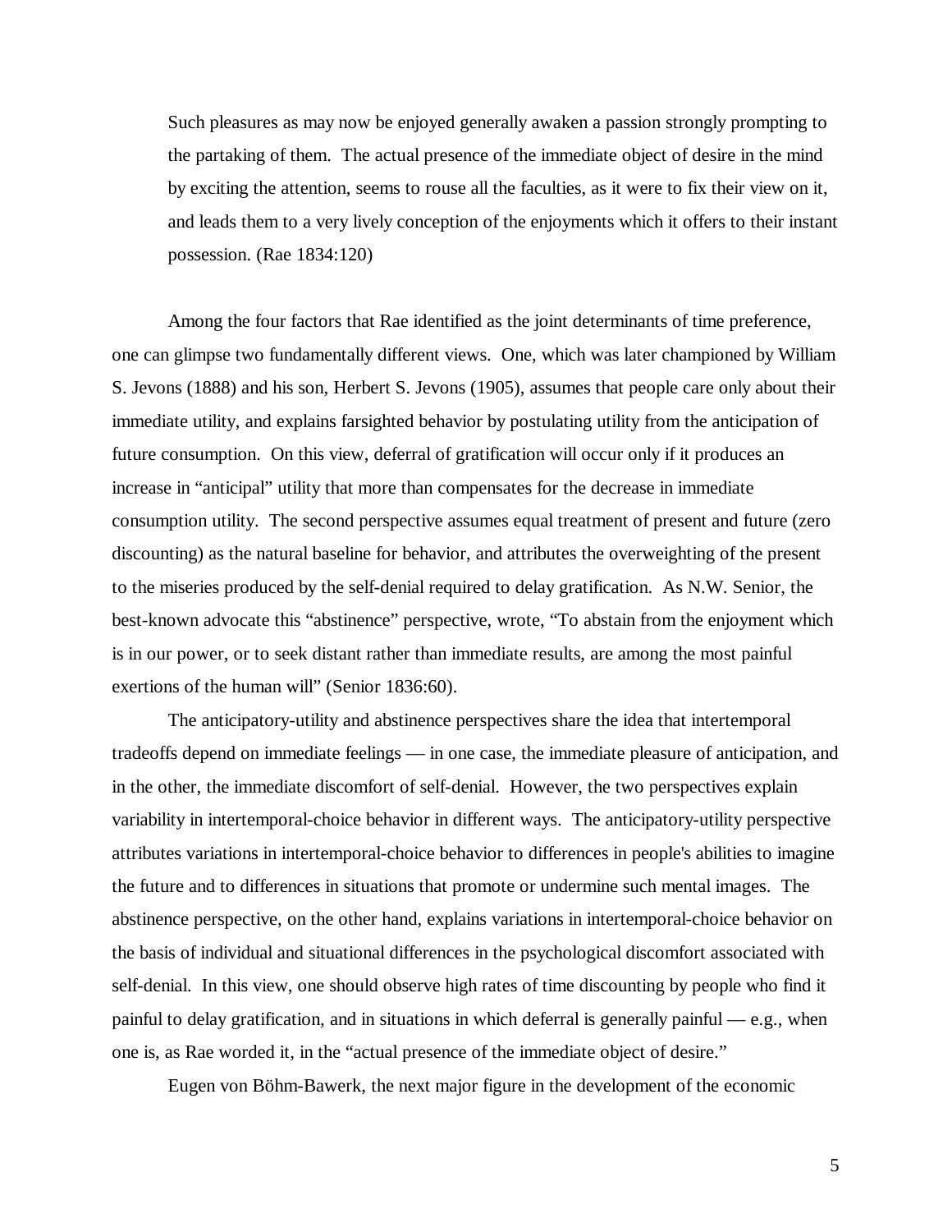> Such pleasures as may now be enjoyed generally awaken a passion strongly prompting to the partaking of them. The actual presence of the immediate object of desire in the mind by exciting the attention, seems to rouse all the faculties, as it were to fix their view on it, and leads them to a very lively conception of the enjoyments which it offers to their instant possession. (Rae 1834:120)

Among the four factors that Rae identified as the joint determinants of time preference, one can glimpse two fundamentally different views. One, which was later championed by William S. Jevons (1888) and his son, Herbert S. Jevons (1905), assumes that people care only about their immediate utility, and explains farsighted behavior by postulating utility from the anticipation of future consumption. On this view, deferral of gratification will occur only if it produces an increase in "anticipal" utility that more than compensates for the decrease in immediate consumption utility. The second perspective assumes equal treatment of present and future (zero discounting) as the natural baseline for behavior, and attributes the overweighting of the present to the miseries produced by the self-denial required to delay gratification. As N.W. Senior, the best-known advocate this "abstinence" perspective, wrote, "To abstain from the enjoyment which is in our power, or to seek distant rather than immediate results, are among the most painful exertions of the human will" (Senior 1836:60).

The anticipatory-utility and abstinence perspectives share the idea that intertemporal tradeoffs depend on immediate feelings — in one case, the immediate pleasure of anticipation, and in the other, the immediate discomfort of self-denial. However, the two perspectives explain variability in intertemporal-choice behavior in different ways. The anticipatory-utility perspective attributes variations in intertemporal-choice behavior to differences in people's abilities to imagine the future and to differences in situations that promote or undermine such mental images. The abstinence perspective, on the other hand, explains variations in intertemporal-choice behavior on the basis of individual and situational differences in the psychological discomfort associated with self-denial. In this view, one should observe high rates of time discounting by people who find it painful to delay gratification, and in situations in which deferral is generally painful — e.g., when one is, as Rae worded it, in the "actual presence of the immediate object of desire."

Eugen von Böhm-Bawerk, the next major figure in the development of the economic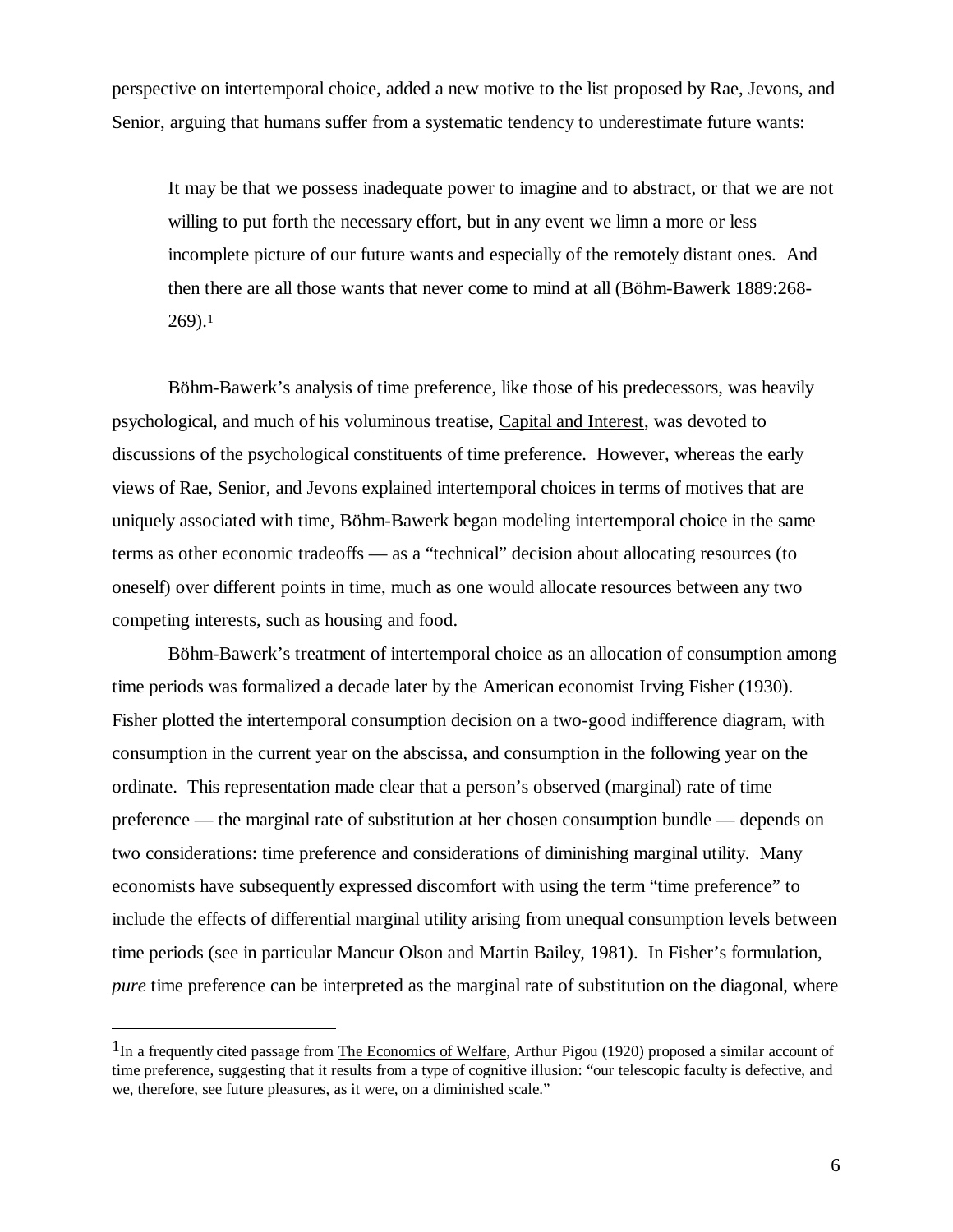perspective on intertemporal choice, added a new motive to the list proposed by Rae, Jevons, and Senior, arguing that humans suffer from a systematic tendency to underestimate future wants:

> It may be that we possess inadequate power to imagine and to abstract, or that we are not willing to put forth the necessary effort, but in any event we limn a more or less incomplete picture of our future wants and especially of the remotely distant ones. And then there are all those wants that never come to mind at all (Böhm-Bawerk 1889:268-269).[1]

Böhm-Bawerk's analysis of time preference, like those of his predecessors, was heavily psychological, and much of his voluminous treatise, Capital and Interest, was devoted to discussions of the psychological constituents of time preference. However, whereas the early views of Rae, Senior, and Jevons explained intertemporal choices in terms of motives that are uniquely associated with time, Böhm-Bawerk began modeling intertemporal choice in the same terms as other economic tradeoffs — as a "technical" decision about allocating resources (to oneself) over different points in time, much as one would allocate resources between any two competing interests, such as housing and food.

Böhm-Bawerk's treatment of intertemporal choice as an allocation of consumption among time periods was formalized a decade later by the American economist Irving Fisher (1930). Fisher plotted the intertemporal consumption decision on a two-good indifference diagram, with consumption in the current year on the abscissa, and consumption in the following year on the ordinate. This representation made clear that a person's observed (marginal) rate of time preference — the marginal rate of substitution at her chosen consumption bundle — depends on two considerations: time preference and considerations of diminishing marginal utility. Many economists have subsequently expressed discomfort with using the term "time preference" to include the effects of differential marginal utility arising from unequal consumption levels between time periods (see in particular Mancur Olson and Martin Bailey, 1981). In Fisher's formulation, *pure* time preference can be interpreted as the marginal rate of substitution on the diagonal, where

---

[1] In a frequently cited passage from The Economics of Welfare, Arthur Pigou (1920) proposed a similar account of time preference, suggesting that it results from a type of cognitive illusion: "our telescopic faculty is defective, and we, therefore, see future pleasures, as it were, on a diminished scale."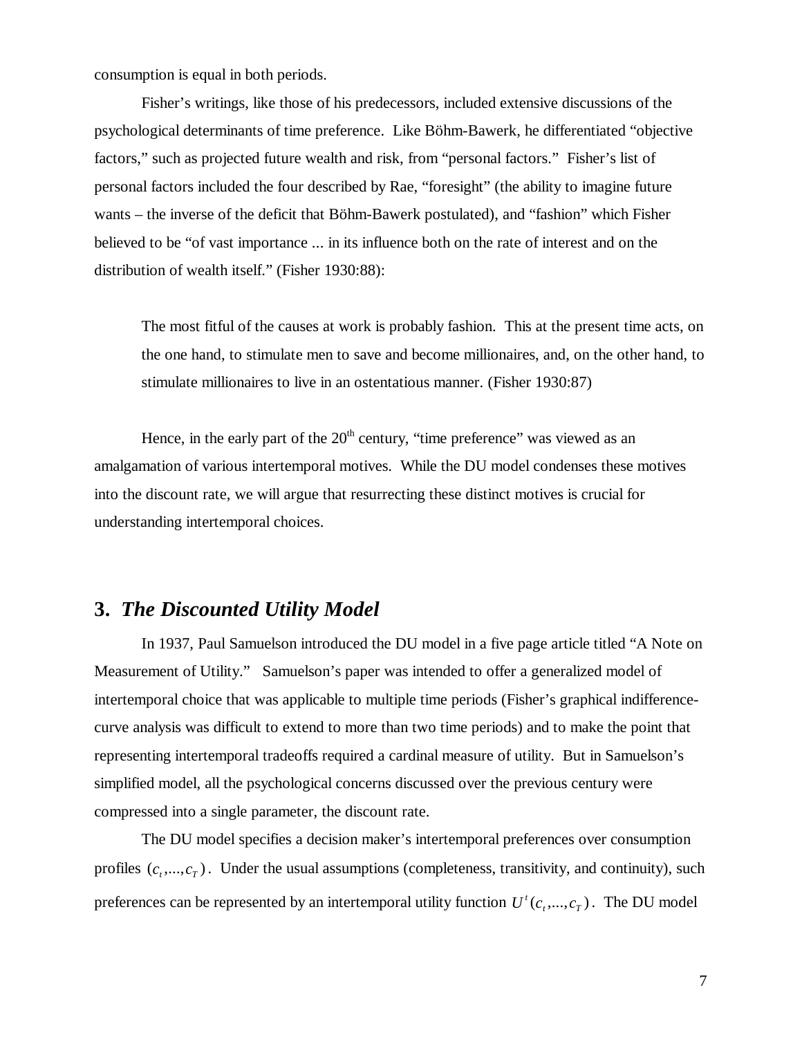consumption is equal in both periods.

Fisher's writings, like those of his predecessors, included extensive discussions of the psychological determinants of time preference. Like Böhm-Bawerk, he differentiated "objective factors," such as projected future wealth and risk, from "personal factors." Fisher's list of personal factors included the four described by Rae, "foresight" (the ability to imagine future wants – the inverse of the deficit that Böhm-Bawerk postulated), and "fashion" which Fisher believed to be "of vast importance ... in its influence both on the rate of interest and on the distribution of wealth itself." (Fisher 1930:88):

> The most fitful of the causes at work is probably fashion. This at the present time acts, on the one hand, to stimulate men to save and become millionaires, and, on the other hand, to stimulate millionaires to live in an ostentatious manner. (Fisher 1930:87)

Hence, in the early part of the 20th century, "time preference" was viewed as an amalgamation of various intertemporal motives. While the DU model condenses these motives into the discount rate, we will argue that resurrecting these distinct motives is crucial for understanding intertemporal choices.

## 3. *The Discounted Utility Model*

In 1937, Paul Samuelson introduced the DU model in a five page article titled "A Note on Measurement of Utility." Samuelson's paper was intended to offer a generalized model of intertemporal choice that was applicable to multiple time periods (Fisher's graphical indifference-curve analysis was difficult to extend to more than two time periods) and to make the point that representing intertemporal tradeoffs required a cardinal measure of utility. But in Samuelson's simplified model, all the psychological concerns discussed over the previous century were compressed into a single parameter, the discount rate.

The DU model specifies a decision maker's intertemporal preferences over consumption profiles $(c_t,...,c_T)$. Under the usual assumptions (completeness, transitivity, and continuity), such preferences can be represented by an intertemporal utility function $U^t(c_t,...,c_T)$. The DU model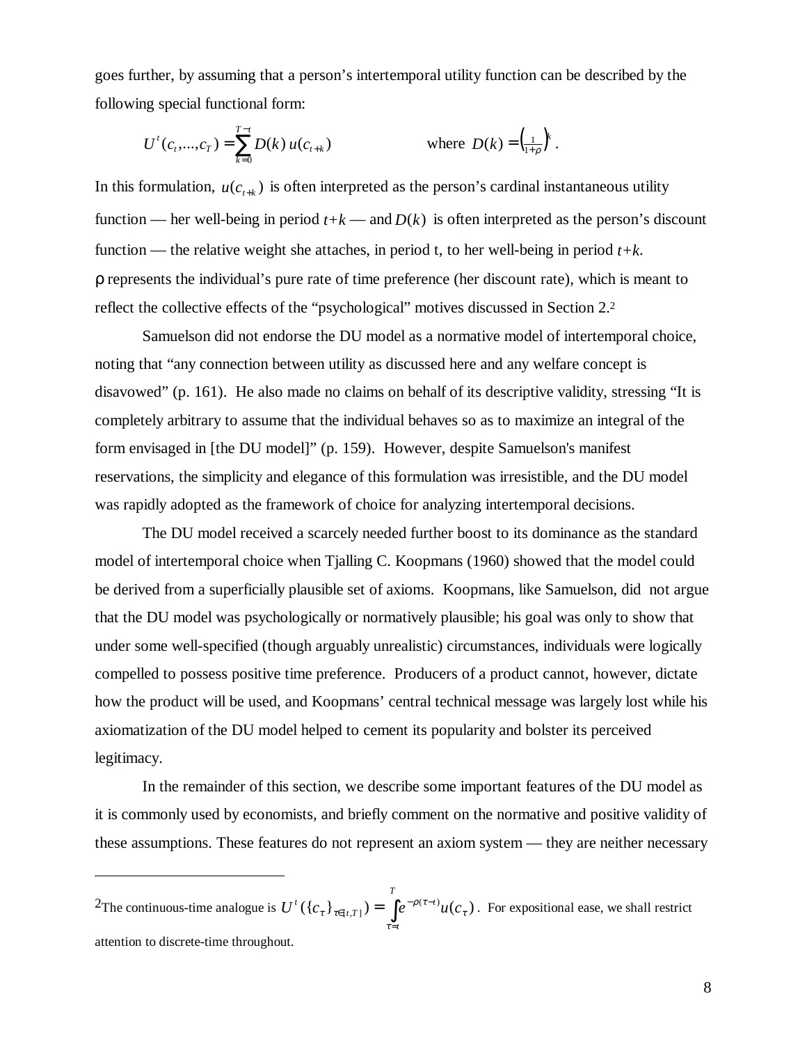goes further, by assuming that a person's intertemporal utility function can be described by the following special functional form:

$$U^t(c_t,...,c_T) = \sum_{k=0}^{T-t} D(k)\, u(c_{t+k}) \qquad \text{where } D(k) = \left(\tfrac{1}{1+\rho}\right)^k.$$

In this formulation, $u(c_{t+k})$ is often interpreted as the person's cardinal instantaneous utility function — her well-being in period $t+k$ — and $D(k)$ is often interpreted as the person's discount function — the relative weight she attaches, in period t, to her well-being in period $t+k$. $\rho$ represents the individual's pure rate of time preference (her discount rate), which is meant to reflect the collective effects of the "psychological" motives discussed in Section 2.[2]

Samuelson did not endorse the DU model as a normative model of intertemporal choice, noting that "any connection between utility as discussed here and any welfare concept is disavowed" (p. 161). He also made no claims on behalf of its descriptive validity, stressing "It is completely arbitrary to assume that the individual behaves so as to maximize an integral of the form envisaged in [the DU model]" (p. 159). However, despite Samuelson's manifest reservations, the simplicity and elegance of this formulation was irresistible, and the DU model was rapidly adopted as the framework of choice for analyzing intertemporal decisions.

The DU model received a scarcely needed further boost to its dominance as the standard model of intertemporal choice when Tjalling C. Koopmans (1960) showed that the model could be derived from a superficially plausible set of axioms. Koopmans, like Samuelson, did not argue that the DU model was psychologically or normatively plausible; his goal was only to show that under some well-specified (though arguably unrealistic) circumstances, individuals were logically compelled to possess positive time preference. Producers of a product cannot, however, dictate how the product will be used, and Koopmans' central technical message was largely lost while his axiomatization of the DU model helped to cement its popularity and bolster its perceived legitimacy.

In the remainder of this section, we describe some important features of the DU model as it is commonly used by economists, and briefly comment on the normative and positive validity of these assumptions. These features do not represent an axiom system — they are neither necessary

---

[2] The continuous-time analogue is $U^t(\{c_\tau\}_{\tau\in[t,T]}) = \int_{\tau=t}^{T} e^{-\rho(\tau-t)} u(c_\tau)$. For expositional ease, we shall restrict attention to discrete-time throughout.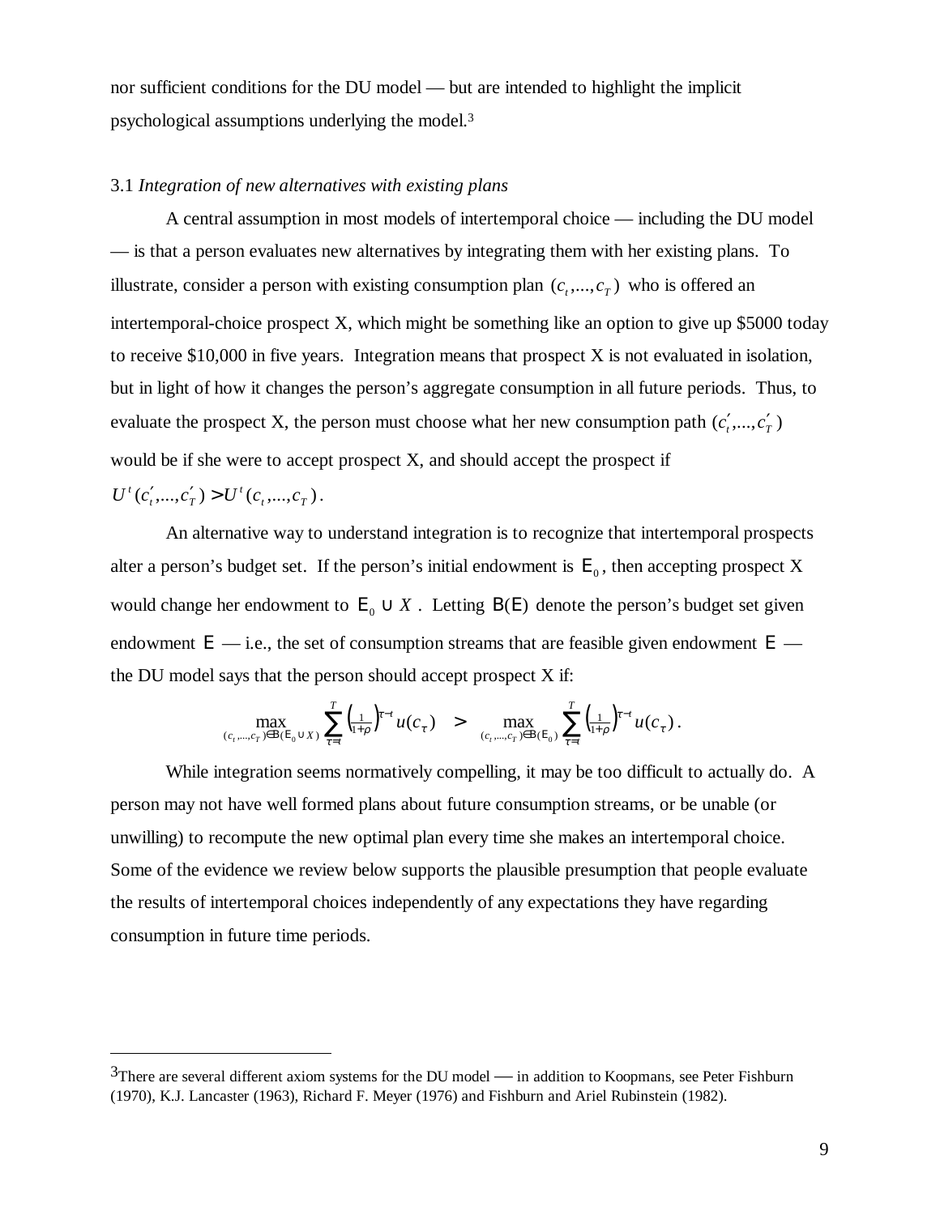nor sufficient conditions for the DU model — but are intended to highlight the implicit psychological assumptions underlying the model.[3]

### 3.1 *Integration of new alternatives with existing plans*

A central assumption in most models of intertemporal choice — including the DU model — is that a person evaluates new alternatives by integrating them with her existing plans. To illustrate, consider a person with existing consumption plan $(c_t,...,c_T)$ who is offered an intertemporal-choice prospect X, which might be something like an option to give up $5000 today to receive $10,000 in five years. Integration means that prospect X is not evaluated in isolation, but in light of how it changes the person's aggregate consumption in all future periods. Thus, to evaluate the prospect X, the person must choose what her new consumption path $(c'_t,...,c'_T)$ would be if she were to accept prospect X, and should accept the prospect if $U^t(c'_t,...,c'_T) > U^t(c_t,...,c_T)$.

An alternative way to understand integration is to recognize that intertemporal prospects alter a person's budget set. If the person's initial endowment is $E_0$, then accepting prospect X would change her endowment to $E_0 \cup X$. Letting $B(E)$ denote the person's budget set given endowment $E$ — i.e., the set of consumption streams that are feasible given endowment $E$ — the DU model says that the person should accept prospect X if:

$$\max_{(c_t,...,c_T)\in B(E_0 \cup X)} \sum_{\tau=t}^{T} \left(\tfrac{1}{1+\rho}\right)^{\tau-t} u(c_\tau) \quad > \quad \max_{(c_t,...,c_T)\in B(E_0)} \sum_{\tau=t}^{T} \left(\tfrac{1}{1+\rho}\right)^{\tau-t} u(c_\tau).$$

While integration seems normatively compelling, it may be too difficult to actually do. A person may not have well formed plans about future consumption streams, or be unable (or unwilling) to recompute the new optimal plan every time she makes an intertemporal choice. Some of the evidence we review below supports the plausible presumption that people evaluate the results of intertemporal choices independently of any expectations they have regarding consumption in future time periods.

---

[3] There are several different axiom systems for the DU model — in addition to Koopmans, see Peter Fishburn (1970), K.J. Lancaster (1963), Richard F. Meyer (1976) and Fishburn and Ariel Rubinstein (1982).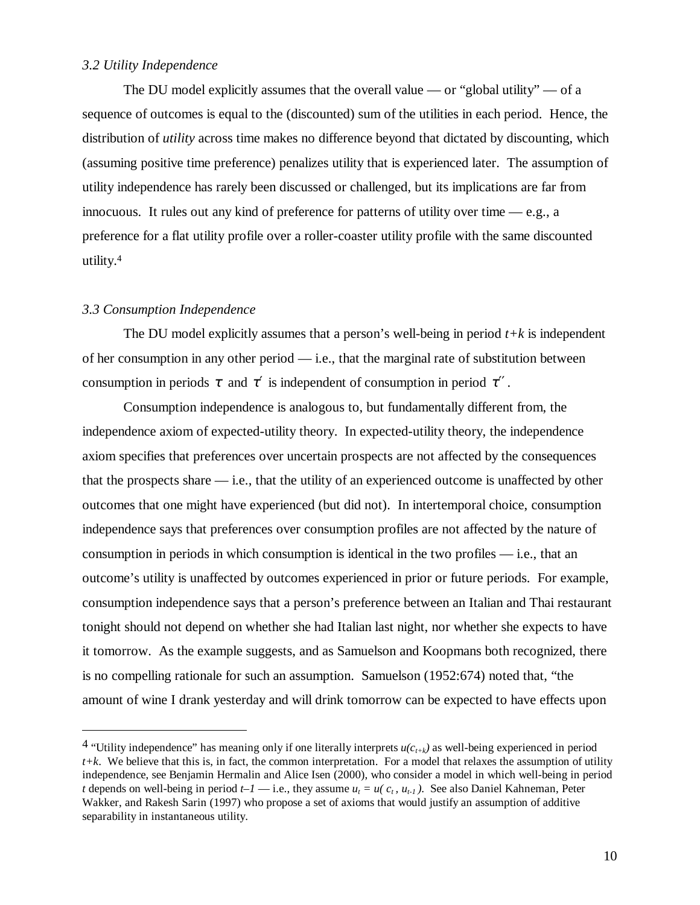### *3.2 Utility Independence*

The DU model explicitly assumes that the overall value — or "global utility" — of a sequence of outcomes is equal to the (discounted) sum of the utilities in each period. Hence, the distribution of *utility* across time makes no difference beyond that dictated by discounting, which (assuming positive time preference) penalizes utility that is experienced later. The assumption of utility independence has rarely been discussed or challenged, but its implications are far from innocuous. It rules out any kind of preference for patterns of utility over time — e.g., a preference for a flat utility profile over a roller-coaster utility profile with the same discounted utility.[4]

### *3.3 Consumption Independence*

The DU model explicitly assumes that a person's well-being in period $t+k$ is independent of her consumption in any other period — i.e., that the marginal rate of substitution between consumption in periods $\tau$ and $\tau'$ is independent of consumption in period $\tau''$.

Consumption independence is analogous to, but fundamentally different from, the independence axiom of expected-utility theory. In expected-utility theory, the independence axiom specifies that preferences over uncertain prospects are not affected by the consequences that the prospects share — i.e., that the utility of an experienced outcome is unaffected by other outcomes that one might have experienced (but did not). In intertemporal choice, consumption independence says that preferences over consumption profiles are not affected by the nature of consumption in periods in which consumption is identical in the two profiles — i.e., that an outcome's utility is unaffected by outcomes experienced in prior or future periods. For example, consumption independence says that a person's preference between an Italian and Thai restaurant tonight should not depend on whether she had Italian last night, nor whether she expects to have it tomorrow. As the example suggests, and as Samuelson and Koopmans both recognized, there is no compelling rationale for such an assumption. Samuelson (1952:674) noted that, "the amount of wine I drank yesterday and will drink tomorrow can be expected to have effects upon

---

[4] "Utility independence" has meaning only if one literally interprets $u(c_{t+k})$ as well-being experienced in period $t+k$. We believe that this is, in fact, the common interpretation. For a model that relaxes the assumption of utility independence, see Benjamin Hermalin and Alice Isen (2000), who consider a model in which well-being in period $t$ depends on well-being in period $t–1$ — i.e., they assume $u_t = u(c_t, u_{t-1})$. See also Daniel Kahneman, Peter Wakker, and Rakesh Sarin (1997) who propose a set of axioms that would justify an assumption of additive separability in instantaneous utility.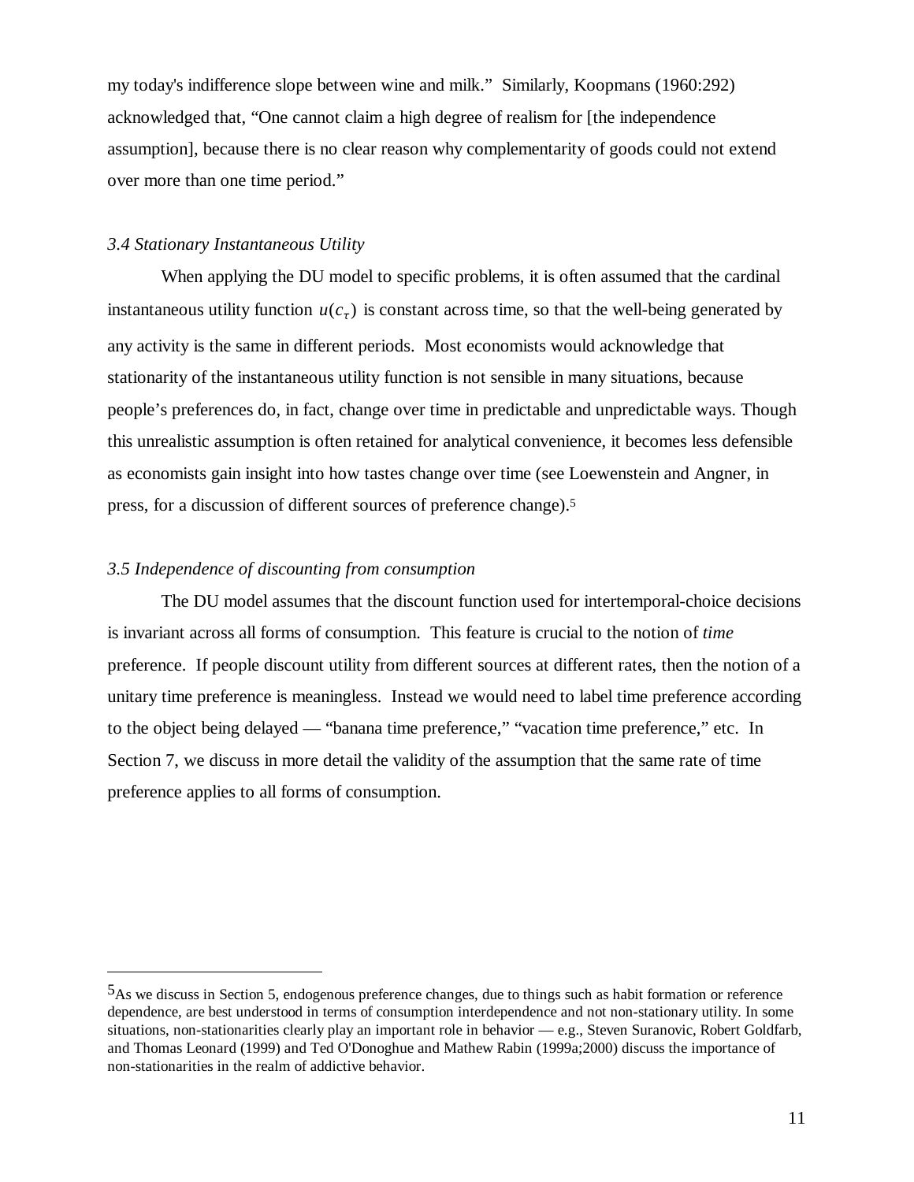my today's indifference slope between wine and milk." Similarly, Koopmans (1960:292) acknowledged that, "One cannot claim a high degree of realism for [the independence assumption], because there is no clear reason why complementarity of goods could not extend over more than one time period."

### *3.4 Stationary Instantaneous Utility*

When applying the DU model to specific problems, it is often assumed that the cardinal instantaneous utility function $u(c_\tau)$ is constant across time, so that the well-being generated by any activity is the same in different periods. Most economists would acknowledge that stationarity of the instantaneous utility function is not sensible in many situations, because people's preferences do, in fact, change over time in predictable and unpredictable ways. Though this unrealistic assumption is often retained for analytical convenience, it becomes less defensible as economists gain insight into how tastes change over time (see Loewenstein and Angner, in press, for a discussion of different sources of preference change).[5]

### *3.5 Independence of discounting from consumption*

The DU model assumes that the discount function used for intertemporal-choice decisions is invariant across all forms of consumption. This feature is crucial to the notion of *time* preference. If people discount utility from different sources at different rates, then the notion of a unitary time preference is meaningless. Instead we would need to label time preference according to the object being delayed — "banana time preference," "vacation time preference," etc. In Section 7, we discuss in more detail the validity of the assumption that the same rate of time preference applies to all forms of consumption.

---

[5] As we discuss in Section 5, endogenous preference changes, due to things such as habit formation or reference dependence, are best understood in terms of consumption interdependence and not non-stationary utility. In some situations, non-stationarities clearly play an important role in behavior — e.g., Steven Suranovic, Robert Goldfarb, and Thomas Leonard (1999) and Ted O'Donoghue and Mathew Rabin (1999a;2000) discuss the importance of non-stationarities in the realm of addictive behavior.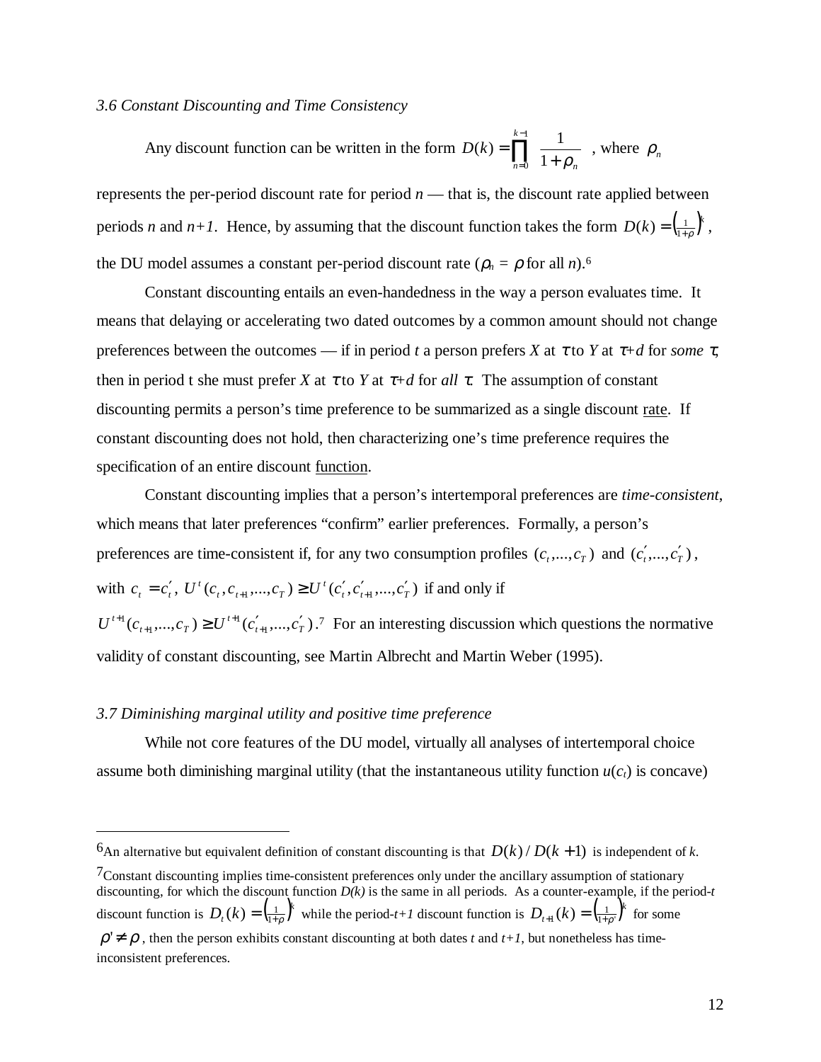### *3.6 Constant Discounting and Time Consistency*

Any discount function can be written in the form $D(k) = \prod_{n=0}^{k-1} \frac{1}{1+\rho_n}$ , where $\rho_n$ represents the per-period discount rate for period *n* — that is, the discount rate applied between periods *n* and *n+1*. Hence, by assuming that the discount function takes the form $D(k) = \left(\frac{1}{1+\rho}\right)^k$, the DU model assumes a constant per-period discount rate ($\rho_n = \rho$ for all *n*).[6]

Constant discounting entails an even-handedness in the way a person evaluates time. It means that delaying or accelerating two dated outcomes by a common amount should not change preferences between the outcomes — if in period *t* a person prefers *X* at $\tau$ to *Y* at $\tau+d$ for *some* $\tau$, then in period t she must prefer *X* at $\tau$ to *Y* at $\tau+d$ for *all* $\tau$. The assumption of constant discounting permits a person's time preference to be summarized as a single discount rate. If constant discounting does not hold, then characterizing one's time preference requires the specification of an entire discount function.

Constant discounting implies that a person's intertemporal preferences are *time-consistent*, which means that later preferences "confirm" earlier preferences. Formally, a person's preferences are time-consistent if, for any two consumption profiles $(c_t,...,c_T)$ and $(c_t',...,c_T')$, with $c_t = c_t'$, $U^t(c_t, c_{t+1},...,c_T) \geq U^t(c_t', c_{t+1}',...,c_T')$ if and only if $U^{t+1}(c_{t+1},...,c_T) \geq U^{t+1}(c_{t+1}',...,c_T')$.[7] For an interesting discussion which questions the normative validity of constant discounting, see Martin Albrecht and Martin Weber (1995).

### *3.7 Diminishing marginal utility and positive time preference*

While not core features of the DU model, virtually all analyses of intertemporal choice assume both diminishing marginal utility (that the instantaneous utility function $u(c_t)$ is concave)

---

[6] An alternative but equivalent definition of constant discounting is that $D(k)/D(k+1)$ is independent of *k*.

[7] Constant discounting implies time-consistent preferences only under the ancillary assumption of stationary discounting, for which the discount function *D(k)* is the same in all periods. As a counter-example, if the period-*t* discount function is $D_t(k) = \left(\frac{1}{1+\rho}\right)^k$ while the period-*t+1* discount function is $D_{t+1}(k) = \left(\frac{1}{1+\rho'}\right)^k$ for some $\rho' \neq \rho$, then the person exhibits constant discounting at both dates *t* and *t+1*, but nonetheless has time-inconsistent preferences.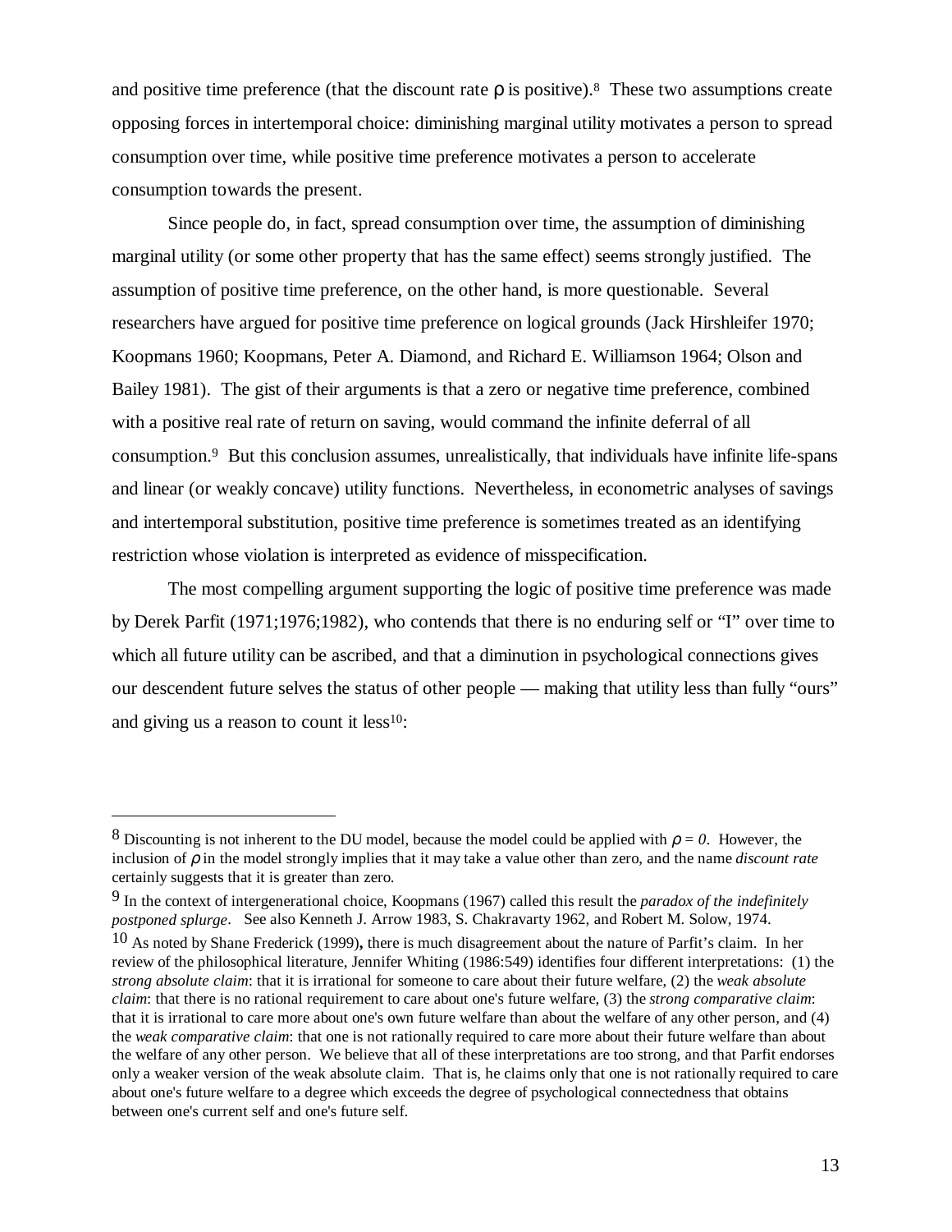and positive time preference (that the discount rate $\rho$ is positive).[8] These two assumptions create opposing forces in intertemporal choice: diminishing marginal utility motivates a person to spread consumption over time, while positive time preference motivates a person to accelerate consumption towards the present.

Since people do, in fact, spread consumption over time, the assumption of diminishing marginal utility (or some other property that has the same effect) seems strongly justified. The assumption of positive time preference, on the other hand, is more questionable. Several researchers have argued for positive time preference on logical grounds (Jack Hirshleifer 1970; Koopmans 1960; Koopmans, Peter A. Diamond, and Richard E. Williamson 1964; Olson and Bailey 1981). The gist of their arguments is that a zero or negative time preference, combined with a positive real rate of return on saving, would command the infinite deferral of all consumption.[9] But this conclusion assumes, unrealistically, that individuals have infinite life-spans and linear (or weakly concave) utility functions. Nevertheless, in econometric analyses of savings and intertemporal substitution, positive time preference is sometimes treated as an identifying restriction whose violation is interpreted as evidence of misspecification.

The most compelling argument supporting the logic of positive time preference was made by Derek Parfit (1971;1976;1982), who contends that there is no enduring self or "I" over time to which all future utility can be ascribed, and that a diminution in psychological connections gives our descendent future selves the status of other people — making that utility less than fully "ours" and giving us a reason to count it less[10]:

---

[8] Discounting is not inherent to the DU model, because the model could be applied with $\rho = 0$. However, the inclusion of $\rho$ in the model strongly implies that it may take a value other than zero, and the name *discount rate* certainly suggests that it is greater than zero.

[9] In the context of intergenerational choice, Koopmans (1967) called this result the *paradox of the indefinitely postponed splurge*. See also Kenneth J. Arrow 1983, S. Chakravarty 1962, and Robert M. Solow, 1974.

[10] As noted by Shane Frederick (1999), there is much disagreement about the nature of Parfit's claim. In her review of the philosophical literature, Jennifer Whiting (1986:549) identifies four different interpretations: (1) the *strong absolute claim*: that it is irrational for someone to care about their future welfare, (2) the *weak absolute claim*: that there is no rational requirement to care about one's future welfare, (3) the *strong comparative claim*: that it is irrational to care more about one's own future welfare than about the welfare of any other person, and (4) the *weak comparative claim*: that one is not rationally required to care more about their future welfare than about the welfare of any other person. We believe that all of these interpretations are too strong, and that Parfit endorses only a weaker version of the weak absolute claim. That is, he claims only that one is not rationally required to care about one's future welfare to a degree which exceeds the degree of psychological connectedness that obtains between one's current self and one's future self.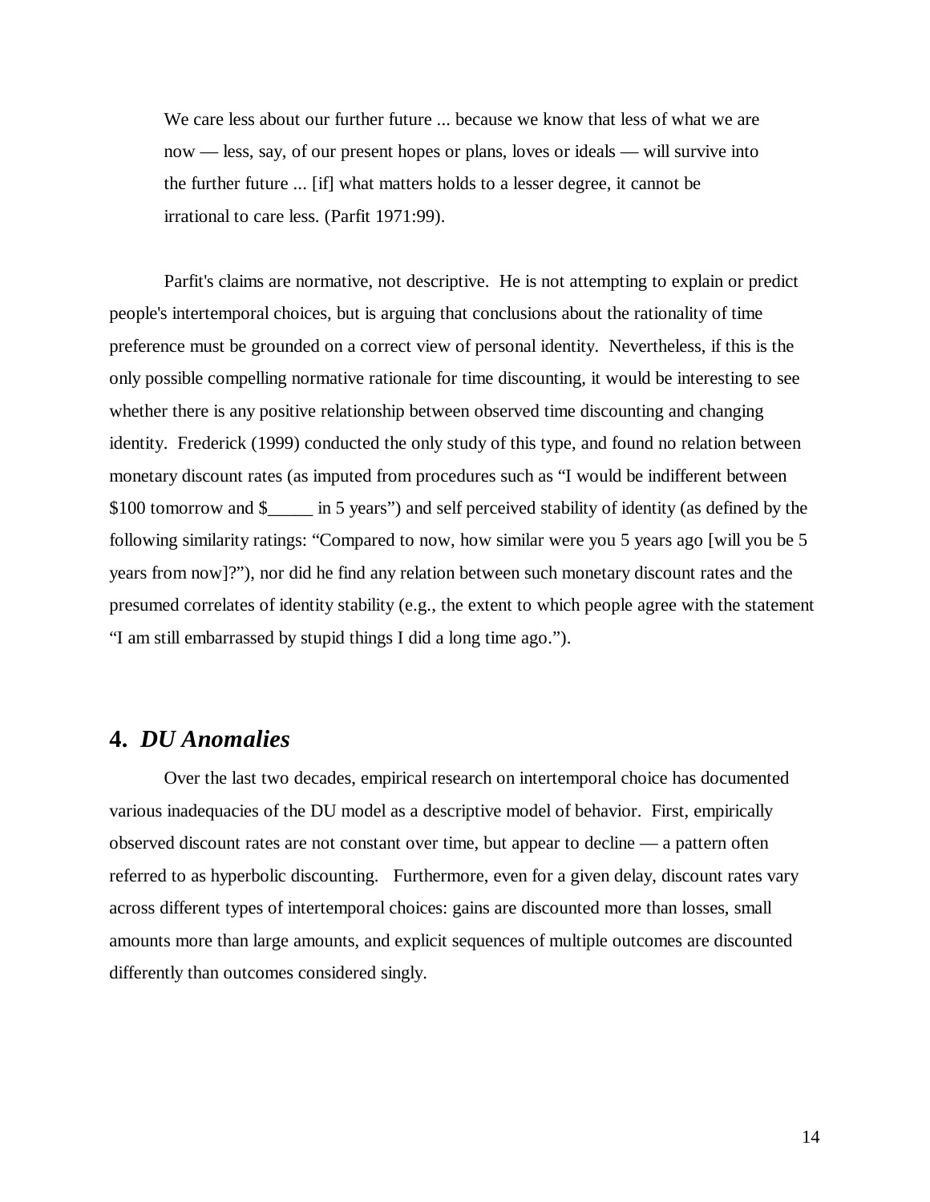> We care less about our further future ... because we know that less of what we are now — less, say, of our present hopes or plans, loves or ideals — will survive into the further future ... [if] what matters holds to a lesser degree, it cannot be irrational to care less. (Parfit 1971:99).

Parfit's claims are normative, not descriptive. He is not attempting to explain or predict people's intertemporal choices, but is arguing that conclusions about the rationality of time preference must be grounded on a correct view of personal identity. Nevertheless, if this is the only possible compelling normative rationale for time discounting, it would be interesting to see whether there is any positive relationship between observed time discounting and changing identity. Frederick (1999) conducted the only study of this type, and found no relation between monetary discount rates (as imputed from procedures such as "I would be indifferent between $100 tomorrow and $_____ in 5 years") and self perceived stability of identity (as defined by the following similarity ratings: "Compared to now, how similar were you 5 years ago [will you be 5 years from now]?"), nor did he find any relation between such monetary discount rates and the presumed correlates of identity stability (e.g., the extent to which people agree with the statement "I am still embarrassed by stupid things I did a long time ago.").

## 4. *DU Anomalies*

Over the last two decades, empirical research on intertemporal choice has documented various inadequacies of the DU model as a descriptive model of behavior. First, empirically observed discount rates are not constant over time, but appear to decline — a pattern often referred to as hyperbolic discounting. Furthermore, even for a given delay, discount rates vary across different types of intertemporal choices: gains are discounted more than losses, small amounts more than large amounts, and explicit sequences of multiple outcomes are discounted differently than outcomes considered singly.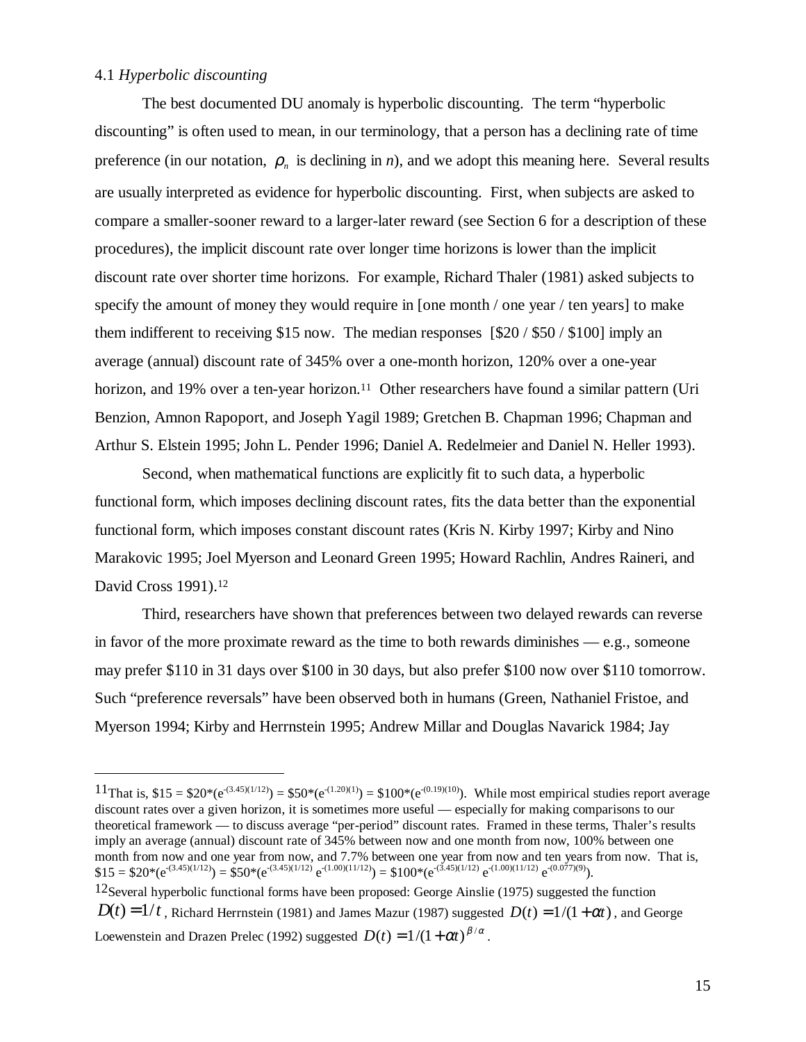4.1 *Hyperbolic discounting*

The best documented DU anomaly is hyperbolic discounting. The term "hyperbolic discounting" is often used to mean, in our terminology, that a person has a declining rate of time preference (in our notation, $\rho_n$ is declining in *n*), and we adopt this meaning here. Several results are usually interpreted as evidence for hyperbolic discounting. First, when subjects are asked to compare a smaller-sooner reward to a larger-later reward (see Section 6 for a description of these procedures), the implicit discount rate over longer time horizons is lower than the implicit discount rate over shorter time horizons. For example, Richard Thaler (1981) asked subjects to specify the amount of money they would require in [one month / one year / ten years] to make them indifferent to receiving $15 now. The median responses [$20 / $50 / $100] imply an average (annual) discount rate of 345% over a one-month horizon, 120% over a one-year horizon, and 19% over a ten-year horizon.[11] Other researchers have found a similar pattern (Uri Benzion, Amnon Rapoport, and Joseph Yagil 1989; Gretchen B. Chapman 1996; Chapman and Arthur S. Elstein 1995; John L. Pender 1996; Daniel A. Redelmeier and Daniel N. Heller 1993).

Second, when mathematical functions are explicitly fit to such data, a hyperbolic functional form, which imposes declining discount rates, fits the data better than the exponential functional form, which imposes constant discount rates (Kris N. Kirby 1997; Kirby and Nino Marakovic 1995; Joel Myerson and Leonard Green 1995; Howard Rachlin, Andres Raineri, and David Cross 1991).[12]

Third, researchers have shown that preferences between two delayed rewards can reverse in favor of the more proximate reward as the time to both rewards diminishes — e.g., someone may prefer $110 in 31 days over $100 in 30 days, but also prefer $100 now over $110 tomorrow. Such "preference reversals" have been observed both in humans (Green, Nathaniel Fristoe, and Myerson 1994; Kirby and Herrnstein 1995; Andrew Millar and Douglas Navarick 1984; Jay

---

[11] That is, $\$15 = \$20*(e^{-(3.45)(1/12)}) = \$50*(e^{-(1.20)(1)}) = \$100*(e^{-(0.19)(10)})$. While most empirical studies report average discount rates over a given horizon, it is sometimes more useful — especially for making comparisons to our theoretical framework — to discuss average "per-period" discount rates. Framed in these terms, Thaler's results imply an average (annual) discount rate of 345% between now and one month from now, 100% between one month from now and one year from now, and 7.7% between one year from now and ten years from now. That is, $\$15 = \$20*(e^{-(3.45)(1/12)}) = \$50*(e^{-(3.45)(1/12)}\, e^{-(1.00)(11/12)}) = \$100*(e^{-(3.45)(1/12)}\, e^{-(1.00)(11/12)}\, e^{-(0.077)(9)})$.

[12] Several hyperbolic functional forms have been proposed: George Ainslie (1975) suggested the function $D(t) = 1/t$, Richard Herrnstein (1981) and James Mazur (1987) suggested $D(t) = 1/(1+\alpha t)$, and George Loewenstein and Drazen Prelec (1992) suggested $D(t) = 1/(1+\alpha t)^{\beta/\alpha}$.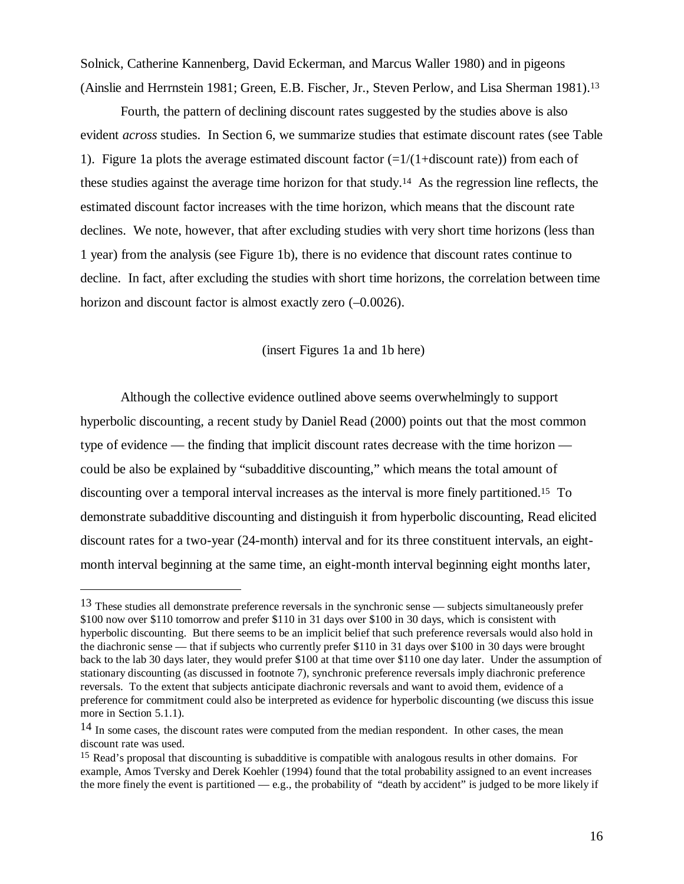Solnick, Catherine Kannenberg, David Eckerman, and Marcus Waller 1980) and in pigeons (Ainslie and Herrnstein 1981; Green, E.B. Fischer, Jr., Steven Perlow, and Lisa Sherman 1981).[13]

Fourth, the pattern of declining discount rates suggested by the studies above is also evident *across* studies. In Section 6, we summarize studies that estimate discount rates (see Table 1). Figure 1a plots the average estimated discount factor (=1/(1+discount rate)) from each of these studies against the average time horizon for that study.[14] As the regression line reflects, the estimated discount factor increases with the time horizon, which means that the discount rate declines. We note, however, that after excluding studies with very short time horizons (less than 1 year) from the analysis (see Figure 1b), there is no evidence that discount rates continue to decline. In fact, after excluding the studies with short time horizons, the correlation between time horizon and discount factor is almost exactly zero (–0.0026).

(insert Figures 1a and 1b here)

Although the collective evidence outlined above seems overwhelmingly to support hyperbolic discounting, a recent study by Daniel Read (2000) points out that the most common type of evidence — the finding that implicit discount rates decrease with the time horizon — could be also be explained by "subadditive discounting," which means the total amount of discounting over a temporal interval increases as the interval is more finely partitioned.[15] To demonstrate subadditive discounting and distinguish it from hyperbolic discounting, Read elicited discount rates for a two-year (24-month) interval and for its three constituent intervals, an eight-month interval beginning at the same time, an eight-month interval beginning eight months later,

---

[13] These studies all demonstrate preference reversals in the synchronic sense — subjects simultaneously prefer \$100 now over \$110 tomorrow and prefer \$110 in 31 days over \$100 in 30 days, which is consistent with hyperbolic discounting. But there seems to be an implicit belief that such preference reversals would also hold in the diachronic sense — that if subjects who currently prefer \$110 in 31 days over \$100 in 30 days were brought back to the lab 30 days later, they would prefer \$100 at that time over \$110 one day later. Under the assumption of stationary discounting (as discussed in footnote 7), synchronic preference reversals imply diachronic preference reversals. To the extent that subjects anticipate diachronic reversals and want to avoid them, evidence of a preference for commitment could also be interpreted as evidence for hyperbolic discounting (we discuss this issue more in Section 5.1.1).

[14] In some cases, the discount rates were computed from the median respondent. In other cases, the mean discount rate was used.

[15] Read's proposal that discounting is subadditive is compatible with analogous results in other domains. For example, Amos Tversky and Derek Koehler (1994) found that the total probability assigned to an event increases the more finely the event is partitioned — e.g., the probability of "death by accident" is judged to be more likely if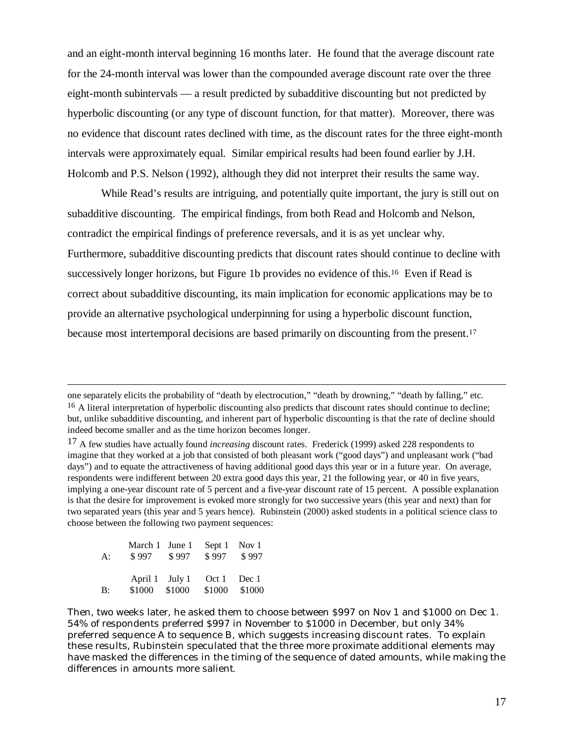and an eight-month interval beginning 16 months later. He found that the average discount rate for the 24-month interval was lower than the compounded average discount rate over the three eight-month subintervals — a result predicted by subadditive discounting but not predicted by hyperbolic discounting (or any type of discount function, for that matter). Moreover, there was no evidence that discount rates declined with time, as the discount rates for the three eight-month intervals were approximately equal. Similar empirical results had been found earlier by J.H. Holcomb and P.S. Nelson (1992), although they did not interpret their results the same way.

While Read's results are intriguing, and potentially quite important, the jury is still out on subadditive discounting. The empirical findings, from both Read and Holcomb and Nelson, contradict the empirical findings of preference reversals, and it is as yet unclear why. Furthermore, subadditive discounting predicts that discount rates should continue to decline with successively longer horizons, but Figure 1b provides no evidence of this.[16] Even if Read is correct about subadditive discounting, its main implication for economic applications may be to provide an alternative psychological underpinning for using a hyperbolic discount function, because most intertemporal decisions are based primarily on discounting from the present.[17]

---

one separately elicits the probability of "death by electrocution," "death by drowning," "death by falling," etc.

[16] A literal interpretation of hyperbolic discounting also predicts that discount rates should continue to decline; but, unlike subadditive discounting, and inherent part of hyperbolic discounting is that the rate of decline should indeed become smaller and as the time horizon becomes longer.

[17] A few studies have actually found *increasing* discount rates. Frederick (1999) asked 228 respondents to imagine that they worked at a job that consisted of both pleasant work ("good days") and unpleasant work ("bad days") and to equate the attractiveness of having additional good days this year or in a future year. On average, respondents were indifferent between 20 extra good days this year, 21 the following year, or 40 in five years, implying a one-year discount rate of 5 percent and a five-year discount rate of 15 percent. A possible explanation is that the desire for improvement is evoked more strongly for two successive years (this year and next) than for two separated years (this year and 5 years hence). Rubinstein (2000) asked students in a political science class to choose between the following two payment sequences:

| | March 1 | June 1 | Sept 1 | Nov 1 |
|---|---|---|---|---|
| A: | $ 997 | $ 997 | $ 997 | $ 997 |

| | April 1 | July 1 | Oct 1 | Dec 1 |
|---|---|---|---|---|
| B: | $1000 | $1000 | $1000 | $1000 |

Then, two weeks later, he asked them to choose between $997 on Nov 1 and $1000 on Dec 1. 54% of respondents preferred $997 in November to $1000 in December, but only 34% preferred sequence A to sequence B, which suggests increasing discount rates. To explain these results, Rubinstein speculated that the three more proximate additional elements may have masked the differences in the timing of the sequence of dated amounts, while making the differences in amounts more salient.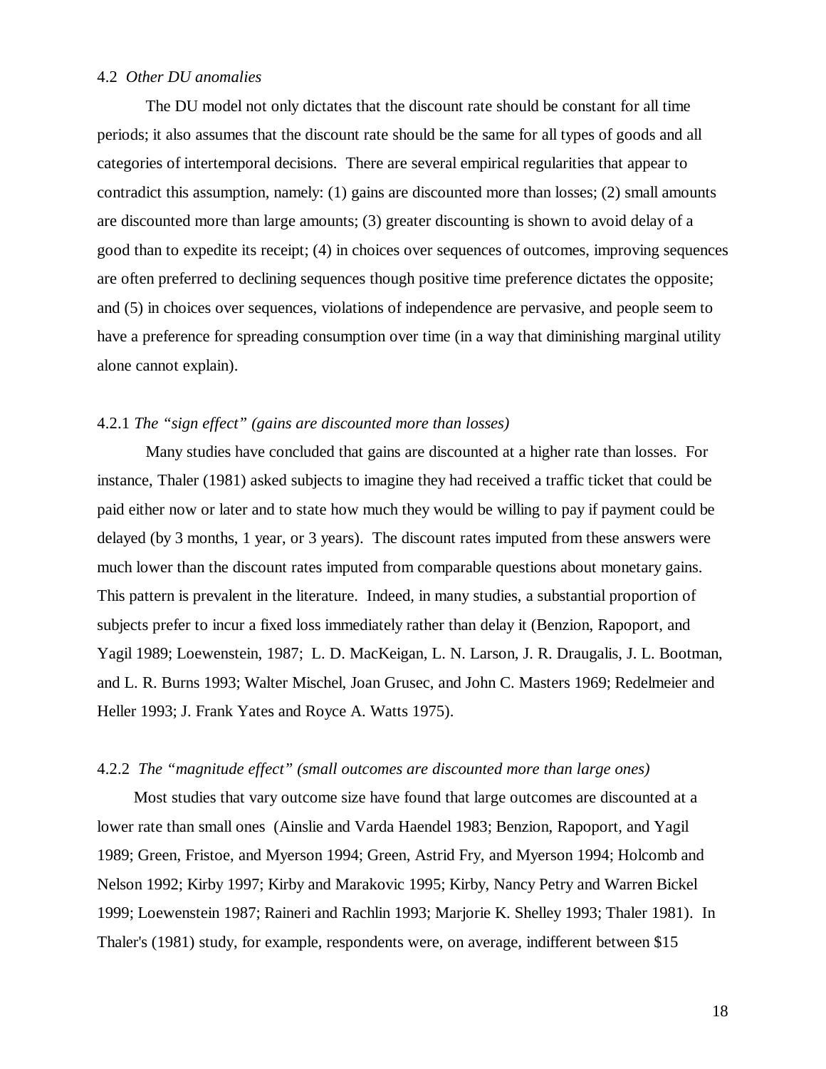### 4.2 *Other DU anomalies*

The DU model not only dictates that the discount rate should be constant for all time periods; it also assumes that the discount rate should be the same for all types of goods and all categories of intertemporal decisions. There are several empirical regularities that appear to contradict this assumption, namely: (1) gains are discounted more than losses; (2) small amounts are discounted more than large amounts; (3) greater discounting is shown to avoid delay of a good than to expedite its receipt; (4) in choices over sequences of outcomes, improving sequences are often preferred to declining sequences though positive time preference dictates the opposite; and (5) in choices over sequences, violations of independence are pervasive, and people seem to have a preference for spreading consumption over time (in a way that diminishing marginal utility alone cannot explain).

#### 4.2.1 *The "sign effect" (gains are discounted more than losses)*

Many studies have concluded that gains are discounted at a higher rate than losses. For instance, Thaler (1981) asked subjects to imagine they had received a traffic ticket that could be paid either now or later and to state how much they would be willing to pay if payment could be delayed (by 3 months, 1 year, or 3 years). The discount rates imputed from these answers were much lower than the discount rates imputed from comparable questions about monetary gains. This pattern is prevalent in the literature. Indeed, in many studies, a substantial proportion of subjects prefer to incur a fixed loss immediately rather than delay it (Benzion, Rapoport, and Yagil 1989; Loewenstein, 1987; L. D. MacKeigan, L. N. Larson, J. R. Draugalis, J. L. Bootman, and L. R. Burns 1993; Walter Mischel, Joan Grusec, and John C. Masters 1969; Redelmeier and Heller 1993; J. Frank Yates and Royce A. Watts 1975).

#### 4.2.2 *The "magnitude effect" (small outcomes are discounted more than large ones)*

Most studies that vary outcome size have found that large outcomes are discounted at a lower rate than small ones (Ainslie and Varda Haendel 1983; Benzion, Rapoport, and Yagil 1989; Green, Fristoe, and Myerson 1994; Green, Astrid Fry, and Myerson 1994; Holcomb and Nelson 1992; Kirby 1997; Kirby and Marakovic 1995; Kirby, Nancy Petry and Warren Bickel 1999; Loewenstein 1987; Raineri and Rachlin 1993; Marjorie K. Shelley 1993; Thaler 1981). In Thaler's (1981) study, for example, respondents were, on average, indifferent between $15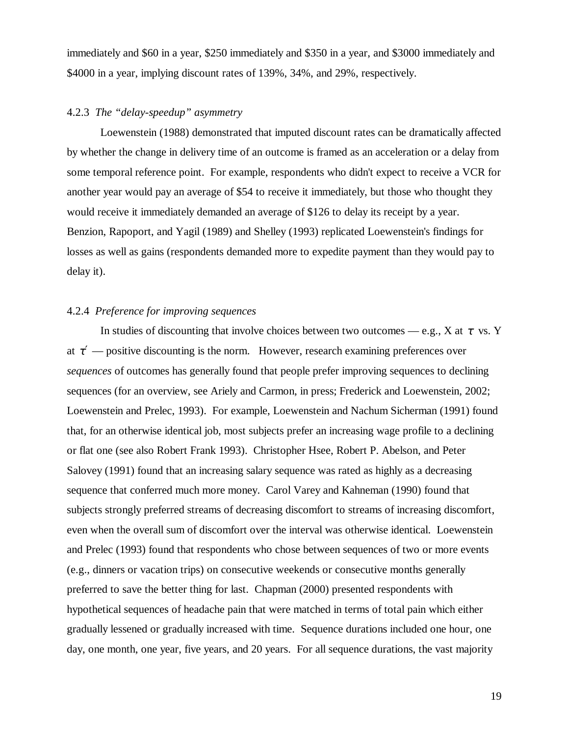immediately and $60 in a year, $250 immediately and $350 in a year, and $3000 immediately and $4000 in a year, implying discount rates of 139%, 34%, and 29%, respectively.

#### 4.2.3 *The "delay-speedup" asymmetry*

Loewenstein (1988) demonstrated that imputed discount rates can be dramatically affected by whether the change in delivery time of an outcome is framed as an acceleration or a delay from some temporal reference point. For example, respondents who didn't expect to receive a VCR for another year would pay an average of $54 to receive it immediately, but those who thought they would receive it immediately demanded an average of $126 to delay its receipt by a year. Benzion, Rapoport, and Yagil (1989) and Shelley (1993) replicated Loewenstein's findings for losses as well as gains (respondents demanded more to expedite payment than they would pay to delay it).

#### 4.2.4 *Preference for improving sequences*

In studies of discounting that involve choices between two outcomes — e.g., X at $\tau$ vs. Y at $\tau'$ — positive discounting is the norm. However, research examining preferences over *sequences* of outcomes has generally found that people prefer improving sequences to declining sequences (for an overview, see Ariely and Carmon, in press; Frederick and Loewenstein, 2002; Loewenstein and Prelec, 1993). For example, Loewenstein and Nachum Sicherman (1991) found that, for an otherwise identical job, most subjects prefer an increasing wage profile to a declining or flat one (see also Robert Frank 1993). Christopher Hsee, Robert P. Abelson, and Peter Salovey (1991) found that an increasing salary sequence was rated as highly as a decreasing sequence that conferred much more money. Carol Varey and Kahneman (1990) found that subjects strongly preferred streams of decreasing discomfort to streams of increasing discomfort, even when the overall sum of discomfort over the interval was otherwise identical. Loewenstein and Prelec (1993) found that respondents who chose between sequences of two or more events (e.g., dinners or vacation trips) on consecutive weekends or consecutive months generally preferred to save the better thing for last. Chapman (2000) presented respondents with hypothetical sequences of headache pain that were matched in terms of total pain which either gradually lessened or gradually increased with time. Sequence durations included one hour, one day, one month, one year, five years, and 20 years. For all sequence durations, the vast majority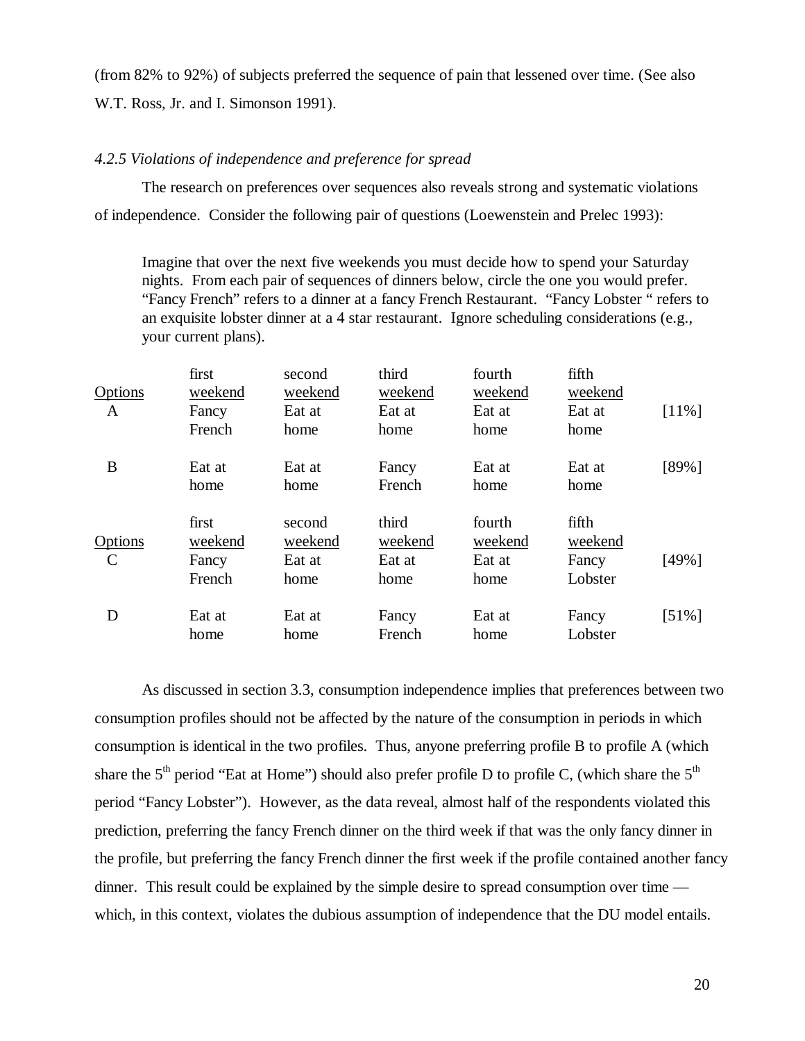(from 82% to 92%) of subjects preferred the sequence of pain that lessened over time. (See also W.T. Ross, Jr. and I. Simonson 1991).

### *4.2.5 Violations of independence and preference for spread*

The research on preferences over sequences also reveals strong and systematic violations of independence. Consider the following pair of questions (Loewenstein and Prelec 1993):

> Imagine that over the next five weekends you must decide how to spend your Saturday nights. From each pair of sequences of dinners below, circle the one you would prefer. "Fancy French" refers to a dinner at a fancy French Restaurant. "Fancy Lobster " refers to an exquisite lobster dinner at a 4 star restaurant. Ignore scheduling considerations (e.g., your current plans).

| Options | first weekend | second weekend | third weekend | fourth weekend | fifth weekend | |
|---|---|---|---|---|---|---|
| A | Fancy French | Eat at home | Eat at home | Eat at home | Eat at home | [11%] |
| B | Eat at home | Eat at home | Fancy French | Eat at home | Eat at home | [89%] |

| Options | first weekend | second weekend | third weekend | fourth weekend | fifth weekend | |
|---|---|---|---|---|---|---|
| C | Fancy French | Eat at home | Eat at home | Eat at home | Fancy Lobster | [49%] |
| D | Eat at home | Eat at home | Fancy French | Eat at home | Fancy Lobster | [51%] |

As discussed in section 3.3, consumption independence implies that preferences between two consumption profiles should not be affected by the nature of the consumption in periods in which consumption is identical in the two profiles. Thus, anyone preferring profile B to profile A (which share the 5th period "Eat at Home") should also prefer profile D to profile C, (which share the 5th period "Fancy Lobster"). However, as the data reveal, almost half of the respondents violated this prediction, preferring the fancy French dinner on the third week if that was the only fancy dinner in the profile, but preferring the fancy French dinner the first week if the profile contained another fancy dinner. This result could be explained by the simple desire to spread consumption over time — which, in this context, violates the dubious assumption of independence that the DU model entails.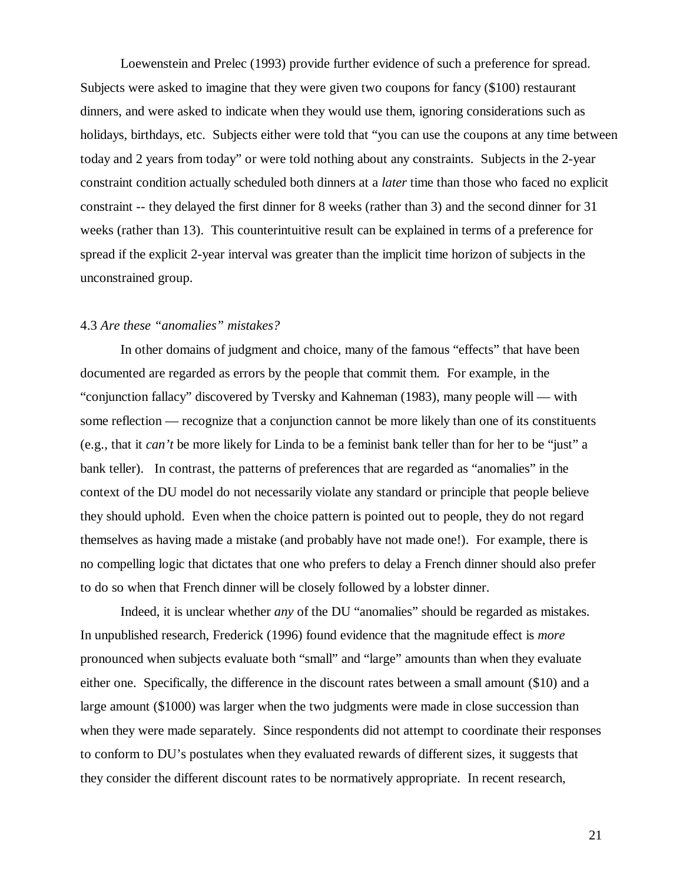Loewenstein and Prelec (1993) provide further evidence of such a preference for spread. Subjects were asked to imagine that they were given two coupons for fancy ($100) restaurant dinners, and were asked to indicate when they would use them, ignoring considerations such as holidays, birthdays, etc. Subjects either were told that "you can use the coupons at any time between today and 2 years from today" or were told nothing about any constraints. Subjects in the 2-year constraint condition actually scheduled both dinners at a *later* time than those who faced no explicit constraint -- they delayed the first dinner for 8 weeks (rather than 3) and the second dinner for 31 weeks (rather than 13). This counterintuitive result can be explained in terms of a preference for spread if the explicit 2-year interval was greater than the implicit time horizon of subjects in the unconstrained group.

### 4.3 *Are these "anomalies" mistakes?*

In other domains of judgment and choice, many of the famous "effects" that have been documented are regarded as errors by the people that commit them. For example, in the "conjunction fallacy" discovered by Tversky and Kahneman (1983), many people will — with some reflection — recognize that a conjunction cannot be more likely than one of its constituents (e.g., that it *can't* be more likely for Linda to be a feminist bank teller than for her to be "just" a bank teller). In contrast, the patterns of preferences that are regarded as "anomalies" in the context of the DU model do not necessarily violate any standard or principle that people believe they should uphold. Even when the choice pattern is pointed out to people, they do not regard themselves as having made a mistake (and probably have not made one!). For example, there is no compelling logic that dictates that one who prefers to delay a French dinner should also prefer to do so when that French dinner will be closely followed by a lobster dinner.

Indeed, it is unclear whether *any* of the DU "anomalies" should be regarded as mistakes. In unpublished research, Frederick (1996) found evidence that the magnitude effect is *more* pronounced when subjects evaluate both "small" and "large" amounts than when they evaluate either one. Specifically, the difference in the discount rates between a small amount ($10) and a large amount ($1000) was larger when the two judgments were made in close succession than when they were made separately. Since respondents did not attempt to coordinate their responses to conform to DU's postulates when they evaluated rewards of different sizes, it suggests that they consider the different discount rates to be normatively appropriate. In recent research,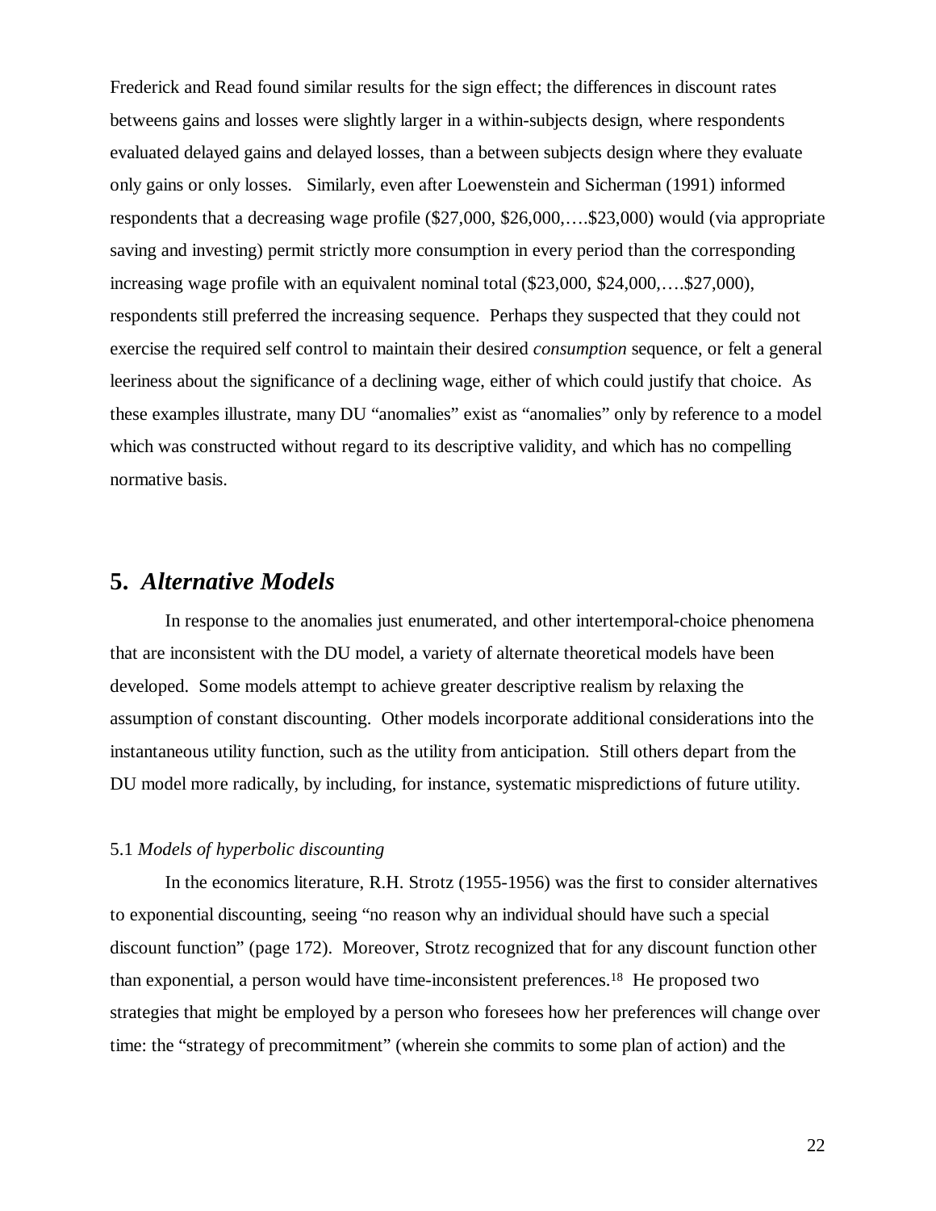Frederick and Read found similar results for the sign effect; the differences in discount rates betweens gains and losses were slightly larger in a within-subjects design, where respondents evaluated delayed gains and delayed losses, than a between subjects design where they evaluate only gains or only losses. Similarly, even after Loewenstein and Sicherman (1991) informed respondents that a decreasing wage profile ($27,000, $26,000,….$23,000) would (via appropriate saving and investing) permit strictly more consumption in every period than the corresponding increasing wage profile with an equivalent nominal total ($23,000, $24,000,….$27,000), respondents still preferred the increasing sequence. Perhaps they suspected that they could not exercise the required self control to maintain their desired *consumption* sequence, or felt a general leeriness about the significance of a declining wage, either of which could justify that choice. As these examples illustrate, many DU "anomalies" exist as "anomalies" only by reference to a model which was constructed without regard to its descriptive validity, and which has no compelling normative basis.

## 5. *Alternative Models*

In response to the anomalies just enumerated, and other intertemporal-choice phenomena that are inconsistent with the DU model, a variety of alternate theoretical models have been developed. Some models attempt to achieve greater descriptive realism by relaxing the assumption of constant discounting. Other models incorporate additional considerations into the instantaneous utility function, such as the utility from anticipation. Still others depart from the DU model more radically, by including, for instance, systematic mispredictions of future utility.

### 5.1 *Models of hyperbolic discounting*

In the economics literature, R.H. Strotz (1955-1956) was the first to consider alternatives to exponential discounting, seeing "no reason why an individual should have such a special discount function" (page 172). Moreover, Strotz recognized that for any discount function other than exponential, a person would have time-inconsistent preferences.[18] He proposed two strategies that might be employed by a person who foresees how her preferences will change over time: the "strategy of precommitment" (wherein she commits to some plan of action) and the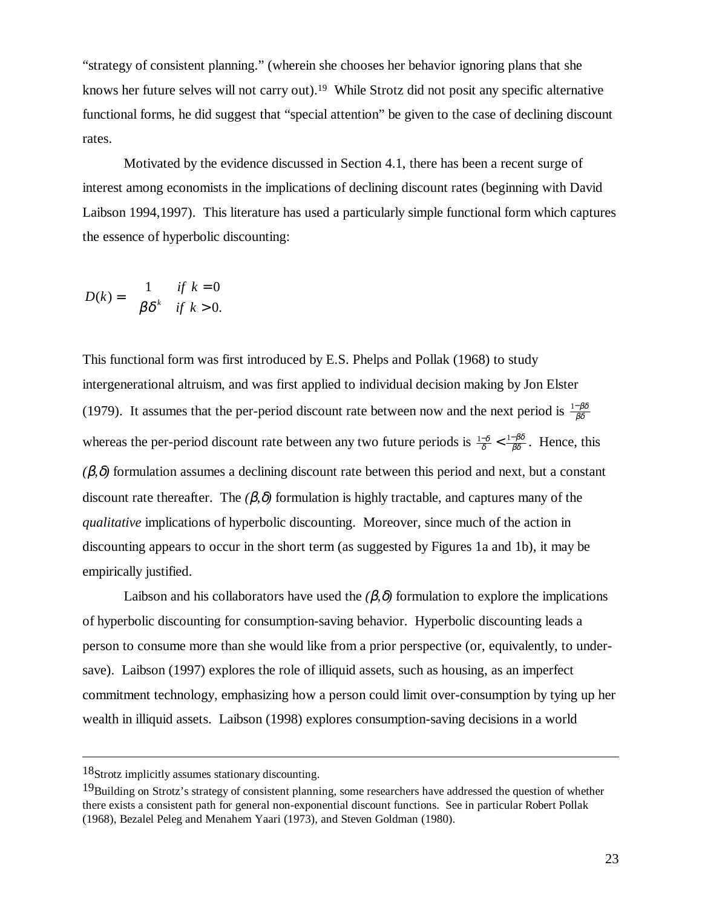"strategy of consistent planning." (wherein she chooses her behavior ignoring plans that she knows her future selves will not carry out).[19] While Strotz did not posit any specific alternative functional forms, he did suggest that "special attention" be given to the case of declining discount rates.

Motivated by the evidence discussed in Section 4.1, there has been a recent surge of interest among economists in the implications of declining discount rates (beginning with David Laibson 1994,1997). This literature has used a particularly simple functional form which captures the essence of hyperbolic discounting:

$$D(k) = \begin{cases} 1 & if \ k = 0 \\ \beta\delta^k & if \ k > 0. \end{cases}$$

This functional form was first introduced by E.S. Phelps and Pollak (1968) to study intergenerational altruism, and was first applied to individual decision making by Jon Elster (1979). It assumes that the per-period discount rate between now and the next period is $\frac{1-\beta\delta}{\beta\delta}$ whereas the per-period discount rate between any two future periods is $\frac{1-\delta}{\delta} < \frac{1-\beta\delta}{\beta\delta}$. Hence, this *$(\beta,\delta)$* formulation assumes a declining discount rate between this period and next, but a constant discount rate thereafter. The *$(\beta,\delta)$* formulation is highly tractable, and captures many of the *qualitative* implications of hyperbolic discounting. Moreover, since much of the action in discounting appears to occur in the short term (as suggested by Figures 1a and 1b), it may be empirically justified.

Laibson and his collaborators have used the *$(\beta,\delta)$* formulation to explore the implications of hyperbolic discounting for consumption-saving behavior. Hyperbolic discounting leads a person to consume more than she would like from a prior perspective (or, equivalently, to under-save). Laibson (1997) explores the role of illiquid assets, such as housing, as an imperfect commitment technology, emphasizing how a person could limit over-consumption by tying up her wealth in illiquid assets. Laibson (1998) explores consumption-saving decisions in a world

---

[18] Strotz implicitly assumes stationary discounting.

[19] Building on Strotz's strategy of consistent planning, some researchers have addressed the question of whether there exists a consistent path for general non-exponential discount functions. See in particular Robert Pollak (1968), Bezalel Peleg and Menahem Yaari (1973), and Steven Goldman (1980).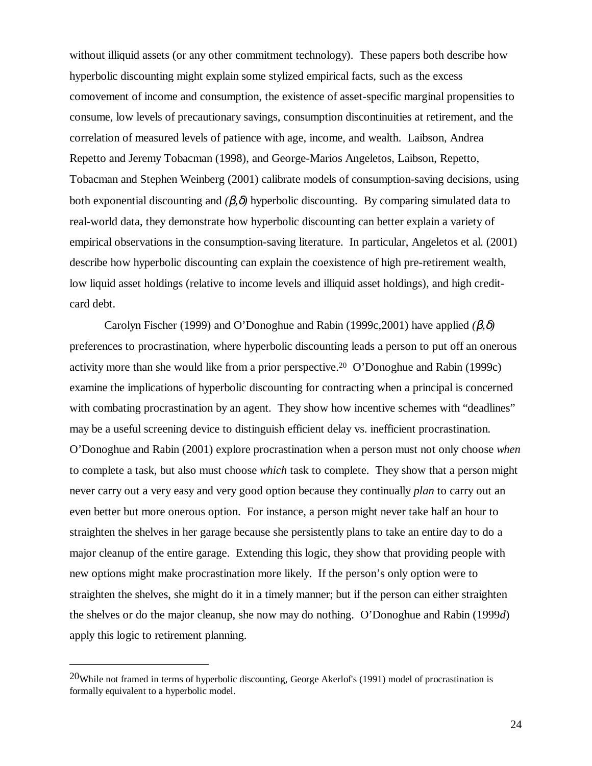without illiquid assets (or any other commitment technology). These papers both describe how hyperbolic discounting might explain some stylized empirical facts, such as the excess comovement of income and consumption, the existence of asset-specific marginal propensities to consume, low levels of precautionary savings, consumption discontinuities at retirement, and the correlation of measured levels of patience with age, income, and wealth. Laibson, Andrea Repetto and Jeremy Tobacman (1998), and George-Marios Angeletos, Laibson, Repetto, Tobacman and Stephen Weinberg (2001) calibrate models of consumption-saving decisions, using both exponential discounting and $(\beta,\delta)$ hyperbolic discounting. By comparing simulated data to real-world data, they demonstrate how hyperbolic discounting can better explain a variety of empirical observations in the consumption-saving literature. In particular, Angeletos et al. (2001) describe how hyperbolic discounting can explain the coexistence of high pre-retirement wealth, low liquid asset holdings (relative to income levels and illiquid asset holdings), and high credit-card debt.

Carolyn Fischer (1999) and O'Donoghue and Rabin (1999c,2001) have applied $(\beta,\delta)$ preferences to procrastination, where hyperbolic discounting leads a person to put off an onerous activity more than she would like from a prior perspective.[20] O'Donoghue and Rabin (1999c) examine the implications of hyperbolic discounting for contracting when a principal is concerned with combating procrastination by an agent. They show how incentive schemes with "deadlines" may be a useful screening device to distinguish efficient delay vs. inefficient procrastination. O'Donoghue and Rabin (2001) explore procrastination when a person must not only choose *when* to complete a task, but also must choose *which* task to complete. They show that a person might never carry out a very easy and very good option because they continually *plan* to carry out an even better but more onerous option. For instance, a person might never take half an hour to straighten the shelves in her garage because she persistently plans to take an entire day to do a major cleanup of the entire garage. Extending this logic, they show that providing people with new options might make procrastination more likely. If the person's only option were to straighten the shelves, she might do it in a timely manner; but if the person can either straighten the shelves or do the major cleanup, she now may do nothing. O'Donoghue and Rabin (1999*d*) apply this logic to retirement planning.

[20] While not framed in terms of hyperbolic discounting, George Akerlof's (1991) model of procrastination is formally equivalent to a hyperbolic model.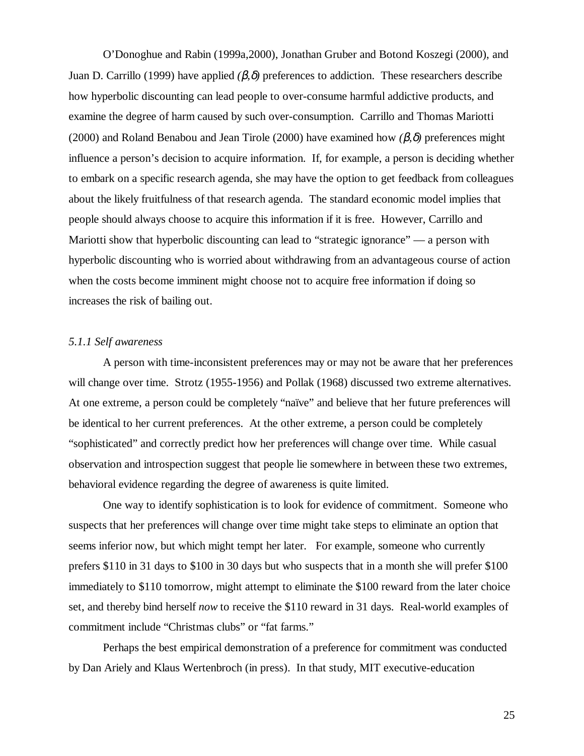O'Donoghue and Rabin (1999a,2000), Jonathan Gruber and Botond Koszegi (2000), and Juan D. Carrillo (1999) have applied *($\beta$,$\delta$)* preferences to addiction. These researchers describe how hyperbolic discounting can lead people to over-consume harmful addictive products, and examine the degree of harm caused by such over-consumption. Carrillo and Thomas Mariotti (2000) and Roland Benabou and Jean Tirole (2000) have examined how *($\beta$,$\delta$)* preferences might influence a person's decision to acquire information. If, for example, a person is deciding whether to embark on a specific research agenda, she may have the option to get feedback from colleagues about the likely fruitfulness of that research agenda. The standard economic model implies that people should always choose to acquire this information if it is free. However, Carrillo and Mariotti show that hyperbolic discounting can lead to "strategic ignorance" — a person with hyperbolic discounting who is worried about withdrawing from an advantageous course of action when the costs become imminent might choose not to acquire free information if doing so increases the risk of bailing out.

#### *5.1.1 Self awareness*

A person with time-inconsistent preferences may or may not be aware that her preferences will change over time. Strotz (1955-1956) and Pollak (1968) discussed two extreme alternatives. At one extreme, a person could be completely "naïve" and believe that her future preferences will be identical to her current preferences. At the other extreme, a person could be completely "sophisticated" and correctly predict how her preferences will change over time. While casual observation and introspection suggest that people lie somewhere in between these two extremes, behavioral evidence regarding the degree of awareness is quite limited.

One way to identify sophistication is to look for evidence of commitment. Someone who suspects that her preferences will change over time might take steps to eliminate an option that seems inferior now, but which might tempt her later. For example, someone who currently prefers \$110 in 31 days to \$100 in 30 days but who suspects that in a month she will prefer \$100 immediately to \$110 tomorrow, might attempt to eliminate the \$100 reward from the later choice set, and thereby bind herself *now* to receive the \$110 reward in 31 days. Real-world examples of commitment include "Christmas clubs" or "fat farms."

Perhaps the best empirical demonstration of a preference for commitment was conducted by Dan Ariely and Klaus Wertenbroch (in press). In that study, MIT executive-education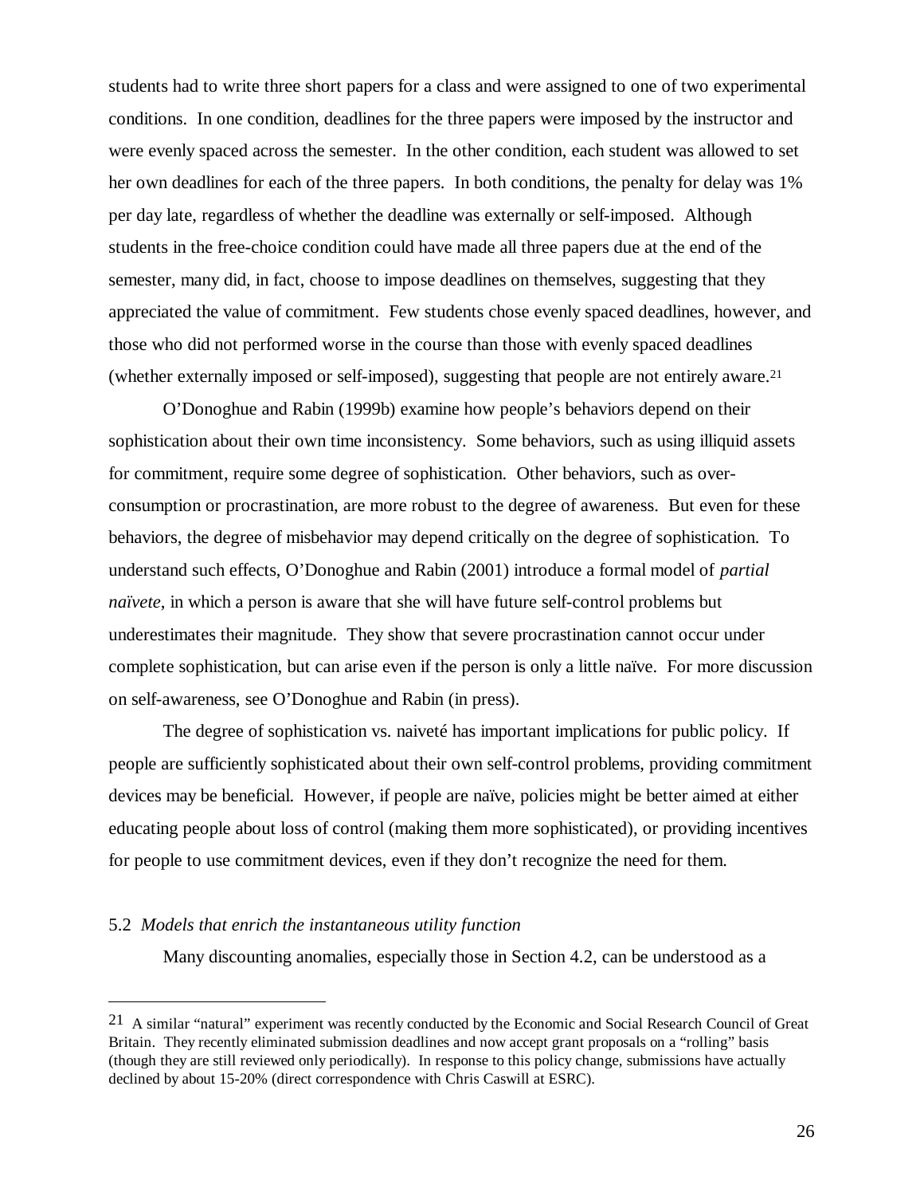students had to write three short papers for a class and were assigned to one of two experimental conditions. In one condition, deadlines for the three papers were imposed by the instructor and were evenly spaced across the semester. In the other condition, each student was allowed to set her own deadlines for each of the three papers. In both conditions, the penalty for delay was 1% per day late, regardless of whether the deadline was externally or self-imposed. Although students in the free-choice condition could have made all three papers due at the end of the semester, many did, in fact, choose to impose deadlines on themselves, suggesting that they appreciated the value of commitment. Few students chose evenly spaced deadlines, however, and those who did not performed worse in the course than those with evenly spaced deadlines (whether externally imposed or self-imposed), suggesting that people are not entirely aware.[21]

O'Donoghue and Rabin (1999b) examine how people's behaviors depend on their sophistication about their own time inconsistency. Some behaviors, such as using illiquid assets for commitment, require some degree of sophistication. Other behaviors, such as over-consumption or procrastination, are more robust to the degree of awareness. But even for these behaviors, the degree of misbehavior may depend critically on the degree of sophistication. To understand such effects, O'Donoghue and Rabin (2001) introduce a formal model of *partial naïvete*, in which a person is aware that she will have future self-control problems but underestimates their magnitude. They show that severe procrastination cannot occur under complete sophistication, but can arise even if the person is only a little naïve. For more discussion on self-awareness, see O'Donoghue and Rabin (in press).

The degree of sophistication vs. naiveté has important implications for public policy. If people are sufficiently sophisticated about their own self-control problems, providing commitment devices may be beneficial. However, if people are naïve, policies might be better aimed at either educating people about loss of control (making them more sophisticated), or providing incentives for people to use commitment devices, even if they don't recognize the need for them.

### 5.2 *Models that enrich the instantaneous utility function*

Many discounting anomalies, especially those in Section 4.2, can be understood as a

---

[21] A similar "natural" experiment was recently conducted by the Economic and Social Research Council of Great Britain. They recently eliminated submission deadlines and now accept grant proposals on a "rolling" basis (though they are still reviewed only periodically). In response to this policy change, submissions have actually declined by about 15-20% (direct correspondence with Chris Caswill at ESRC).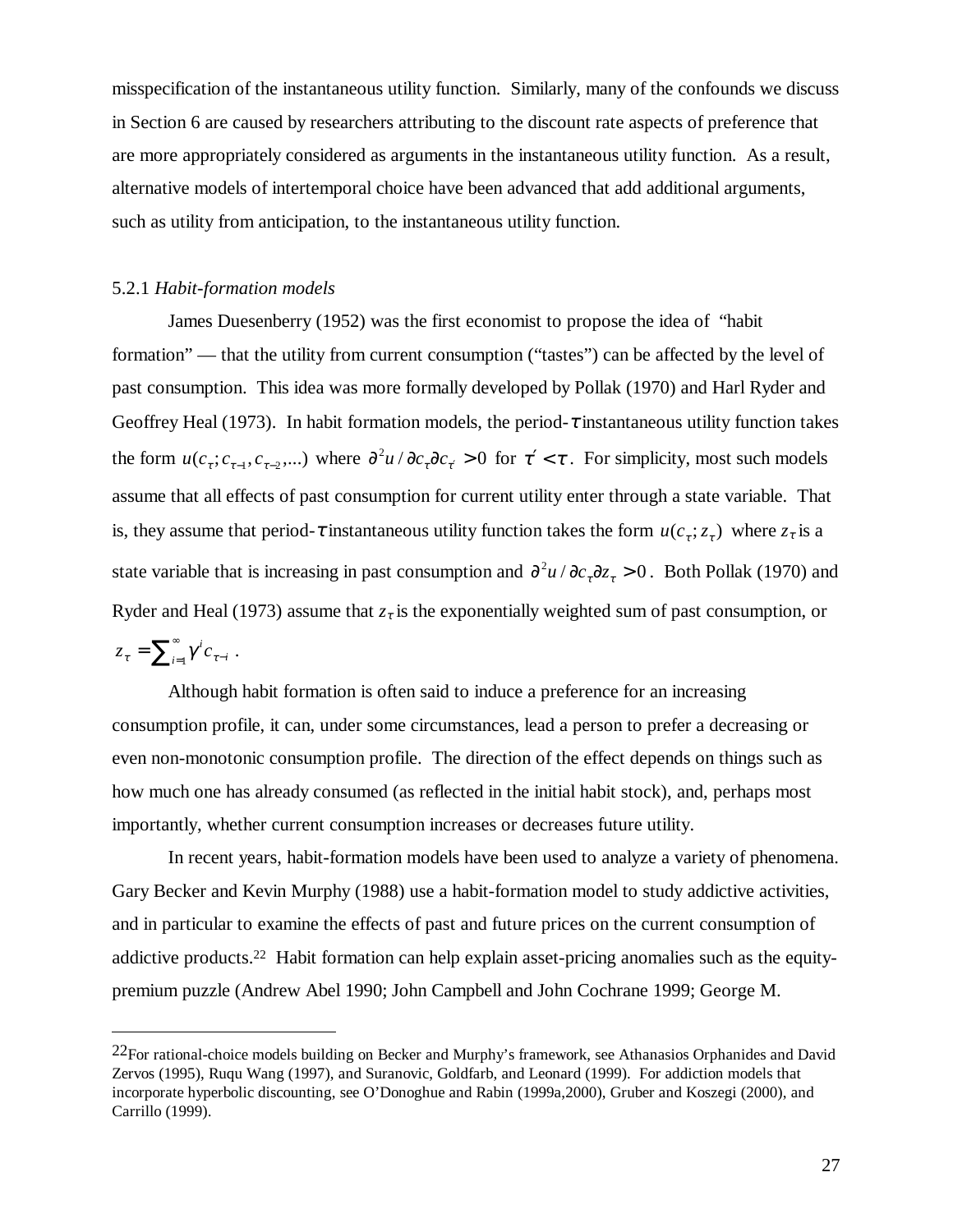misspecification of the instantaneous utility function. Similarly, many of the confounds we discuss in Section 6 are caused by researchers attributing to the discount rate aspects of preference that are more appropriately considered as arguments in the instantaneous utility function. As a result, alternative models of intertemporal choice have been advanced that add additional arguments, such as utility from anticipation, to the instantaneous utility function.

### 5.2.1 *Habit-formation models*

James Duesenberry (1952) was the first economist to propose the idea of "habit formation" — that the utility from current consumption ("tastes") can be affected by the level of past consumption. This idea was more formally developed by Pollak (1970) and Harl Ryder and Geoffrey Heal (1973). In habit formation models, the period-$\tau$ instantaneous utility function takes the form $u(c_\tau; c_{\tau-1}, c_{\tau-2},...)$ where $\partial^2 u / \partial c_\tau \partial c_{\tau'} > 0$ for $\tau' < \tau$. For simplicity, most such models assume that all effects of past consumption for current utility enter through a state variable. That is, they assume that period-$\tau$ instantaneous utility function takes the form $u(c_\tau; z_\tau)$ where $z_\tau$ is a state variable that is increasing in past consumption and $\partial^2 u / \partial c_\tau \partial z_\tau > 0$. Both Pollak (1970) and Ryder and Heal (1973) assume that $z_\tau$ is the exponentially weighted sum of past consumption, or $z_\tau = \sum_{i=1}^{\infty} \gamma^i c_{\tau-i}$.

Although habit formation is often said to induce a preference for an increasing consumption profile, it can, under some circumstances, lead a person to prefer a decreasing or even non-monotonic consumption profile. The direction of the effect depends on things such as how much one has already consumed (as reflected in the initial habit stock), and, perhaps most importantly, whether current consumption increases or decreases future utility.

In recent years, habit-formation models have been used to analyze a variety of phenomena. Gary Becker and Kevin Murphy (1988) use a habit-formation model to study addictive activities, and in particular to examine the effects of past and future prices on the current consumption of addictive products.[22] Habit formation can help explain asset-pricing anomalies such as the equity-premium puzzle (Andrew Abel 1990; John Campbell and John Cochrane 1999; George M.

---

[22] For rational-choice models building on Becker and Murphy's framework, see Athanasios Orphanides and David Zervos (1995), Ruqu Wang (1997), and Suranovic, Goldfarb, and Leonard (1999). For addiction models that incorporate hyperbolic discounting, see O'Donoghue and Rabin (1999a,2000), Gruber and Koszegi (2000), and Carrillo (1999).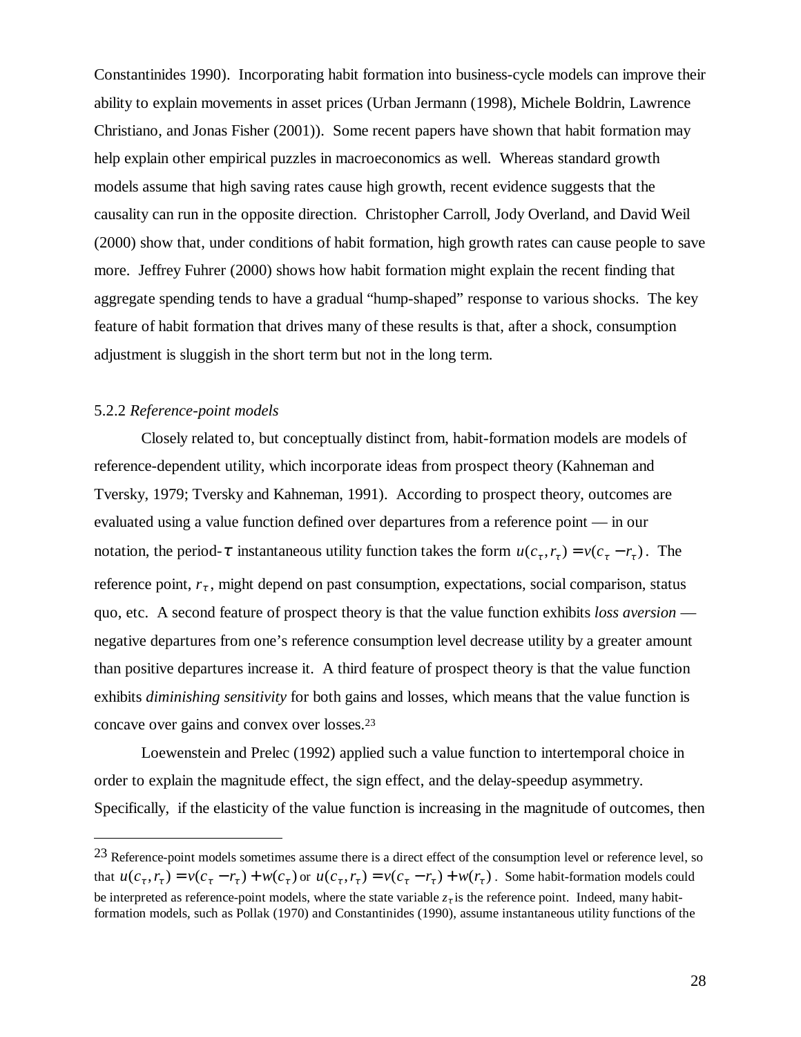Constantinides 1990). Incorporating habit formation into business-cycle models can improve their ability to explain movements in asset prices (Urban Jermann (1998), Michele Boldrin, Lawrence Christiano, and Jonas Fisher (2001)). Some recent papers have shown that habit formation may help explain other empirical puzzles in macroeconomics as well. Whereas standard growth models assume that high saving rates cause high growth, recent evidence suggests that the causality can run in the opposite direction. Christopher Carroll, Jody Overland, and David Weil (2000) show that, under conditions of habit formation, high growth rates can cause people to save more. Jeffrey Fuhrer (2000) shows how habit formation might explain the recent finding that aggregate spending tends to have a gradual "hump-shaped" response to various shocks. The key feature of habit formation that drives many of these results is that, after a shock, consumption adjustment is sluggish in the short term but not in the long term.

### 5.2.2 *Reference-point models*

Closely related to, but conceptually distinct from, habit-formation models are models of reference-dependent utility, which incorporate ideas from prospect theory (Kahneman and Tversky, 1979; Tversky and Kahneman, 1991). According to prospect theory, outcomes are evaluated using a value function defined over departures from a reference point — in our notation, the period-$\tau$ instantaneous utility function takes the form $u(c_\tau, r_\tau) = v(c_\tau - r_\tau)$. The reference point, $r_\tau$, might depend on past consumption, expectations, social comparison, status quo, etc. A second feature of prospect theory is that the value function exhibits *loss aversion* — negative departures from one's reference consumption level decrease utility by a greater amount than positive departures increase it. A third feature of prospect theory is that the value function exhibits *diminishing sensitivity* for both gains and losses, which means that the value function is concave over gains and convex over losses.[23]

Loewenstein and Prelec (1992) applied such a value function to intertemporal choice in order to explain the magnitude effect, the sign effect, and the delay-speedup asymmetry. Specifically, if the elasticity of the value function is increasing in the magnitude of outcomes, then

---

[23] Reference-point models sometimes assume there is a direct effect of the consumption level or reference level, so that $u(c_\tau, r_\tau) = v(c_\tau - r_\tau) + w(c_\tau)$ or $u(c_\tau, r_\tau) = v(c_\tau - r_\tau) + w(r_\tau)$. Some habit-formation models could be interpreted as reference-point models, where the state variable $z_\tau$ is the reference point. Indeed, many habit-formation models, such as Pollak (1970) and Constantinides (1990), assume instantaneous utility functions of the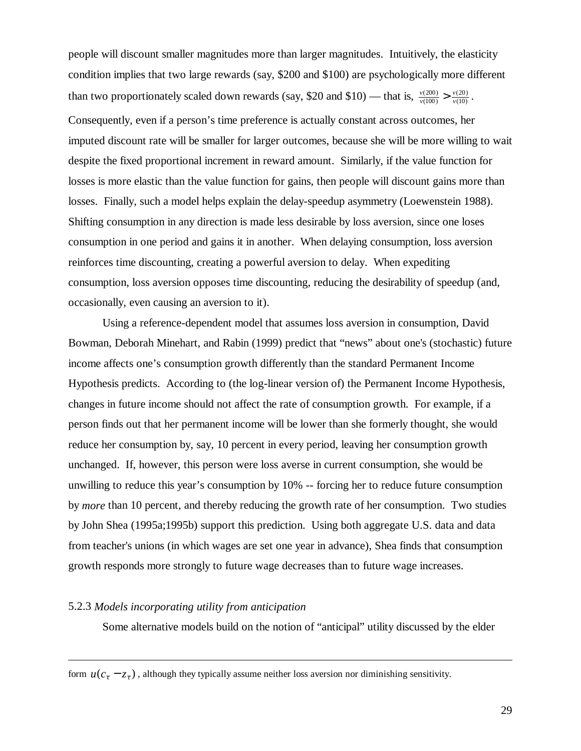people will discount smaller magnitudes more than larger magnitudes. Intuitively, the elasticity condition implies that two large rewards (say, \$200 and \$100) are psychologically more different than two proportionately scaled down rewards (say, \$20 and \$10) — that is, $\frac{v(200)}{v(100)} > \frac{v(20)}{v(10)}$. Consequently, even if a person's time preference is actually constant across outcomes, her imputed discount rate will be smaller for larger outcomes, because she will be more willing to wait despite the fixed proportional increment in reward amount. Similarly, if the value function for losses is more elastic than the value function for gains, then people will discount gains more than losses. Finally, such a model helps explain the delay-speedup asymmetry (Loewenstein 1988). Shifting consumption in any direction is made less desirable by loss aversion, since one loses consumption in one period and gains it in another. When delaying consumption, loss aversion reinforces time discounting, creating a powerful aversion to delay. When expediting consumption, loss aversion opposes time discounting, reducing the desirability of speedup (and, occasionally, even causing an aversion to it).

Using a reference-dependent model that assumes loss aversion in consumption, David Bowman, Deborah Minehart, and Rabin (1999) predict that "news" about one's (stochastic) future income affects one's consumption growth differently than the standard Permanent Income Hypothesis predicts. According to (the log-linear version of) the Permanent Income Hypothesis, changes in future income should not affect the rate of consumption growth. For example, if a person finds out that her permanent income will be lower than she formerly thought, she would reduce her consumption by, say, 10 percent in every period, leaving her consumption growth unchanged. If, however, this person were loss averse in current consumption, she would be unwilling to reduce this year's consumption by 10% -- forcing her to reduce future consumption by *more* than 10 percent, and thereby reducing the growth rate of her consumption. Two studies by John Shea (1995a;1995b) support this prediction. Using both aggregate U.S. data and data from teacher's unions (in which wages are set one year in advance), Shea finds that consumption growth responds more strongly to future wage decreases than to future wage increases.

### 5.2.3 *Models incorporating utility from anticipation*

Some alternative models build on the notion of "anticipal" utility discussed by the elder

---

form $u(c_\tau - z_\tau)$, although they typically assume neither loss aversion nor diminishing sensitivity.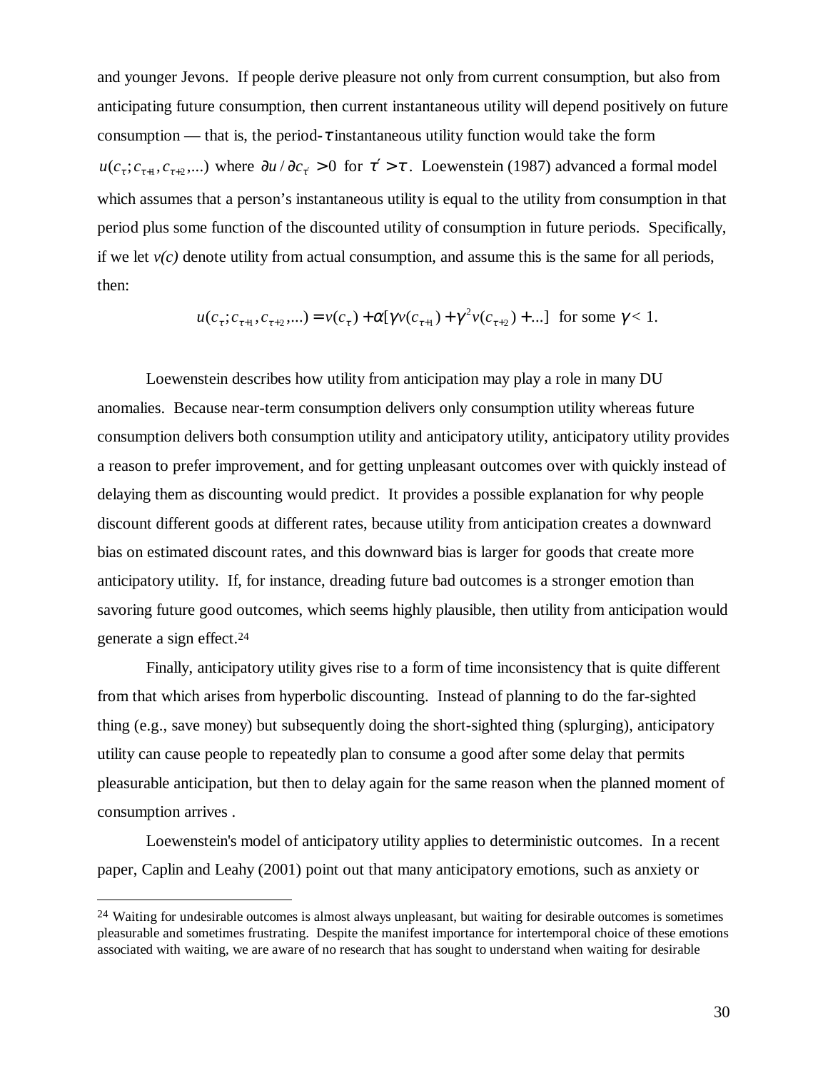and younger Jevons. If people derive pleasure not only from current consumption, but also from anticipating future consumption, then current instantaneous utility will depend positively on future consumption — that is, the period-$\tau$ instantaneous utility function would take the form $u(c_\tau; c_{\tau+1}, c_{\tau+2}, ...)$ where $\partial u / \partial c_{\tau'} > 0$ for $\tau' > \tau$. Loewenstein (1987) advanced a formal model which assumes that a person's instantaneous utility is equal to the utility from consumption in that period plus some function of the discounted utility of consumption in future periods. Specifically, if we let *v(c)* denote utility from actual consumption, and assume this is the same for all periods, then:

$$u(c_\tau; c_{\tau+1}, c_{\tau+2}, ...) = v(c_\tau) + \alpha[\gamma v(c_{\tau+1}) + \gamma^2 v(c_{\tau+2}) + ...] \text{ for some } \gamma < 1.$$

Loewenstein describes how utility from anticipation may play a role in many DU anomalies. Because near-term consumption delivers only consumption utility whereas future consumption delivers both consumption utility and anticipatory utility, anticipatory utility provides a reason to prefer improvement, and for getting unpleasant outcomes over with quickly instead of delaying them as discounting would predict. It provides a possible explanation for why people discount different goods at different rates, because utility from anticipation creates a downward bias on estimated discount rates, and this downward bias is larger for goods that create more anticipatory utility. If, for instance, dreading future bad outcomes is a stronger emotion than savoring future good outcomes, which seems highly plausible, then utility from anticipation would generate a sign effect.[24]

Finally, anticipatory utility gives rise to a form of time inconsistency that is quite different from that which arises from hyperbolic discounting. Instead of planning to do the far-sighted thing (e.g., save money) but subsequently doing the short-sighted thing (splurging), anticipatory utility can cause people to repeatedly plan to consume a good after some delay that permits pleasurable anticipation, but then to delay again for the same reason when the planned moment of consumption arrives .

Loewenstein's model of anticipatory utility applies to deterministic outcomes. In a recent paper, Caplin and Leahy (2001) point out that many anticipatory emotions, such as anxiety or

---

[24] Waiting for undesirable outcomes is almost always unpleasant, but waiting for desirable outcomes is sometimes pleasurable and sometimes frustrating. Despite the manifest importance for intertemporal choice of these emotions associated with waiting, we are aware of no research that has sought to understand when waiting for desirable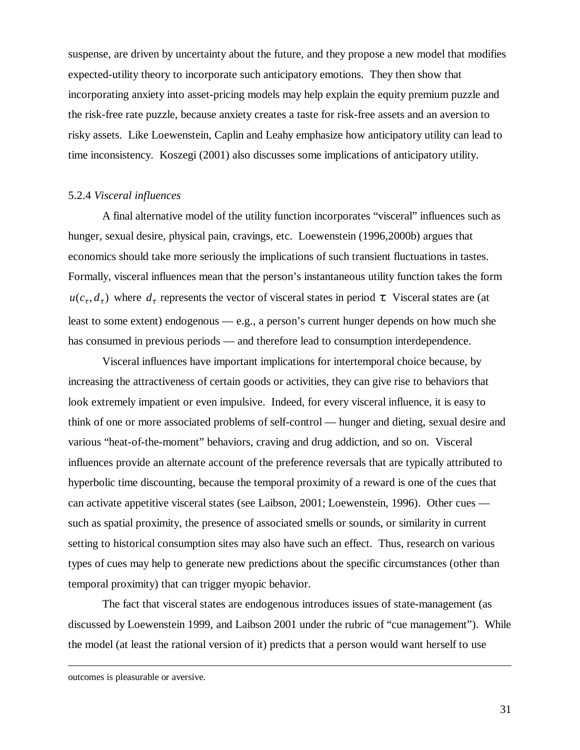suspense, are driven by uncertainty about the future, and they propose a new model that modifies expected-utility theory to incorporate such anticipatory emotions. They then show that incorporating anxiety into asset-pricing models may help explain the equity premium puzzle and the risk-free rate puzzle, because anxiety creates a taste for risk-free assets and an aversion to risky assets. Like Loewenstein, Caplin and Leahy emphasize how anticipatory utility can lead to time inconsistency. Koszegi (2001) also discusses some implications of anticipatory utility.

5.2.4 *Visceral influences*

A final alternative model of the utility function incorporates "visceral" influences such as hunger, sexual desire, physical pain, cravings, etc. Loewenstein (1996,2000b) argues that economics should take more seriously the implications of such transient fluctuations in tastes. Formally, visceral influences mean that the person's instantaneous utility function takes the form $u(c_\tau, d_\tau)$ where $d_\tau$ represents the vector of visceral states in period $\tau$. Visceral states are (at least to some extent) endogenous — e.g., a person's current hunger depends on how much she has consumed in previous periods — and therefore lead to consumption interdependence.

Visceral influences have important implications for intertemporal choice because, by increasing the attractiveness of certain goods or activities, they can give rise to behaviors that look extremely impatient or even impulsive. Indeed, for every visceral influence, it is easy to think of one or more associated problems of self-control — hunger and dieting, sexual desire and various "heat-of-the-moment" behaviors, craving and drug addiction, and so on. Visceral influences provide an alternate account of the preference reversals that are typically attributed to hyperbolic time discounting, because the temporal proximity of a reward is one of the cues that can activate appetitive visceral states (see Laibson, 2001; Loewenstein, 1996). Other cues — such as spatial proximity, the presence of associated smells or sounds, or similarity in current setting to historical consumption sites may also have such an effect. Thus, research on various types of cues may help to generate new predictions about the specific circumstances (other than temporal proximity) that can trigger myopic behavior.

The fact that visceral states are endogenous introduces issues of state-management (as discussed by Loewenstein 1999, and Laibson 2001 under the rubric of "cue management"). While the model (at least the rational version of it) predicts that a person would want herself to use

---

outcomes is pleasurable or aversive.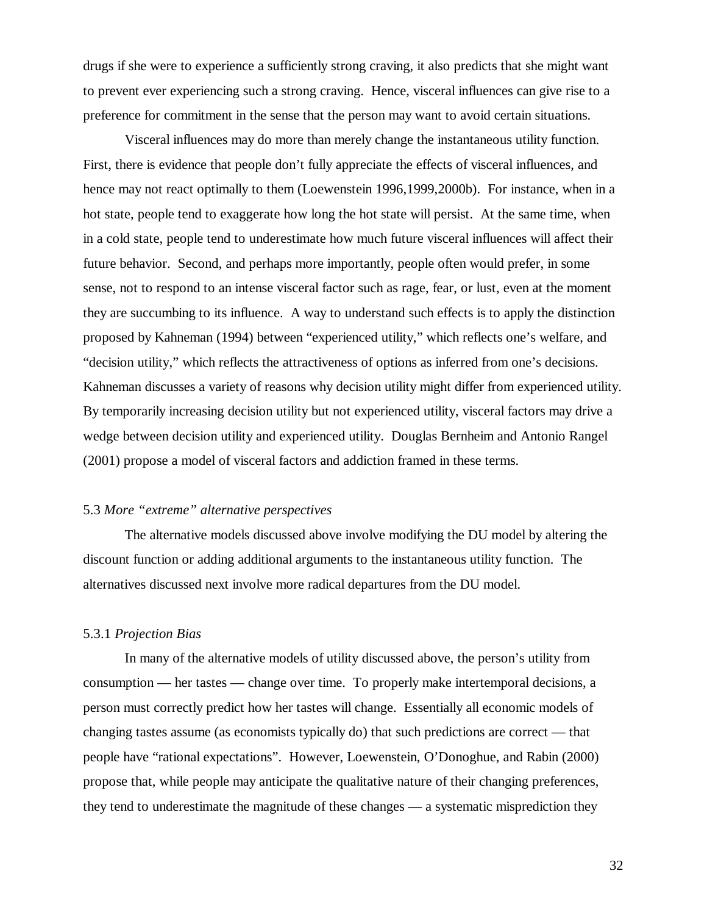drugs if she were to experience a sufficiently strong craving, it also predicts that she might want to prevent ever experiencing such a strong craving. Hence, visceral influences can give rise to a preference for commitment in the sense that the person may want to avoid certain situations.

Visceral influences may do more than merely change the instantaneous utility function. First, there is evidence that people don't fully appreciate the effects of visceral influences, and hence may not react optimally to them (Loewenstein 1996,1999,2000b). For instance, when in a hot state, people tend to exaggerate how long the hot state will persist. At the same time, when in a cold state, people tend to underestimate how much future visceral influences will affect their future behavior. Second, and perhaps more importantly, people often would prefer, in some sense, not to respond to an intense visceral factor such as rage, fear, or lust, even at the moment they are succumbing to its influence. A way to understand such effects is to apply the distinction proposed by Kahneman (1994) between "experienced utility," which reflects one's welfare, and "decision utility," which reflects the attractiveness of options as inferred from one's decisions. Kahneman discusses a variety of reasons why decision utility might differ from experienced utility. By temporarily increasing decision utility but not experienced utility, visceral factors may drive a wedge between decision utility and experienced utility. Douglas Bernheim and Antonio Rangel (2001) propose a model of visceral factors and addiction framed in these terms.

### 5.3 *More "extreme" alternative perspectives*

The alternative models discussed above involve modifying the DU model by altering the discount function or adding additional arguments to the instantaneous utility function. The alternatives discussed next involve more radical departures from the DU model.

#### 5.3.1 *Projection Bias*

In many of the alternative models of utility discussed above, the person's utility from consumption — her tastes — change over time. To properly make intertemporal decisions, a person must correctly predict how her tastes will change. Essentially all economic models of changing tastes assume (as economists typically do) that such predictions are correct — that people have "rational expectations". However, Loewenstein, O'Donoghue, and Rabin (2000) propose that, while people may anticipate the qualitative nature of their changing preferences, they tend to underestimate the magnitude of these changes — a systematic misprediction they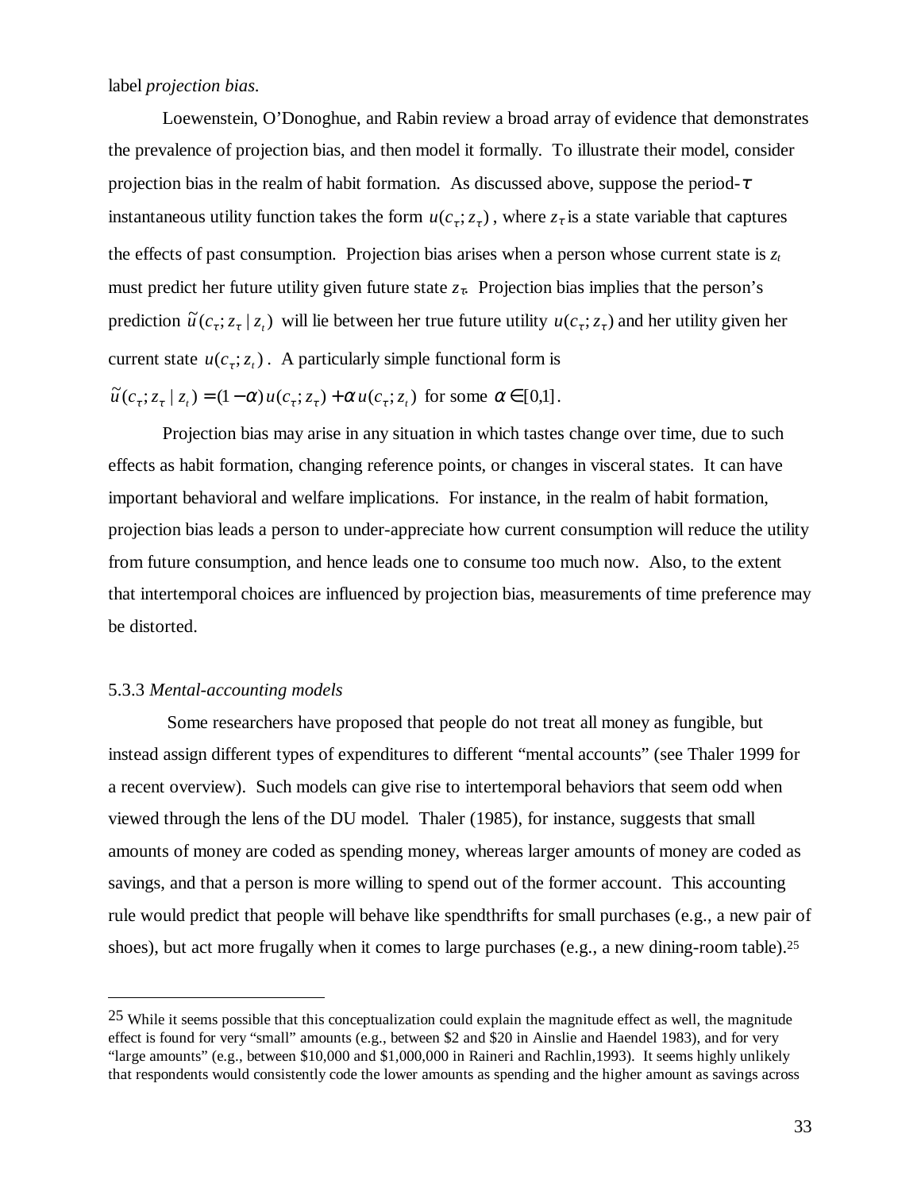label *projection bias*.

Loewenstein, O'Donoghue, and Rabin review a broad array of evidence that demonstrates the prevalence of projection bias, and then model it formally. To illustrate their model, consider projection bias in the realm of habit formation. As discussed above, suppose the period-$\tau$ instantaneous utility function takes the form $u(c_\tau; z_\tau)$, where $z_\tau$ is a state variable that captures the effects of past consumption. Projection bias arises when a person whose current state is $z_t$ must predict her future utility given future state $z_\tau$. Projection bias implies that the person's prediction $\tilde{u}(c_\tau; z_\tau \mid z_t)$ will lie between her true future utility $u(c_\tau; z_\tau)$ and her utility given her current state $u(c_\tau; z_t)$. A particularly simple functional form is

$\tilde{u}(c_\tau; z_\tau \mid z_t) = (1-\alpha)\, u(c_\tau; z_\tau) + \alpha\, u(c_\tau; z_t)$ for some $\alpha \in [0,1]$.

Projection bias may arise in any situation in which tastes change over time, due to such effects as habit formation, changing reference points, or changes in visceral states. It can have important behavioral and welfare implications. For instance, in the realm of habit formation, projection bias leads a person to under-appreciate how current consumption will reduce the utility from future consumption, and hence leads one to consume too much now. Also, to the extent that intertemporal choices are influenced by projection bias, measurements of time preference may be distorted.

5.3.3 *Mental-accounting models*

Some researchers have proposed that people do not treat all money as fungible, but instead assign different types of expenditures to different "mental accounts" (see Thaler 1999 for a recent overview). Such models can give rise to intertemporal behaviors that seem odd when viewed through the lens of the DU model. Thaler (1985), for instance, suggests that small amounts of money are coded as spending money, whereas larger amounts of money are coded as savings, and that a person is more willing to spend out of the former account. This accounting rule would predict that people will behave like spendthrifts for small purchases (e.g., a new pair of shoes), but act more frugally when it comes to large purchases (e.g., a new dining-room table).[25]

---

[25] While it seems possible that this conceptualization could explain the magnitude effect as well, the magnitude effect is found for very "small" amounts (e.g., between \$2 and \$20 in Ainslie and Haendel 1983), and for very "large amounts" (e.g., between \$10,000 and \$1,000,000 in Raineri and Rachlin,1993). It seems highly unlikely that respondents would consistently code the lower amounts as spending and the higher amount as savings across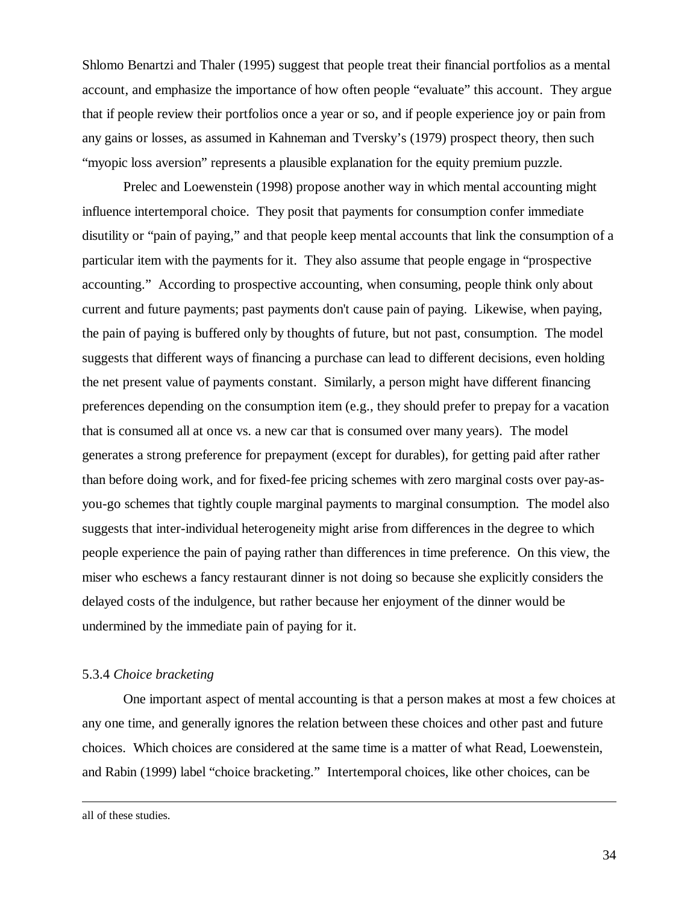Shlomo Benartzi and Thaler (1995) suggest that people treat their financial portfolios as a mental account, and emphasize the importance of how often people "evaluate" this account. They argue that if people review their portfolios once a year or so, and if people experience joy or pain from any gains or losses, as assumed in Kahneman and Tversky's (1979) prospect theory, then such "myopic loss aversion" represents a plausible explanation for the equity premium puzzle.

Prelec and Loewenstein (1998) propose another way in which mental accounting might influence intertemporal choice. They posit that payments for consumption confer immediate disutility or "pain of paying," and that people keep mental accounts that link the consumption of a particular item with the payments for it. They also assume that people engage in "prospective accounting." According to prospective accounting, when consuming, people think only about current and future payments; past payments don't cause pain of paying. Likewise, when paying, the pain of paying is buffered only by thoughts of future, but not past, consumption. The model suggests that different ways of financing a purchase can lead to different decisions, even holding the net present value of payments constant. Similarly, a person might have different financing preferences depending on the consumption item (e.g., they should prefer to prepay for a vacation that is consumed all at once vs. a new car that is consumed over many years). The model generates a strong preference for prepayment (except for durables), for getting paid after rather than before doing work, and for fixed-fee pricing schemes with zero marginal costs over pay-as-you-go schemes that tightly couple marginal payments to marginal consumption. The model also suggests that inter-individual heterogeneity might arise from differences in the degree to which people experience the pain of paying rather than differences in time preference. On this view, the miser who eschews a fancy restaurant dinner is not doing so because she explicitly considers the delayed costs of the indulgence, but rather because her enjoyment of the dinner would be undermined by the immediate pain of paying for it.

### 5.3.4 *Choice bracketing*

One important aspect of mental accounting is that a person makes at most a few choices at any one time, and generally ignores the relation between these choices and other past and future choices. Which choices are considered at the same time is a matter of what Read, Loewenstein, and Rabin (1999) label "choice bracketing." Intertemporal choices, like other choices, can be

---

all of these studies.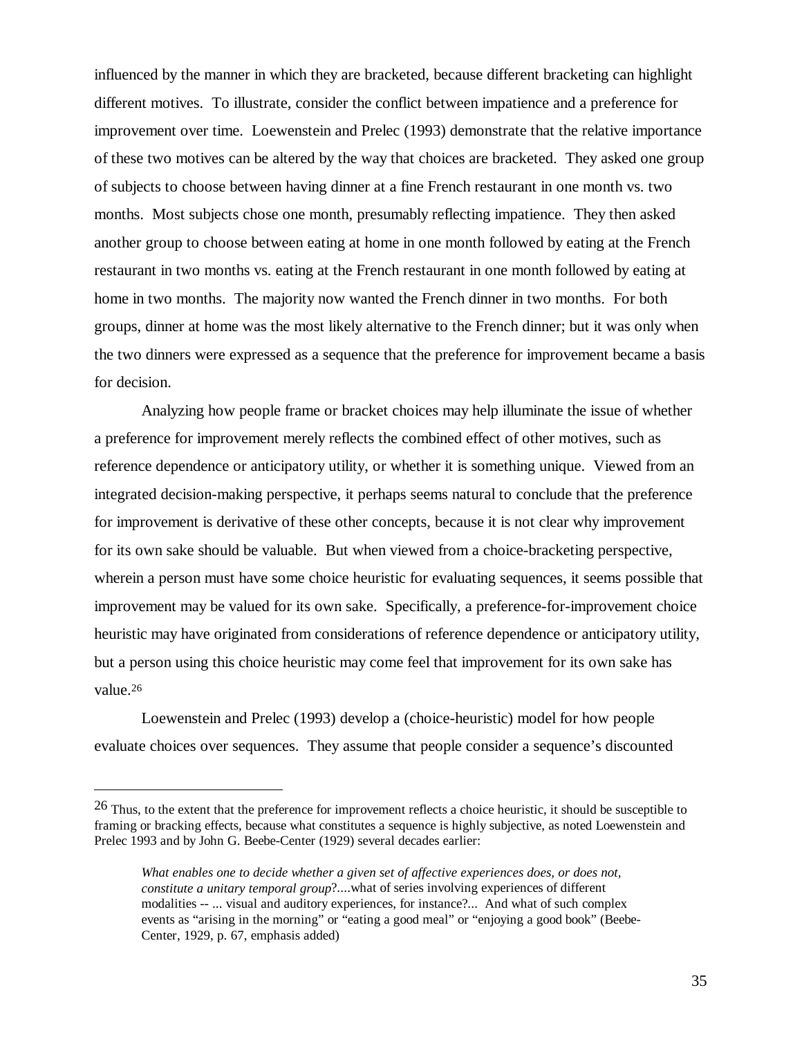influenced by the manner in which they are bracketed, because different bracketing can highlight different motives. To illustrate, consider the conflict between impatience and a preference for improvement over time. Loewenstein and Prelec (1993) demonstrate that the relative importance of these two motives can be altered by the way that choices are bracketed. They asked one group of subjects to choose between having dinner at a fine French restaurant in one month vs. two months. Most subjects chose one month, presumably reflecting impatience. They then asked another group to choose between eating at home in one month followed by eating at the French restaurant in two months vs. eating at the French restaurant in one month followed by eating at home in two months. The majority now wanted the French dinner in two months. For both groups, dinner at home was the most likely alternative to the French dinner; but it was only when the two dinners were expressed as a sequence that the preference for improvement became a basis for decision.

Analyzing how people frame or bracket choices may help illuminate the issue of whether a preference for improvement merely reflects the combined effect of other motives, such as reference dependence or anticipatory utility, or whether it is something unique. Viewed from an integrated decision-making perspective, it perhaps seems natural to conclude that the preference for improvement is derivative of these other concepts, because it is not clear why improvement for its own sake should be valuable. But when viewed from a choice-bracketing perspective, wherein a person must have some choice heuristic for evaluating sequences, it seems possible that improvement may be valued for its own sake. Specifically, a preference-for-improvement choice heuristic may have originated from considerations of reference dependence or anticipatory utility, but a person using this choice heuristic may come feel that improvement for its own sake has value.[26]

Loewenstein and Prelec (1993) develop a (choice-heuristic) model for how people evaluate choices over sequences. They assume that people consider a sequence's discounted

---

[26] Thus, to the extent that the preference for improvement reflects a choice heuristic, it should be susceptible to framing or bracking effects, because what constitutes a sequence is highly subjective, as noted Loewenstein and Prelec 1993 and by John G. Beebe-Center (1929) several decades earlier:

> *What enables one to decide whether a given set of affective experiences does, or does not, constitute a unitary temporal group*?....what of series involving experiences of different modalities -- ... visual and auditory experiences, for instance?... And what of such complex events as "arising in the morning" or "eating a good meal" or "enjoying a good book" (Beebe-Center, 1929, p. 67, emphasis added)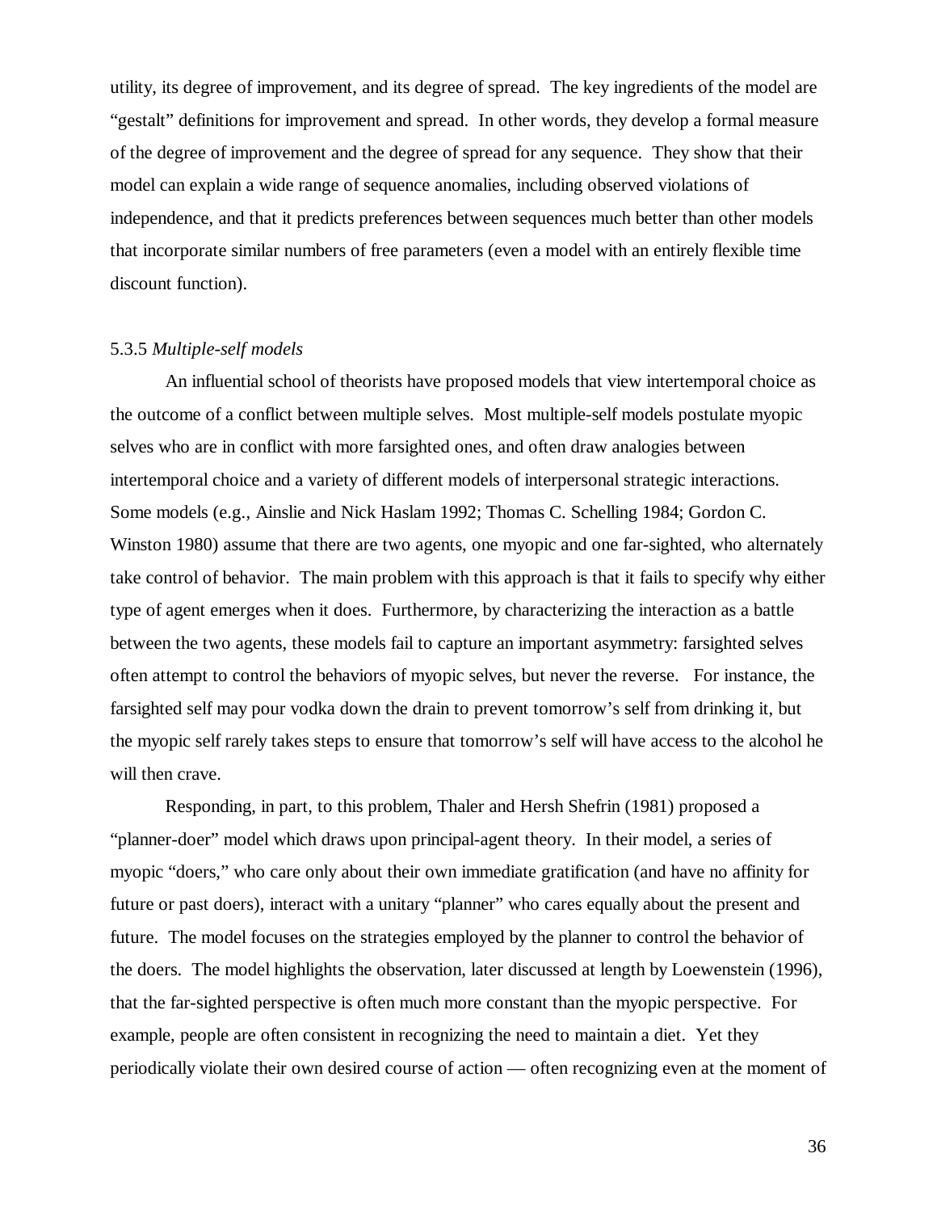utility, its degree of improvement, and its degree of spread. The key ingredients of the model are "gestalt" definitions for improvement and spread. In other words, they develop a formal measure of the degree of improvement and the degree of spread for any sequence. They show that their model can explain a wide range of sequence anomalies, including observed violations of independence, and that it predicts preferences between sequences much better than other models that incorporate similar numbers of free parameters (even a model with an entirely flexible time discount function).

#### 5.3.5 *Multiple-self models*

An influential school of theorists have proposed models that view intertemporal choice as the outcome of a conflict between multiple selves. Most multiple-self models postulate myopic selves who are in conflict with more farsighted ones, and often draw analogies between intertemporal choice and a variety of different models of interpersonal strategic interactions. Some models (e.g., Ainslie and Nick Haslam 1992; Thomas C. Schelling 1984; Gordon C. Winston 1980) assume that there are two agents, one myopic and one far-sighted, who alternately take control of behavior. The main problem with this approach is that it fails to specify why either type of agent emerges when it does. Furthermore, by characterizing the interaction as a battle between the two agents, these models fail to capture an important asymmetry: farsighted selves often attempt to control the behaviors of myopic selves, but never the reverse. For instance, the farsighted self may pour vodka down the drain to prevent tomorrow's self from drinking it, but the myopic self rarely takes steps to ensure that tomorrow's self will have access to the alcohol he will then crave.

Responding, in part, to this problem, Thaler and Hersh Shefrin (1981) proposed a "planner-doer" model which draws upon principal-agent theory. In their model, a series of myopic "doers," who care only about their own immediate gratification (and have no affinity for future or past doers), interact with a unitary "planner" who cares equally about the present and future. The model focuses on the strategies employed by the planner to control the behavior of the doers. The model highlights the observation, later discussed at length by Loewenstein (1996), that the far-sighted perspective is often much more constant than the myopic perspective. For example, people are often consistent in recognizing the need to maintain a diet. Yet they periodically violate their own desired course of action — often recognizing even at the moment of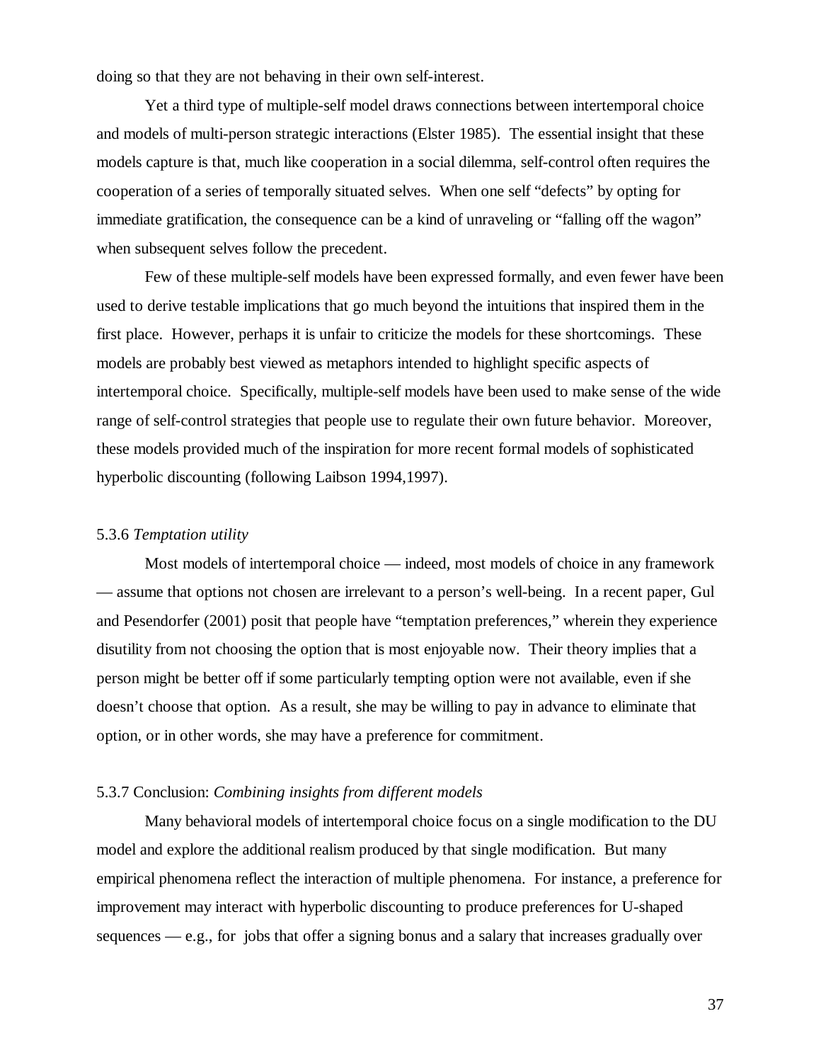doing so that they are not behaving in their own self-interest.

Yet a third type of multiple-self model draws connections between intertemporal choice and models of multi-person strategic interactions (Elster 1985). The essential insight that these models capture is that, much like cooperation in a social dilemma, self-control often requires the cooperation of a series of temporally situated selves. When one self "defects" by opting for immediate gratification, the consequence can be a kind of unraveling or "falling off the wagon" when subsequent selves follow the precedent.

Few of these multiple-self models have been expressed formally, and even fewer have been used to derive testable implications that go much beyond the intuitions that inspired them in the first place. However, perhaps it is unfair to criticize the models for these shortcomings. These models are probably best viewed as metaphors intended to highlight specific aspects of intertemporal choice. Specifically, multiple-self models have been used to make sense of the wide range of self-control strategies that people use to regulate their own future behavior. Moreover, these models provided much of the inspiration for more recent formal models of sophisticated hyperbolic discounting (following Laibson 1994,1997).

### 5.3.6 *Temptation utility*

Most models of intertemporal choice — indeed, most models of choice in any framework — assume that options not chosen are irrelevant to a person's well-being. In a recent paper, Gul and Pesendorfer (2001) posit that people have "temptation preferences," wherein they experience disutility from not choosing the option that is most enjoyable now. Their theory implies that a person might be better off if some particularly tempting option were not available, even if she doesn't choose that option. As a result, she may be willing to pay in advance to eliminate that option, or in other words, she may have a preference for commitment.

### 5.3.7 Conclusion: *Combining insights from different models*

Many behavioral models of intertemporal choice focus on a single modification to the DU model and explore the additional realism produced by that single modification. But many empirical phenomena reflect the interaction of multiple phenomena. For instance, a preference for improvement may interact with hyperbolic discounting to produce preferences for U-shaped sequences — e.g., for jobs that offer a signing bonus and a salary that increases gradually over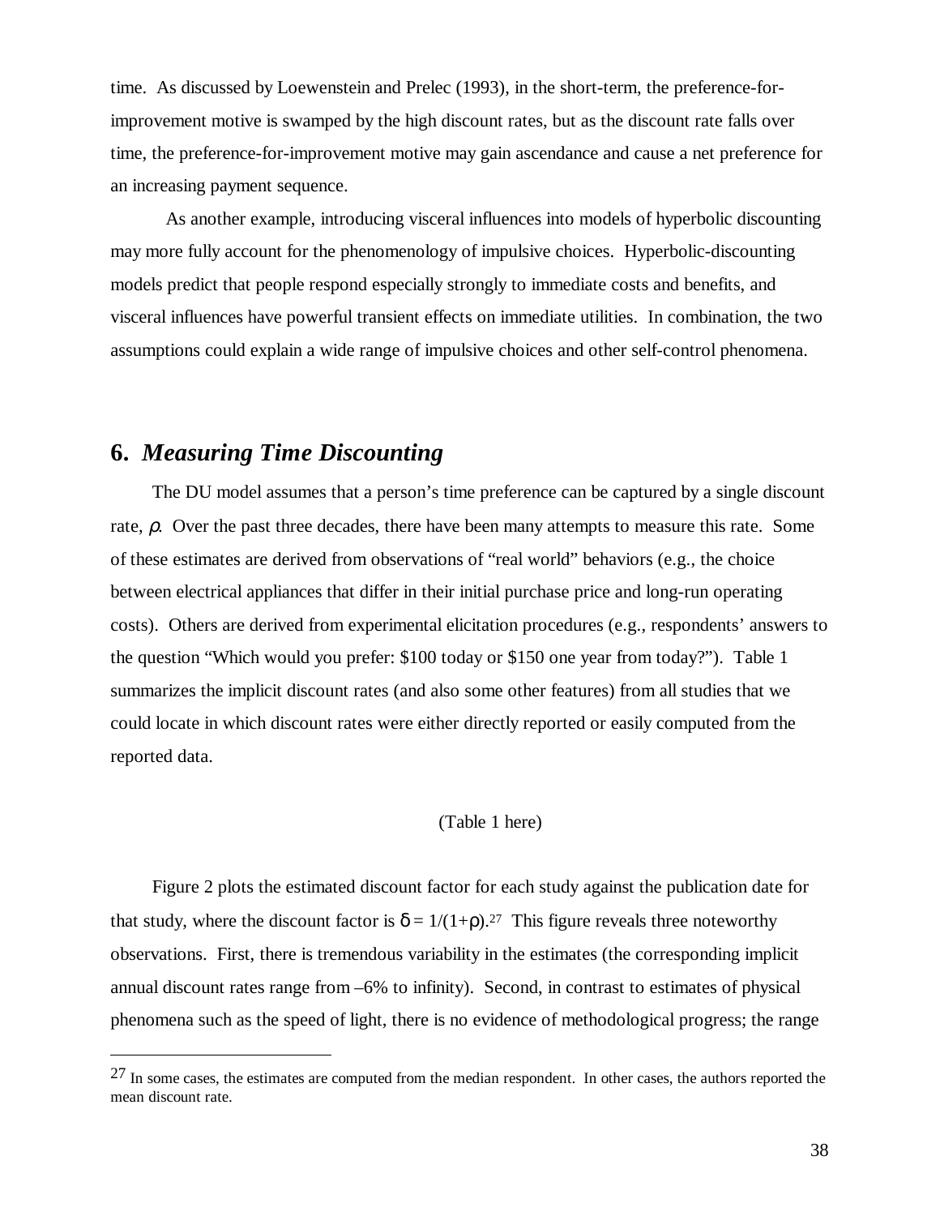time. As discussed by Loewenstein and Prelec (1993), in the short-term, the preference-for-improvement motive is swamped by the high discount rates, but as the discount rate falls over time, the preference-for-improvement motive may gain ascendance and cause a net preference for an increasing payment sequence.

As another example, introducing visceral influences into models of hyperbolic discounting may more fully account for the phenomenology of impulsive choices. Hyperbolic-discounting models predict that people respond especially strongly to immediate costs and benefits, and visceral influences have powerful transient effects on immediate utilities. In combination, the two assumptions could explain a wide range of impulsive choices and other self-control phenomena.

## 6. *Measuring Time Discounting*

The DU model assumes that a person's time preference can be captured by a single discount rate, $\rho$. Over the past three decades, there have been many attempts to measure this rate. Some of these estimates are derived from observations of "real world" behaviors (e.g., the choice between electrical appliances that differ in their initial purchase price and long-run operating costs). Others are derived from experimental elicitation procedures (e.g., respondents' answers to the question "Which would you prefer: \$100 today or \$150 one year from today?"). Table 1 summarizes the implicit discount rates (and also some other features) from all studies that we could locate in which discount rates were either directly reported or easily computed from the reported data.

(Table 1 here)

Figure 2 plots the estimated discount factor for each study against the publication date for that study, where the discount factor is $\delta = 1/(1+\rho)$.[27] This figure reveals three noteworthy observations. First, there is tremendous variability in the estimates (the corresponding implicit annual discount rates range from –6% to infinity). Second, in contrast to estimates of physical phenomena such as the speed of light, there is no evidence of methodological progress; the range

---

[27] In some cases, the estimates are computed from the median respondent. In other cases, the authors reported the mean discount rate.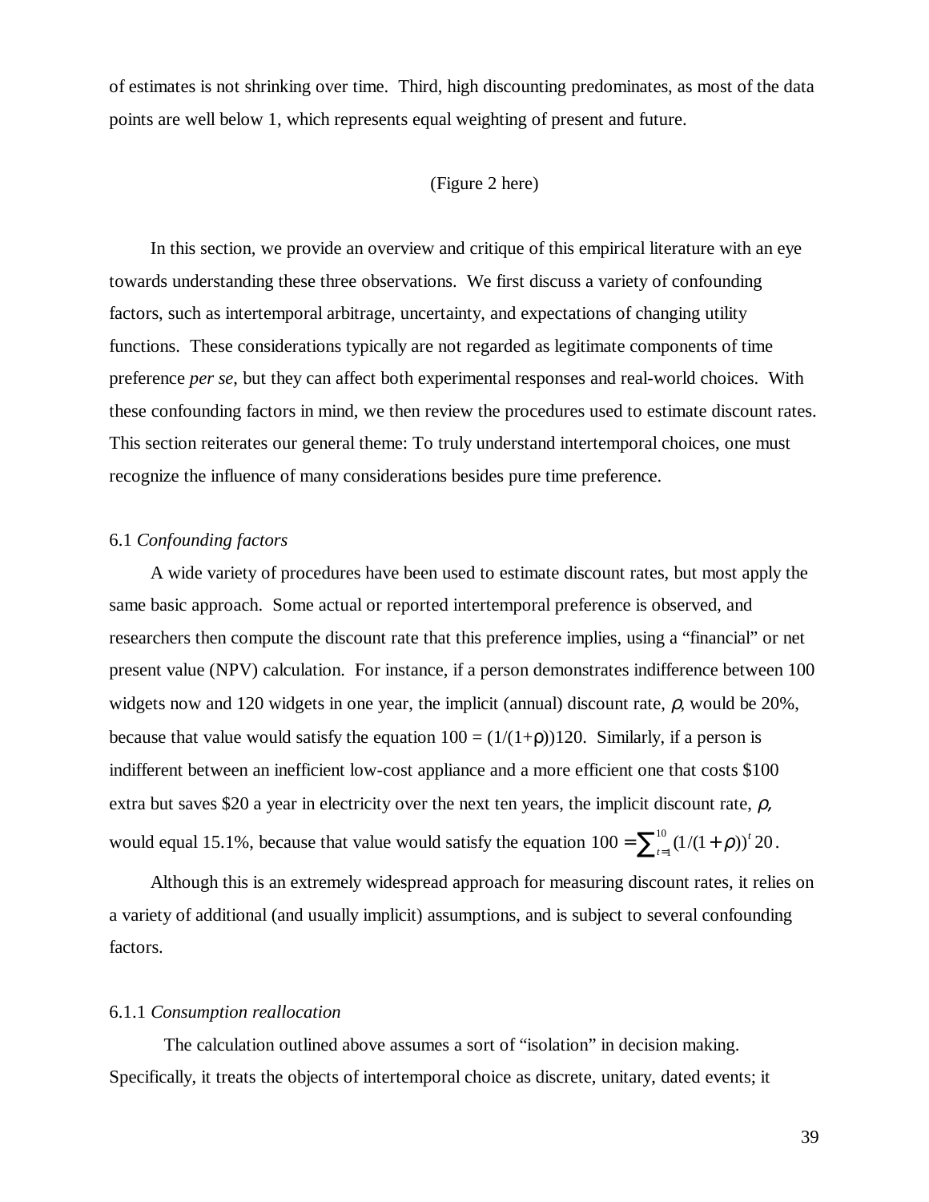of estimates is not shrinking over time. Third, high discounting predominates, as most of the data points are well below 1, which represents equal weighting of present and future.

(Figure 2 here)

In this section, we provide an overview and critique of this empirical literature with an eye towards understanding these three observations. We first discuss a variety of confounding factors, such as intertemporal arbitrage, uncertainty, and expectations of changing utility functions. These considerations typically are not regarded as legitimate components of time preference *per se*, but they can affect both experimental responses and real-world choices. With these confounding factors in mind, we then review the procedures used to estimate discount rates. This section reiterates our general theme: To truly understand intertemporal choices, one must recognize the influence of many considerations besides pure time preference.

### 6.1 *Confounding factors*

A wide variety of procedures have been used to estimate discount rates, but most apply the same basic approach. Some actual or reported intertemporal preference is observed, and researchers then compute the discount rate that this preference implies, using a "financial" or net present value (NPV) calculation. For instance, if a person demonstrates indifference between 100 widgets now and 120 widgets in one year, the implicit (annual) discount rate, $\rho$, would be 20%, because that value would satisfy the equation $100 = (1/(1+\rho))120$. Similarly, if a person is indifferent between an inefficient low-cost appliance and a more efficient one that costs $100 extra but saves $20 a year in electricity over the next ten years, the implicit discount rate, $\rho$, would equal 15.1%, because that value would satisfy the equation $100 = \sum_{t=1}^{10} (1/(1+\rho))^t \, 20$.

Although this is an extremely widespread approach for measuring discount rates, it relies on a variety of additional (and usually implicit) assumptions, and is subject to several confounding factors.

#### 6.1.1 *Consumption reallocation*

The calculation outlined above assumes a sort of "isolation" in decision making. Specifically, it treats the objects of intertemporal choice as discrete, unitary, dated events; it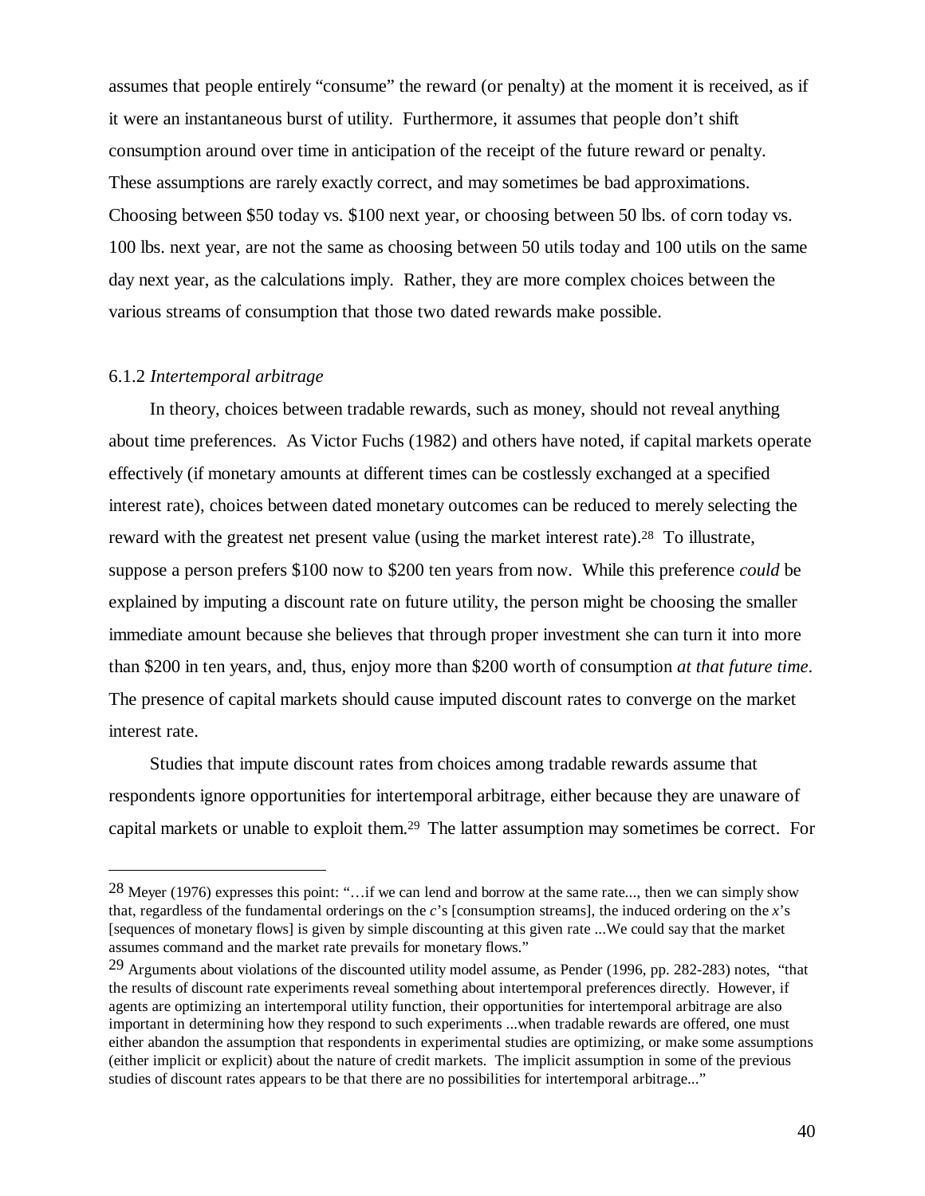assumes that people entirely "consume" the reward (or penalty) at the moment it is received, as if it were an instantaneous burst of utility. Furthermore, it assumes that people don't shift consumption around over time in anticipation of the receipt of the future reward or penalty. These assumptions are rarely exactly correct, and may sometimes be bad approximations. Choosing between $50 today vs. $100 next year, or choosing between 50 lbs. of corn today vs. 100 lbs. next year, are not the same as choosing between 50 utils today and 100 utils on the same day next year, as the calculations imply. Rather, they are more complex choices between the various streams of consumption that those two dated rewards make possible.

### 6.1.2 *Intertemporal arbitrage*

In theory, choices between tradable rewards, such as money, should not reveal anything about time preferences. As Victor Fuchs (1982) and others have noted, if capital markets operate effectively (if monetary amounts at different times can be costlessly exchanged at a specified interest rate), choices between dated monetary outcomes can be reduced to merely selecting the reward with the greatest net present value (using the market interest rate).[28] To illustrate, suppose a person prefers $100 now to $200 ten years from now. While this preference *could* be explained by imputing a discount rate on future utility, the person might be choosing the smaller immediate amount because she believes that through proper investment she can turn it into more than $200 in ten years, and, thus, enjoy more than $200 worth of consumption *at that future time*. The presence of capital markets should cause imputed discount rates to converge on the market interest rate.

Studies that impute discount rates from choices among tradable rewards assume that respondents ignore opportunities for intertemporal arbitrage, either because they are unaware of capital markets or unable to exploit them.[29] The latter assumption may sometimes be correct. For

---

[28] Meyer (1976) expresses this point: "…if we can lend and borrow at the same rate..., then we can simply show that, regardless of the fundamental orderings on the *c*'s [consumption streams], the induced ordering on the *x*'s [sequences of monetary flows] is given by simple discounting at this given rate ...We could say that the market assumes command and the market rate prevails for monetary flows."

[29] Arguments about violations of the discounted utility model assume, as Pender (1996, pp. 282-283) notes, "that the results of discount rate experiments reveal something about intertemporal preferences directly. However, if agents are optimizing an intertemporal utility function, their opportunities for intertemporal arbitrage are also important in determining how they respond to such experiments ...when tradable rewards are offered, one must either abandon the assumption that respondents in experimental studies are optimizing, or make some assumptions (either implicit or explicit) about the nature of credit markets. The implicit assumption in some of the previous studies of discount rates appears to be that there are no possibilities for intertemporal arbitrage..."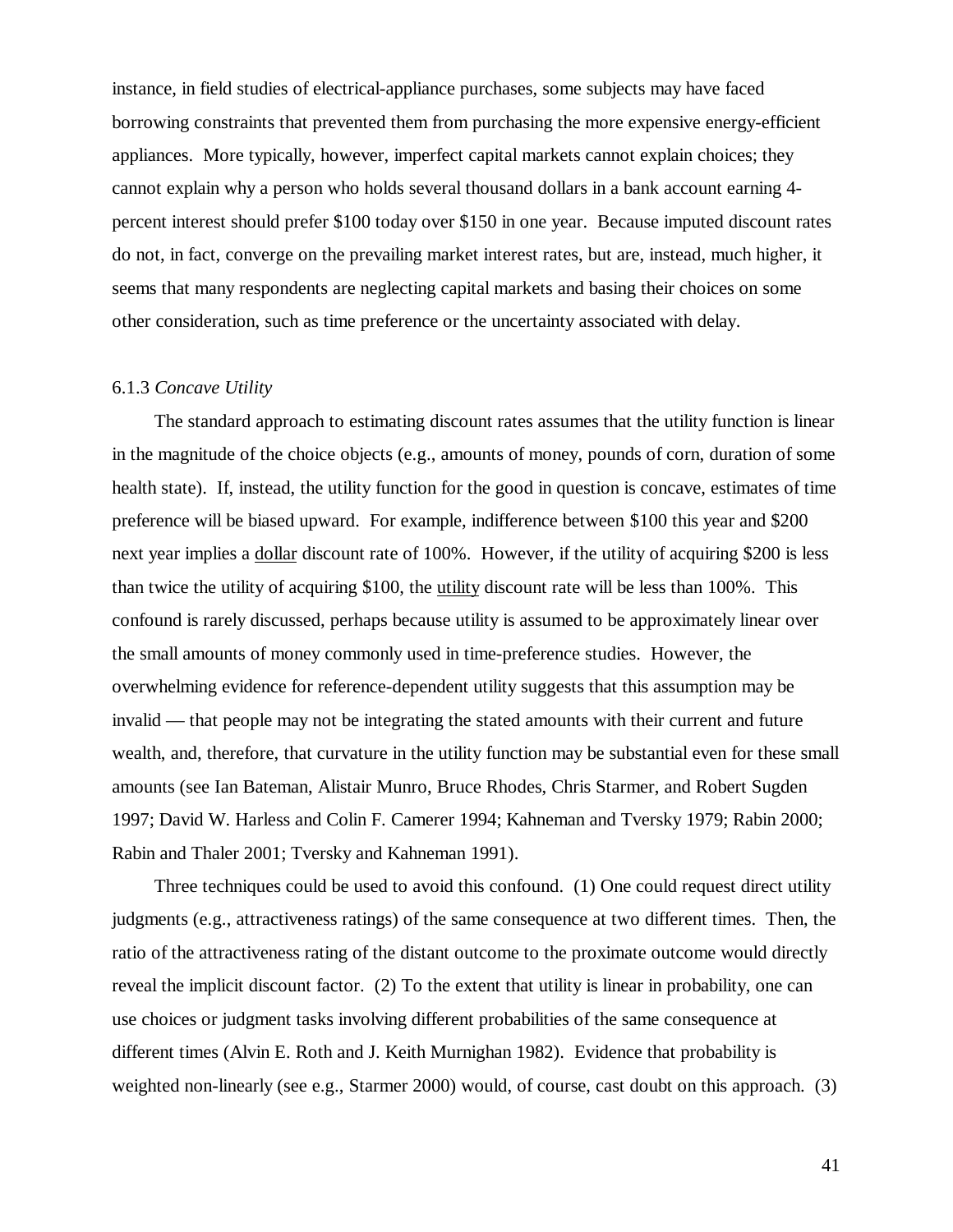instance, in field studies of electrical-appliance purchases, some subjects may have faced borrowing constraints that prevented them from purchasing the more expensive energy-efficient appliances. More typically, however, imperfect capital markets cannot explain choices; they cannot explain why a person who holds several thousand dollars in a bank account earning 4-percent interest should prefer $100 today over $150 in one year. Because imputed discount rates do not, in fact, converge on the prevailing market interest rates, but are, instead, much higher, it seems that many respondents are neglecting capital markets and basing their choices on some other consideration, such as time preference or the uncertainty associated with delay.

#### 6.1.3 *Concave Utility*

The standard approach to estimating discount rates assumes that the utility function is linear in the magnitude of the choice objects (e.g., amounts of money, pounds of corn, duration of some health state). If, instead, the utility function for the good in question is concave, estimates of time preference will be biased upward. For example, indifference between $100 this year and $200 next year implies a <u>dollar</u> discount rate of 100%. However, if the utility of acquiring $200 is less than twice the utility of acquiring $100, the <u>utility</u> discount rate will be less than 100%. This confound is rarely discussed, perhaps because utility is assumed to be approximately linear over the small amounts of money commonly used in time-preference studies. However, the overwhelming evidence for reference-dependent utility suggests that this assumption may be invalid — that people may not be integrating the stated amounts with their current and future wealth, and, therefore, that curvature in the utility function may be substantial even for these small amounts (see Ian Bateman, Alistair Munro, Bruce Rhodes, Chris Starmer, and Robert Sugden 1997; David W. Harless and Colin F. Camerer 1994; Kahneman and Tversky 1979; Rabin 2000; Rabin and Thaler 2001; Tversky and Kahneman 1991).

Three techniques could be used to avoid this confound. (1) One could request direct utility judgments (e.g., attractiveness ratings) of the same consequence at two different times. Then, the ratio of the attractiveness rating of the distant outcome to the proximate outcome would directly reveal the implicit discount factor. (2) To the extent that utility is linear in probability, one can use choices or judgment tasks involving different probabilities of the same consequence at different times (Alvin E. Roth and J. Keith Murnighan 1982). Evidence that probability is weighted non-linearly (see e.g., Starmer 2000) would, of course, cast doubt on this approach. (3)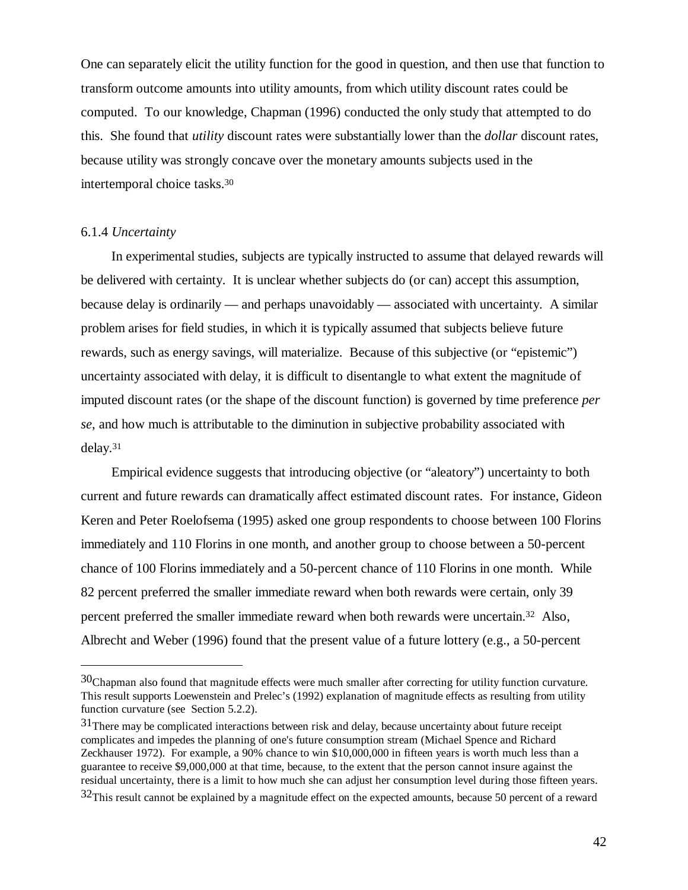One can separately elicit the utility function for the good in question, and then use that function to transform outcome amounts into utility amounts, from which utility discount rates could be computed. To our knowledge, Chapman (1996) conducted the only study that attempted to do this. She found that *utility* discount rates were substantially lower than the *dollar* discount rates, because utility was strongly concave over the monetary amounts subjects used in the intertemporal choice tasks.[30]

### 6.1.4 *Uncertainty*

In experimental studies, subjects are typically instructed to assume that delayed rewards will be delivered with certainty. It is unclear whether subjects do (or can) accept this assumption, because delay is ordinarily — and perhaps unavoidably — associated with uncertainty. A similar problem arises for field studies, in which it is typically assumed that subjects believe future rewards, such as energy savings, will materialize. Because of this subjective (or "epistemic") uncertainty associated with delay, it is difficult to disentangle to what extent the magnitude of imputed discount rates (or the shape of the discount function) is governed by time preference *per se*, and how much is attributable to the diminution in subjective probability associated with delay.[31]

Empirical evidence suggests that introducing objective (or "aleatory") uncertainty to both current and future rewards can dramatically affect estimated discount rates. For instance, Gideon Keren and Peter Roelofsema (1995) asked one group respondents to choose between 100 Florins immediately and 110 Florins in one month, and another group to choose between a 50-percent chance of 100 Florins immediately and a 50-percent chance of 110 Florins in one month. While 82 percent preferred the smaller immediate reward when both rewards were certain, only 39 percent preferred the smaller immediate reward when both rewards were uncertain.[32] Also, Albrecht and Weber (1996) found that the present value of a future lottery (e.g., a 50-percent

---

[30] Chapman also found that magnitude effects were much smaller after correcting for utility function curvature. This result supports Loewenstein and Prelec's (1992) explanation of magnitude effects as resulting from utility function curvature (see Section 5.2.2).

[31] There may be complicated interactions between risk and delay, because uncertainty about future receipt complicates and impedes the planning of one's future consumption stream (Michael Spence and Richard Zeckhauser 1972). For example, a 90% chance to win $10,000,000 in fifteen years is worth much less than a guarantee to receive $9,000,000 at that time, because, to the extent that the person cannot insure against the residual uncertainty, there is a limit to how much she can adjust her consumption level during those fifteen years.

[32] This result cannot be explained by a magnitude effect on the expected amounts, because 50 percent of a reward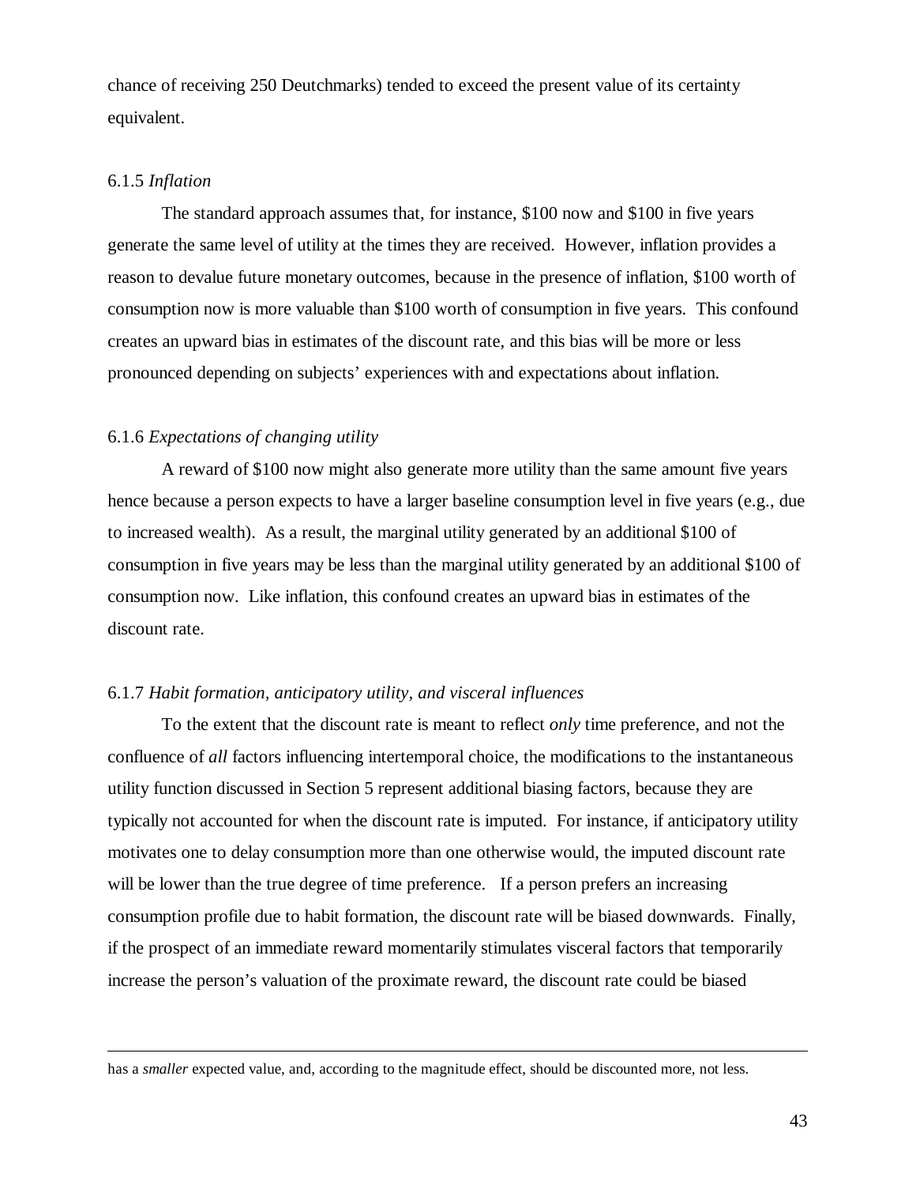chance of receiving 250 Deutchmarks) tended to exceed the present value of its certainty equivalent.

6.1.5 *Inflation*

The standard approach assumes that, for instance, $100 now and $100 in five years generate the same level of utility at the times they are received. However, inflation provides a reason to devalue future monetary outcomes, because in the presence of inflation, $100 worth of consumption now is more valuable than $100 worth of consumption in five years. This confound creates an upward bias in estimates of the discount rate, and this bias will be more or less pronounced depending on subjects' experiences with and expectations about inflation.

6.1.6 *Expectations of changing utility*

A reward of $100 now might also generate more utility than the same amount five years hence because a person expects to have a larger baseline consumption level in five years (e.g., due to increased wealth). As a result, the marginal utility generated by an additional $100 of consumption in five years may be less than the marginal utility generated by an additional $100 of consumption now. Like inflation, this confound creates an upward bias in estimates of the discount rate.

6.1.7 *Habit formation, anticipatory utility, and visceral influences*

To the extent that the discount rate is meant to reflect *only* time preference, and not the confluence of *all* factors influencing intertemporal choice, the modifications to the instantaneous utility function discussed in Section 5 represent additional biasing factors, because they are typically not accounted for when the discount rate is imputed. For instance, if anticipatory utility motivates one to delay consumption more than one otherwise would, the imputed discount rate will be lower than the true degree of time preference. If a person prefers an increasing consumption profile due to habit formation, the discount rate will be biased downwards. Finally, if the prospect of an immediate reward momentarily stimulates visceral factors that temporarily increase the person's valuation of the proximate reward, the discount rate could be biased

---

has a *smaller* expected value, and, according to the magnitude effect, should be discounted more, not less.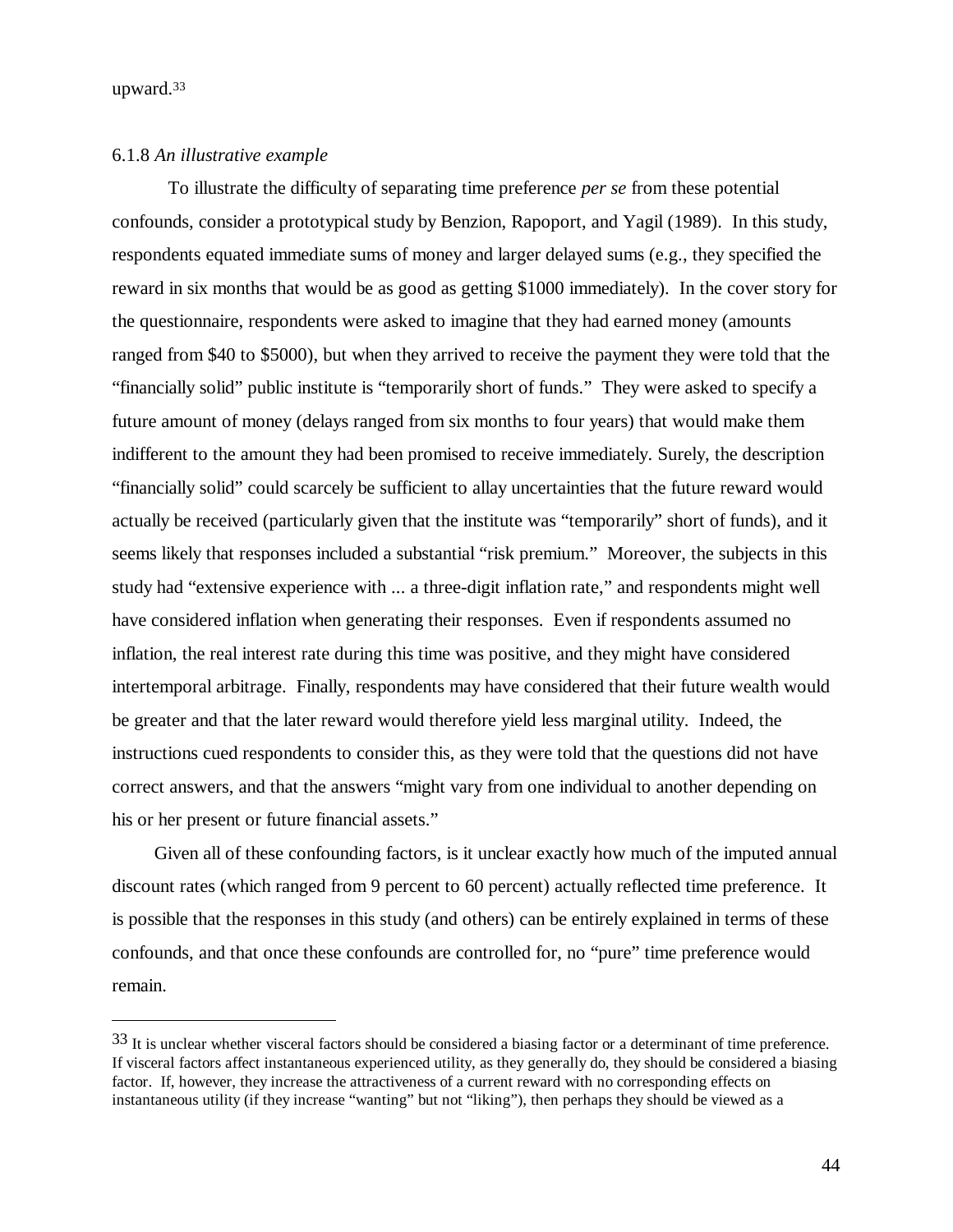upward.[33]

6.1.8 *An illustrative example*

To illustrate the difficulty of separating time preference *per se* from these potential confounds, consider a prototypical study by Benzion, Rapoport, and Yagil (1989). In this study, respondents equated immediate sums of money and larger delayed sums (e.g., they specified the reward in six months that would be as good as getting $1000 immediately). In the cover story for the questionnaire, respondents were asked to imagine that they had earned money (amounts ranged from $40 to $5000), but when they arrived to receive the payment they were told that the "financially solid" public institute is "temporarily short of funds." They were asked to specify a future amount of money (delays ranged from six months to four years) that would make them indifferent to the amount they had been promised to receive immediately. Surely, the description "financially solid" could scarcely be sufficient to allay uncertainties that the future reward would actually be received (particularly given that the institute was "temporarily" short of funds), and it seems likely that responses included a substantial "risk premium." Moreover, the subjects in this study had "extensive experience with ... a three-digit inflation rate," and respondents might well have considered inflation when generating their responses. Even if respondents assumed no inflation, the real interest rate during this time was positive, and they might have considered intertemporal arbitrage. Finally, respondents may have considered that their future wealth would be greater and that the later reward would therefore yield less marginal utility. Indeed, the instructions cued respondents to consider this, as they were told that the questions did not have correct answers, and that the answers "might vary from one individual to another depending on his or her present or future financial assets."

Given all of these confounding factors, is it unclear exactly how much of the imputed annual discount rates (which ranged from 9 percent to 60 percent) actually reflected time preference. It is possible that the responses in this study (and others) can be entirely explained in terms of these confounds, and that once these confounds are controlled for, no "pure" time preference would remain.

---

[33] It is unclear whether visceral factors should be considered a biasing factor or a determinant of time preference. If visceral factors affect instantaneous experienced utility, as they generally do, they should be considered a biasing factor. If, however, they increase the attractiveness of a current reward with no corresponding effects on instantaneous utility (if they increase "wanting" but not "liking"), then perhaps they should be viewed as a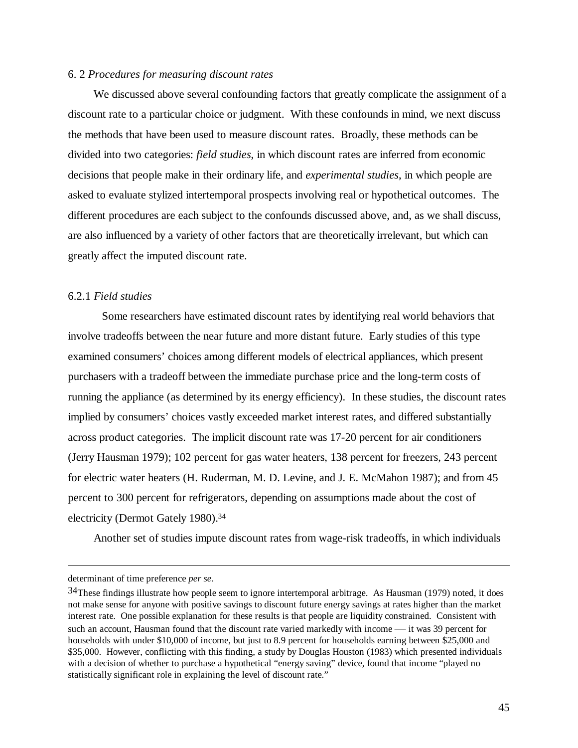### 6. 2 *Procedures for measuring discount rates*

We discussed above several confounding factors that greatly complicate the assignment of a discount rate to a particular choice or judgment. With these confounds in mind, we next discuss the methods that have been used to measure discount rates. Broadly, these methods can be divided into two categories: *field studies*, in which discount rates are inferred from economic decisions that people make in their ordinary life, and *experimental studies*, in which people are asked to evaluate stylized intertemporal prospects involving real or hypothetical outcomes. The different procedures are each subject to the confounds discussed above, and, as we shall discuss, are also influenced by a variety of other factors that are theoretically irrelevant, but which can greatly affect the imputed discount rate.

#### 6.2.1 *Field studies*

Some researchers have estimated discount rates by identifying real world behaviors that involve tradeoffs between the near future and more distant future. Early studies of this type examined consumers' choices among different models of electrical appliances, which present purchasers with a tradeoff between the immediate purchase price and the long-term costs of running the appliance (as determined by its energy efficiency). In these studies, the discount rates implied by consumers' choices vastly exceeded market interest rates, and differed substantially across product categories. The implicit discount rate was 17-20 percent for air conditioners (Jerry Hausman 1979); 102 percent for gas water heaters, 138 percent for freezers, 243 percent for electric water heaters (H. Ruderman, M. D. Levine, and J. E. McMahon 1987); and from 45 percent to 300 percent for refrigerators, depending on assumptions made about the cost of electricity (Dermot Gately 1980).[34]

Another set of studies impute discount rates from wage-risk tradeoffs, in which individuals

---

determinant of time preference *per se*.

[34] These findings illustrate how people seem to ignore intertemporal arbitrage. As Hausman (1979) noted, it does not make sense for anyone with positive savings to discount future energy savings at rates higher than the market interest rate. One possible explanation for these results is that people are liquidity constrained. Consistent with such an account, Hausman found that the discount rate varied markedly with income — it was 39 percent for households with under $10,000 of income, but just to 8.9 percent for households earning between $25,000 and $35,000. However, conflicting with this finding, a study by Douglas Houston (1983) which presented individuals with a decision of whether to purchase a hypothetical "energy saving" device, found that income "played no statistically significant role in explaining the level of discount rate."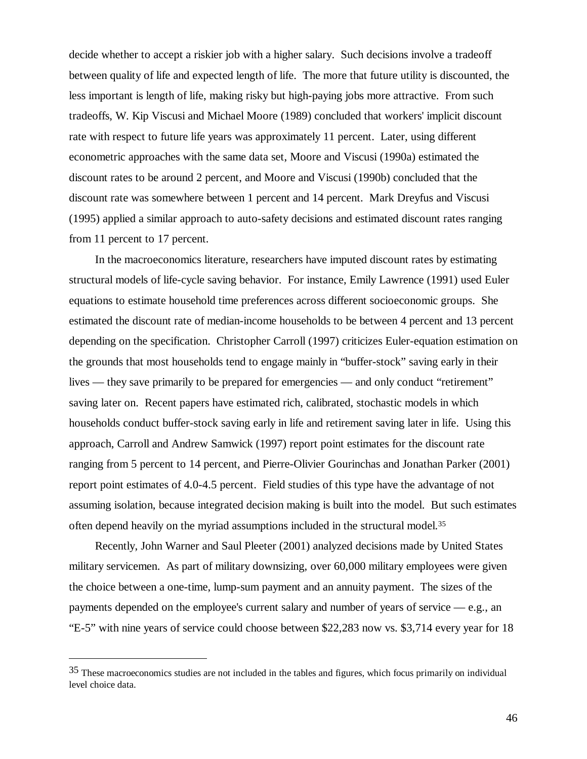decide whether to accept a riskier job with a higher salary. Such decisions involve a tradeoff between quality of life and expected length of life. The more that future utility is discounted, the less important is length of life, making risky but high-paying jobs more attractive. From such tradeoffs, W. Kip Viscusi and Michael Moore (1989) concluded that workers' implicit discount rate with respect to future life years was approximately 11 percent. Later, using different econometric approaches with the same data set, Moore and Viscusi (1990a) estimated the discount rates to be around 2 percent, and Moore and Viscusi (1990b) concluded that the discount rate was somewhere between 1 percent and 14 percent. Mark Dreyfus and Viscusi (1995) applied a similar approach to auto-safety decisions and estimated discount rates ranging from 11 percent to 17 percent.

In the macroeconomics literature, researchers have imputed discount rates by estimating structural models of life-cycle saving behavior. For instance, Emily Lawrence (1991) used Euler equations to estimate household time preferences across different socioeconomic groups. She estimated the discount rate of median-income households to be between 4 percent and 13 percent depending on the specification. Christopher Carroll (1997) criticizes Euler-equation estimation on the grounds that most households tend to engage mainly in "buffer-stock" saving early in their lives — they save primarily to be prepared for emergencies — and only conduct "retirement" saving later on. Recent papers have estimated rich, calibrated, stochastic models in which households conduct buffer-stock saving early in life and retirement saving later in life. Using this approach, Carroll and Andrew Samwick (1997) report point estimates for the discount rate ranging from 5 percent to 14 percent, and Pierre-Olivier Gourinchas and Jonathan Parker (2001) report point estimates of 4.0-4.5 percent. Field studies of this type have the advantage of not assuming isolation, because integrated decision making is built into the model. But such estimates often depend heavily on the myriad assumptions included in the structural model.[35]

Recently, John Warner and Saul Pleeter (2001) analyzed decisions made by United States military servicemen. As part of military downsizing, over 60,000 military employees were given the choice between a one-time, lump-sum payment and an annuity payment. The sizes of the payments depended on the employee's current salary and number of years of service — e.g., an "E-5" with nine years of service could choose between $22,283 now vs. $3,714 every year for 18

---

[35] These macroeconomics studies are not included in the tables and figures, which focus primarily on individual level choice data.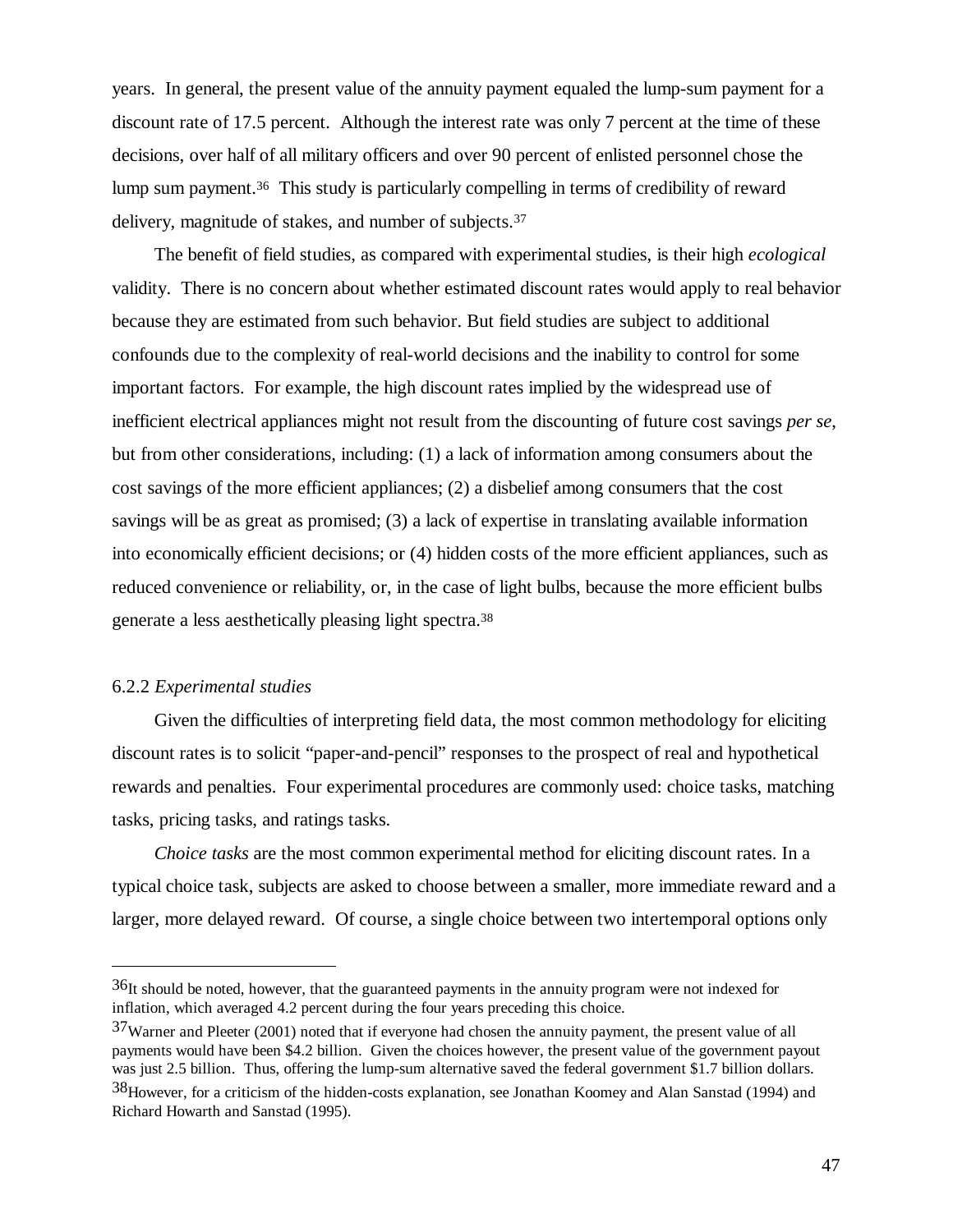years. In general, the present value of the annuity payment equaled the lump-sum payment for a discount rate of 17.5 percent. Although the interest rate was only 7 percent at the time of these decisions, over half of all military officers and over 90 percent of enlisted personnel chose the lump sum payment.[36] This study is particularly compelling in terms of credibility of reward delivery, magnitude of stakes, and number of subjects.[37]

The benefit of field studies, as compared with experimental studies, is their high *ecological* validity. There is no concern about whether estimated discount rates would apply to real behavior because they are estimated from such behavior. But field studies are subject to additional confounds due to the complexity of real-world decisions and the inability to control for some important factors. For example, the high discount rates implied by the widespread use of inefficient electrical appliances might not result from the discounting of future cost savings *per se*, but from other considerations, including: (1) a lack of information among consumers about the cost savings of the more efficient appliances; (2) a disbelief among consumers that the cost savings will be as great as promised; (3) a lack of expertise in translating available information into economically efficient decisions; or (4) hidden costs of the more efficient appliances, such as reduced convenience or reliability, or, in the case of light bulbs, because the more efficient bulbs generate a less aesthetically pleasing light spectra.[38]

### 6.2.2 *Experimental studies*

Given the difficulties of interpreting field data, the most common methodology for eliciting discount rates is to solicit "paper-and-pencil" responses to the prospect of real and hypothetical rewards and penalties. Four experimental procedures are commonly used: choice tasks, matching tasks, pricing tasks, and ratings tasks.

*Choice tasks* are the most common experimental method for eliciting discount rates. In a typical choice task, subjects are asked to choose between a smaller, more immediate reward and a larger, more delayed reward. Of course, a single choice between two intertemporal options only

---

[36] It should be noted, however, that the guaranteed payments in the annuity program were not indexed for inflation, which averaged 4.2 percent during the four years preceding this choice.

[37] Warner and Pleeter (2001) noted that if everyone had chosen the annuity payment, the present value of all payments would have been $4.2 billion. Given the choices however, the present value of the government payout was just 2.5 billion. Thus, offering the lump-sum alternative saved the federal government $1.7 billion dollars.

[38] However, for a criticism of the hidden-costs explanation, see Jonathan Koomey and Alan Sanstad (1994) and Richard Howarth and Sanstad (1995).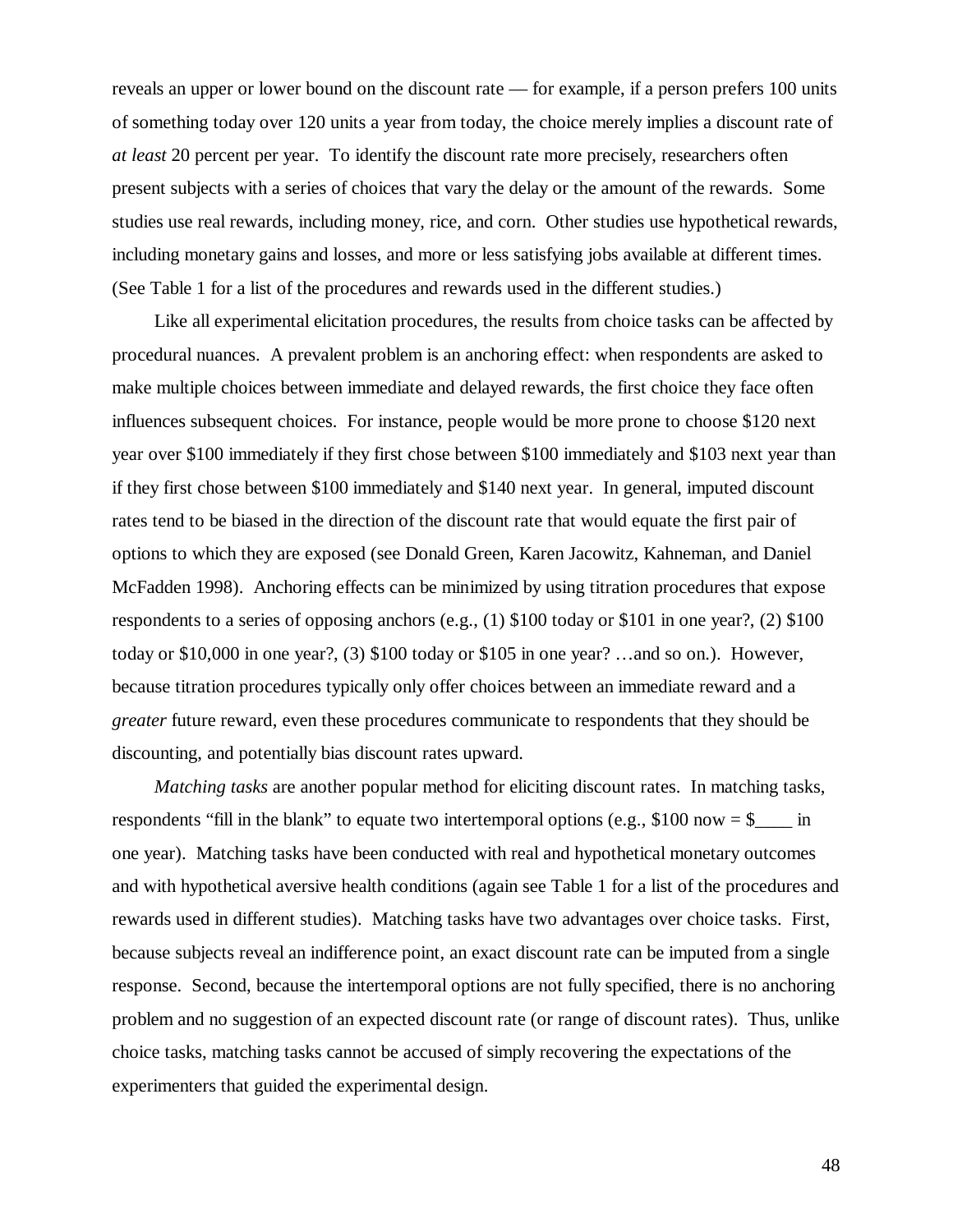reveals an upper or lower bound on the discount rate — for example, if a person prefers 100 units of something today over 120 units a year from today, the choice merely implies a discount rate of *at least* 20 percent per year. To identify the discount rate more precisely, researchers often present subjects with a series of choices that vary the delay or the amount of the rewards. Some studies use real rewards, including money, rice, and corn. Other studies use hypothetical rewards, including monetary gains and losses, and more or less satisfying jobs available at different times. (See Table 1 for a list of the procedures and rewards used in the different studies.)

Like all experimental elicitation procedures, the results from choice tasks can be affected by procedural nuances. A prevalent problem is an anchoring effect: when respondents are asked to make multiple choices between immediate and delayed rewards, the first choice they face often influences subsequent choices. For instance, people would be more prone to choose $120 next year over $100 immediately if they first chose between $100 immediately and $103 next year than if they first chose between $100 immediately and $140 next year. In general, imputed discount rates tend to be biased in the direction of the discount rate that would equate the first pair of options to which they are exposed (see Donald Green, Karen Jacowitz, Kahneman, and Daniel McFadden 1998). Anchoring effects can be minimized by using titration procedures that expose respondents to a series of opposing anchors (e.g., (1) $100 today or $101 in one year?, (2) $100 today or $10,000 in one year?, (3) $100 today or $105 in one year? …and so on.). However, because titration procedures typically only offer choices between an immediate reward and a *greater* future reward, even these procedures communicate to respondents that they should be discounting, and potentially bias discount rates upward.

*Matching tasks* are another popular method for eliciting discount rates. In matching tasks, respondents "fill in the blank" to equate two intertemporal options (e.g., $100 now = $____ in one year). Matching tasks have been conducted with real and hypothetical monetary outcomes and with hypothetical aversive health conditions (again see Table 1 for a list of the procedures and rewards used in different studies). Matching tasks have two advantages over choice tasks. First, because subjects reveal an indifference point, an exact discount rate can be imputed from a single response. Second, because the intertemporal options are not fully specified, there is no anchoring problem and no suggestion of an expected discount rate (or range of discount rates). Thus, unlike choice tasks, matching tasks cannot be accused of simply recovering the expectations of the experimenters that guided the experimental design.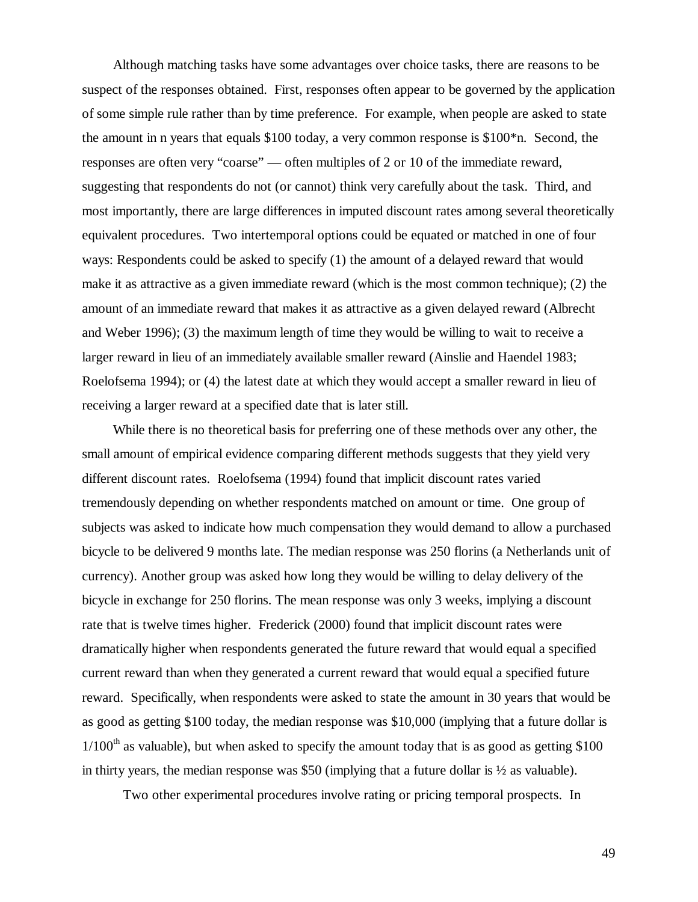Although matching tasks have some advantages over choice tasks, there are reasons to be suspect of the responses obtained. First, responses often appear to be governed by the application of some simple rule rather than by time preference. For example, when people are asked to state the amount in n years that equals \$100 today, a very common response is \$100*n. Second, the responses are often very "coarse" — often multiples of 2 or 10 of the immediate reward, suggesting that respondents do not (or cannot) think very carefully about the task. Third, and most importantly, there are large differences in imputed discount rates among several theoretically equivalent procedures. Two intertemporal options could be equated or matched in one of four ways: Respondents could be asked to specify (1) the amount of a delayed reward that would make it as attractive as a given immediate reward (which is the most common technique); (2) the amount of an immediate reward that makes it as attractive as a given delayed reward (Albrecht and Weber 1996); (3) the maximum length of time they would be willing to wait to receive a larger reward in lieu of an immediately available smaller reward (Ainslie and Haendel 1983; Roelofsema 1994); or (4) the latest date at which they would accept a smaller reward in lieu of receiving a larger reward at a specified date that is later still.

While there is no theoretical basis for preferring one of these methods over any other, the small amount of empirical evidence comparing different methods suggests that they yield very different discount rates. Roelofsema (1994) found that implicit discount rates varied tremendously depending on whether respondents matched on amount or time. One group of subjects was asked to indicate how much compensation they would demand to allow a purchased bicycle to be delivered 9 months late. The median response was 250 florins (a Netherlands unit of currency). Another group was asked how long they would be willing to delay delivery of the bicycle in exchange for 250 florins. The mean response was only 3 weeks, implying a discount rate that is twelve times higher. Frederick (2000) found that implicit discount rates were dramatically higher when respondents generated the future reward that would equal a specified current reward than when they generated a current reward that would equal a specified future reward. Specifically, when respondents were asked to state the amount in 30 years that would be as good as getting \$100 today, the median response was \$10,000 (implying that a future dollar is $1/100^{th}$ as valuable), but when asked to specify the amount today that is as good as getting \$100 in thirty years, the median response was \$50 (implying that a future dollar is ½ as valuable).

Two other experimental procedures involve rating or pricing temporal prospects. In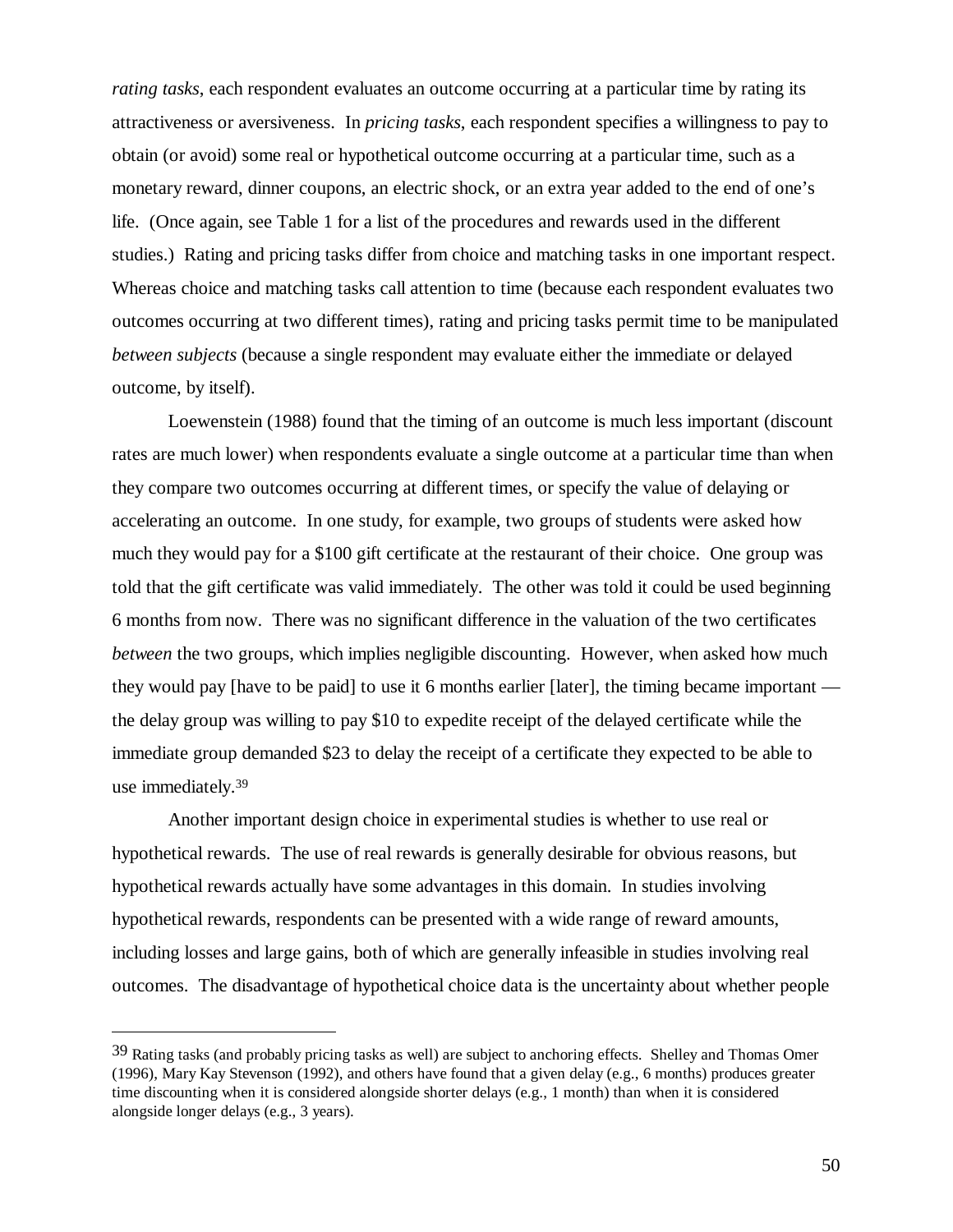*rating tasks*, each respondent evaluates an outcome occurring at a particular time by rating its attractiveness or aversiveness. In *pricing tasks*, each respondent specifies a willingness to pay to obtain (or avoid) some real or hypothetical outcome occurring at a particular time, such as a monetary reward, dinner coupons, an electric shock, or an extra year added to the end of one's life. (Once again, see Table 1 for a list of the procedures and rewards used in the different studies.) Rating and pricing tasks differ from choice and matching tasks in one important respect. Whereas choice and matching tasks call attention to time (because each respondent evaluates two outcomes occurring at two different times), rating and pricing tasks permit time to be manipulated *between subjects* (because a single respondent may evaluate either the immediate or delayed outcome, by itself).

Loewenstein (1988) found that the timing of an outcome is much less important (discount rates are much lower) when respondents evaluate a single outcome at a particular time than when they compare two outcomes occurring at different times, or specify the value of delaying or accelerating an outcome. In one study, for example, two groups of students were asked how much they would pay for a $100 gift certificate at the restaurant of their choice. One group was told that the gift certificate was valid immediately. The other was told it could be used beginning 6 months from now. There was no significant difference in the valuation of the two certificates *between* the two groups, which implies negligible discounting. However, when asked how much they would pay [have to be paid] to use it 6 months earlier [later], the timing became important — the delay group was willing to pay $10 to expedite receipt of the delayed certificate while the immediate group demanded $23 to delay the receipt of a certificate they expected to be able to use immediately.[39]

Another important design choice in experimental studies is whether to use real or hypothetical rewards. The use of real rewards is generally desirable for obvious reasons, but hypothetical rewards actually have some advantages in this domain. In studies involving hypothetical rewards, respondents can be presented with a wide range of reward amounts, including losses and large gains, both of which are generally infeasible in studies involving real outcomes. The disadvantage of hypothetical choice data is the uncertainty about whether people

---

[39] Rating tasks (and probably pricing tasks as well) are subject to anchoring effects. Shelley and Thomas Omer (1996), Mary Kay Stevenson (1992), and others have found that a given delay (e.g., 6 months) produces greater time discounting when it is considered alongside shorter delays (e.g., 1 month) than when it is considered alongside longer delays (e.g., 3 years).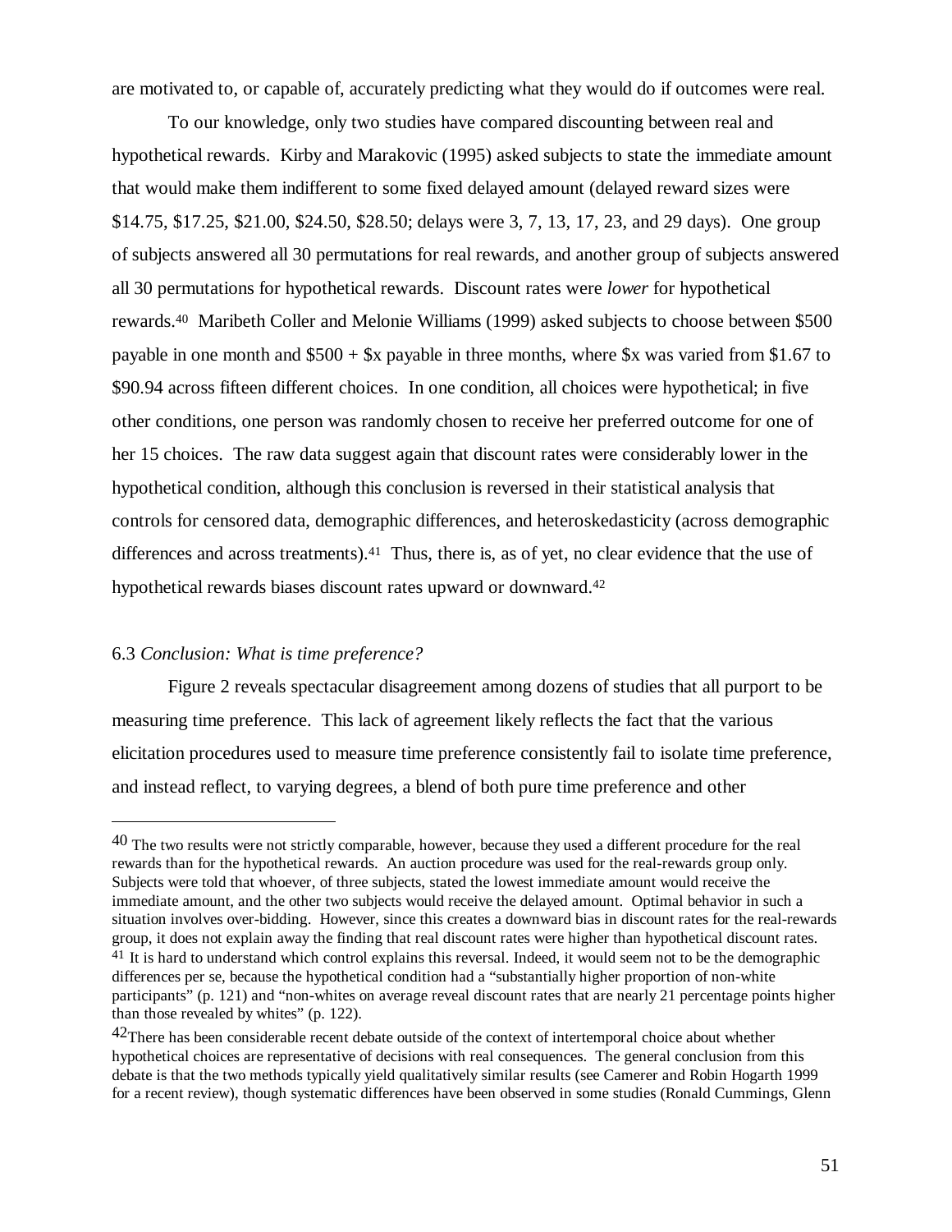are motivated to, or capable of, accurately predicting what they would do if outcomes were real.

To our knowledge, only two studies have compared discounting between real and hypothetical rewards. Kirby and Marakovic (1995) asked subjects to state the immediate amount that would make them indifferent to some fixed delayed amount (delayed reward sizes were $14.75, $17.25, $21.00, $24.50, $28.50; delays were 3, 7, 13, 17, 23, and 29 days). One group of subjects answered all 30 permutations for real rewards, and another group of subjects answered all 30 permutations for hypothetical rewards. Discount rates were *lower* for hypothetical rewards.[40] Maribeth Coller and Melonie Williams (1999) asked subjects to choose between $500 payable in one month and $500 + $x payable in three months, where $x was varied from $1.67 to $90.94 across fifteen different choices. In one condition, all choices were hypothetical; in five other conditions, one person was randomly chosen to receive her preferred outcome for one of her 15 choices. The raw data suggest again that discount rates were considerably lower in the hypothetical condition, although this conclusion is reversed in their statistical analysis that controls for censored data, demographic differences, and heteroskedasticity (across demographic differences and across treatments).[41] Thus, there is, as of yet, no clear evidence that the use of hypothetical rewards biases discount rates upward or downward.[42]

### 6.3 *Conclusion: What is time preference?*

Figure 2 reveals spectacular disagreement among dozens of studies that all purport to be measuring time preference. This lack of agreement likely reflects the fact that the various elicitation procedures used to measure time preference consistently fail to isolate time preference, and instead reflect, to varying degrees, a blend of both pure time preference and other

---

[40] The two results were not strictly comparable, however, because they used a different procedure for the real rewards than for the hypothetical rewards. An auction procedure was used for the real-rewards group only. Subjects were told that whoever, of three subjects, stated the lowest immediate amount would receive the immediate amount, and the other two subjects would receive the delayed amount. Optimal behavior in such a situation involves over-bidding. However, since this creates a downward bias in discount rates for the real-rewards group, it does not explain away the finding that real discount rates were higher than hypothetical discount rates.

[41] It is hard to understand which control explains this reversal. Indeed, it would seem not to be the demographic differences per se, because the hypothetical condition had a "substantially higher proportion of non-white participants" (p. 121) and "non-whites on average reveal discount rates that are nearly 21 percentage points higher than those revealed by whites" (p. 122).

[42] There has been considerable recent debate outside of the context of intertemporal choice about whether hypothetical choices are representative of decisions with real consequences. The general conclusion from this debate is that the two methods typically yield qualitatively similar results (see Camerer and Robin Hogarth 1999 for a recent review), though systematic differences have been observed in some studies (Ronald Cummings, Glenn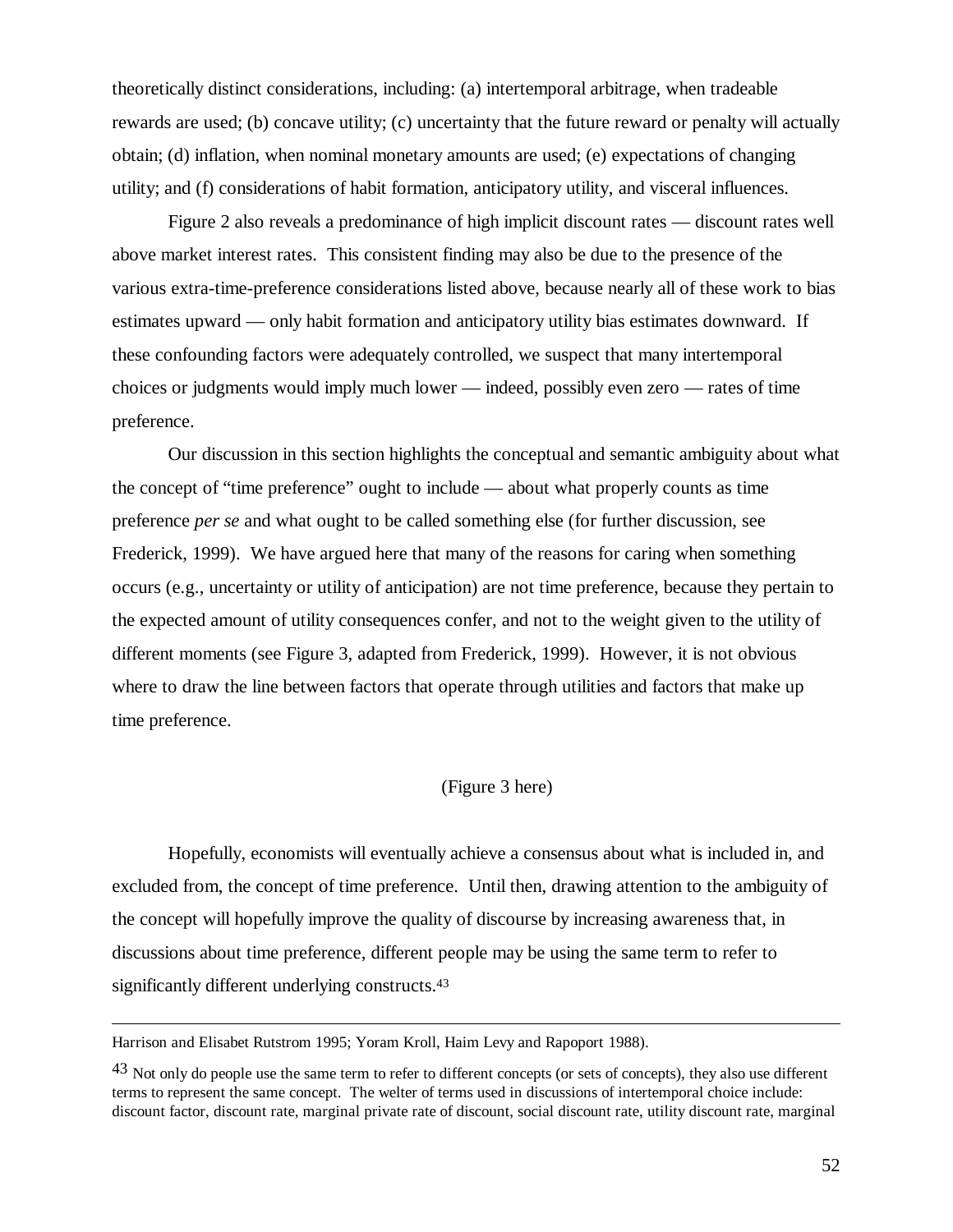theoretically distinct considerations, including: (a) intertemporal arbitrage, when tradeable rewards are used; (b) concave utility; (c) uncertainty that the future reward or penalty will actually obtain; (d) inflation, when nominal monetary amounts are used; (e) expectations of changing utility; and (f) considerations of habit formation, anticipatory utility, and visceral influences.

Figure 2 also reveals a predominance of high implicit discount rates — discount rates well above market interest rates. This consistent finding may also be due to the presence of the various extra-time-preference considerations listed above, because nearly all of these work to bias estimates upward — only habit formation and anticipatory utility bias estimates downward. If these confounding factors were adequately controlled, we suspect that many intertemporal choices or judgments would imply much lower — indeed, possibly even zero — rates of time preference.

Our discussion in this section highlights the conceptual and semantic ambiguity about what the concept of "time preference" ought to include — about what properly counts as time preference *per se* and what ought to be called something else (for further discussion, see Frederick, 1999). We have argued here that many of the reasons for caring when something occurs (e.g., uncertainty or utility of anticipation) are not time preference, because they pertain to the expected amount of utility consequences confer, and not to the weight given to the utility of different moments (see Figure 3, adapted from Frederick, 1999). However, it is not obvious where to draw the line between factors that operate through utilities and factors that make up time preference.

(Figure 3 here)

Hopefully, economists will eventually achieve a consensus about what is included in, and excluded from, the concept of time preference. Until then, drawing attention to the ambiguity of the concept will hopefully improve the quality of discourse by increasing awareness that, in discussions about time preference, different people may be using the same term to refer to significantly different underlying constructs.[43]

---

Harrison and Elisabet Rutstrom 1995; Yoram Kroll, Haim Levy and Rapoport 1988).

[43] Not only do people use the same term to refer to different concepts (or sets of concepts), they also use different terms to represent the same concept. The welter of terms used in discussions of intertemporal choice include: discount factor, discount rate, marginal private rate of discount, social discount rate, utility discount rate, marginal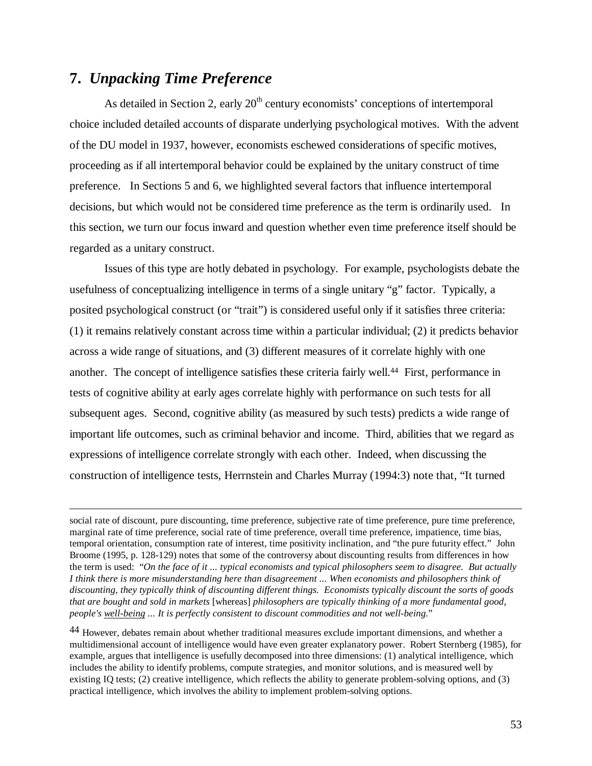## 7. *Unpacking Time Preference*

As detailed in Section 2, early 20th century economists' conceptions of intertemporal choice included detailed accounts of disparate underlying psychological motives. With the advent of the DU model in 1937, however, economists eschewed considerations of specific motives, proceeding as if all intertemporal behavior could be explained by the unitary construct of time preference. In Sections 5 and 6, we highlighted several factors that influence intertemporal decisions, but which would not be considered time preference as the term is ordinarily used. In this section, we turn our focus inward and question whether even time preference itself should be regarded as a unitary construct.

Issues of this type are hotly debated in psychology. For example, psychologists debate the usefulness of conceptualizing intelligence in terms of a single unitary "g" factor. Typically, a posited psychological construct (or "trait") is considered useful only if it satisfies three criteria: (1) it remains relatively constant across time within a particular individual; (2) it predicts behavior across a wide range of situations, and (3) different measures of it correlate highly with one another. The concept of intelligence satisfies these criteria fairly well.[44] First, performance in tests of cognitive ability at early ages correlate highly with performance on such tests for all subsequent ages. Second, cognitive ability (as measured by such tests) predicts a wide range of important life outcomes, such as criminal behavior and income. Third, abilities that we regard as expressions of intelligence correlate strongly with each other. Indeed, when discussing the construction of intelligence tests, Herrnstein and Charles Murray (1994:3) note that, "It turned

---

social rate of discount, pure discounting, time preference, subjective rate of time preference, pure time preference, marginal rate of time preference, social rate of time preference, overall time preference, impatience, time bias, temporal orientation, consumption rate of interest, time positivity inclination, and "the pure futurity effect." John Broome (1995, p. 128-129) notes that some of the controversy about discounting results from differences in how the term is used: "*On the face of it ... typical economists and typical philosophers seem to disagree. But actually I think there is more misunderstanding here than disagreement ... When economists and philosophers think of discounting, they typically think of discounting different things. Economists typically discount the sorts of goods that are bought and sold in markets* [whereas] *philosophers are typically thinking of a more fundamental good, people's* <u>*well-being*</u> *... It is perfectly consistent to discount commodities and not well-being.*"

[44] However, debates remain about whether traditional measures exclude important dimensions, and whether a multidimensional account of intelligence would have even greater explanatory power. Robert Sternberg (1985), for example, argues that intelligence is usefully decomposed into three dimensions: (1) analytical intelligence, which includes the ability to identify problems, compute strategies, and monitor solutions, and is measured well by existing IQ tests; (2) creative intelligence, which reflects the ability to generate problem-solving options, and (3) practical intelligence, which involves the ability to implement problem-solving options.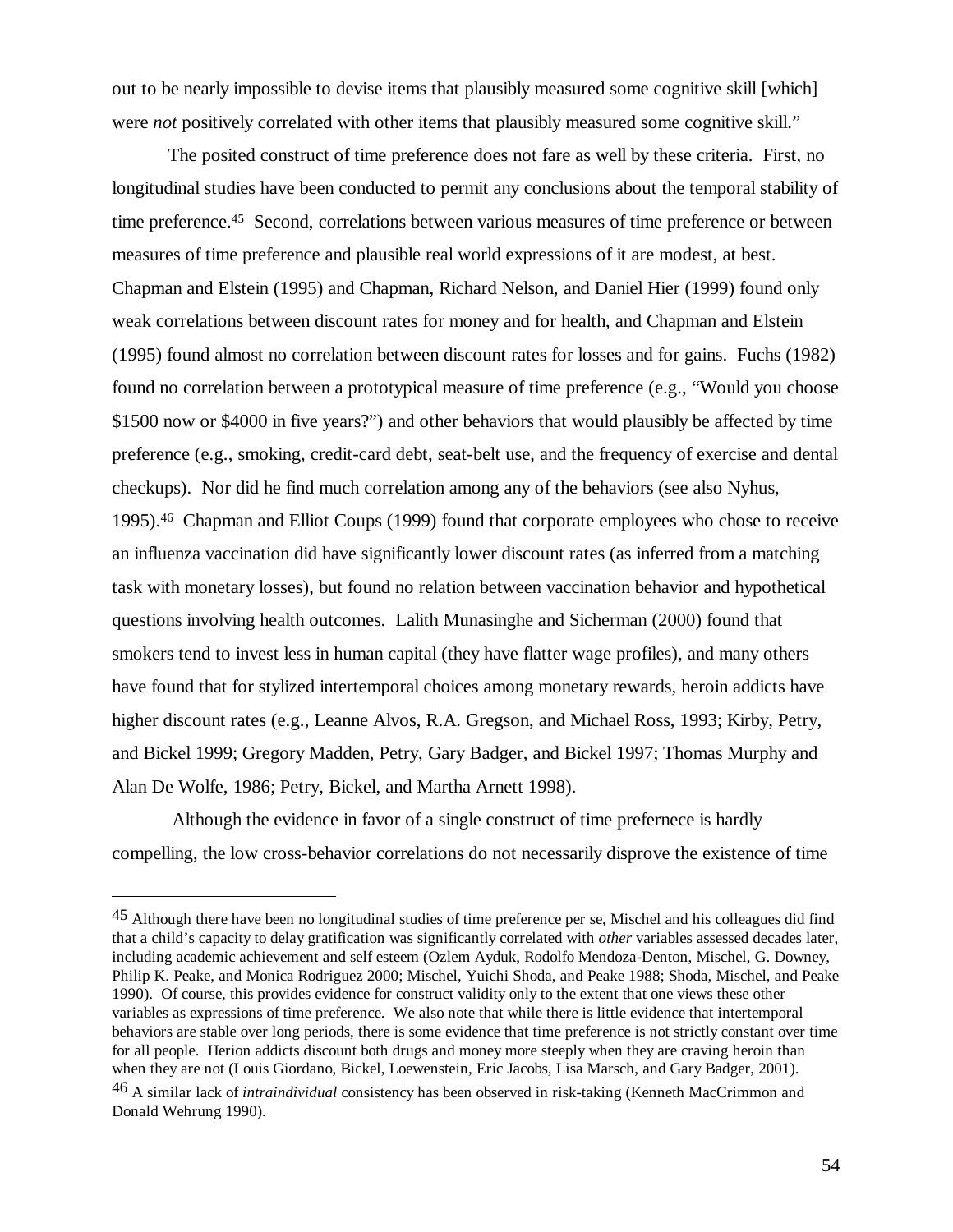out to be nearly impossible to devise items that plausibly measured some cognitive skill [which] were *not* positively correlated with other items that plausibly measured some cognitive skill."

The posited construct of time preference does not fare as well by these criteria. First, no longitudinal studies have been conducted to permit any conclusions about the temporal stability of time preference.[45] Second, correlations between various measures of time preference or between measures of time preference and plausible real world expressions of it are modest, at best. Chapman and Elstein (1995) and Chapman, Richard Nelson, and Daniel Hier (1999) found only weak correlations between discount rates for money and for health, and Chapman and Elstein (1995) found almost no correlation between discount rates for losses and for gains. Fuchs (1982) found no correlation between a prototypical measure of time preference (e.g., "Would you choose $1500 now or $4000 in five years?") and other behaviors that would plausibly be affected by time preference (e.g., smoking, credit-card debt, seat-belt use, and the frequency of exercise and dental checkups). Nor did he find much correlation among any of the behaviors (see also Nyhus, 1995).[46] Chapman and Elliot Coups (1999) found that corporate employees who chose to receive an influenza vaccination did have significantly lower discount rates (as inferred from a matching task with monetary losses), but found no relation between vaccination behavior and hypothetical questions involving health outcomes. Lalith Munasinghe and Sicherman (2000) found that smokers tend to invest less in human capital (they have flatter wage profiles), and many others have found that for stylized intertemporal choices among monetary rewards, heroin addicts have higher discount rates (e.g., Leanne Alvos, R.A. Gregson, and Michael Ross, 1993; Kirby, Petry, and Bickel 1999; Gregory Madden, Petry, Gary Badger, and Bickel 1997; Thomas Murphy and Alan De Wolfe, 1986; Petry, Bickel, and Martha Arnett 1998).

Although the evidence in favor of a single construct of time prefernece is hardly compelling, the low cross-behavior correlations do not necessarily disprove the existence of time

---

[45] Although there have been no longitudinal studies of time preference per se, Mischel and his colleagues did find that a child's capacity to delay gratification was significantly correlated with *other* variables assessed decades later, including academic achievement and self esteem (Ozlem Ayduk, Rodolfo Mendoza-Denton, Mischel, G. Downey, Philip K. Peake, and Monica Rodriguez 2000; Mischel, Yuichi Shoda, and Peake 1988; Shoda, Mischel, and Peake 1990). Of course, this provides evidence for construct validity only to the extent that one views these other variables as expressions of time preference. We also note that while there is little evidence that intertemporal behaviors are stable over long periods, there is some evidence that time preference is not strictly constant over time for all people. Herion addicts discount both drugs and money more steeply when they are craving heroin than when they are not (Louis Giordano, Bickel, Loewenstein, Eric Jacobs, Lisa Marsch, and Gary Badger, 2001).

[46] A similar lack of *intraindividual* consistency has been observed in risk-taking (Kenneth MacCrimmon and Donald Wehrung 1990).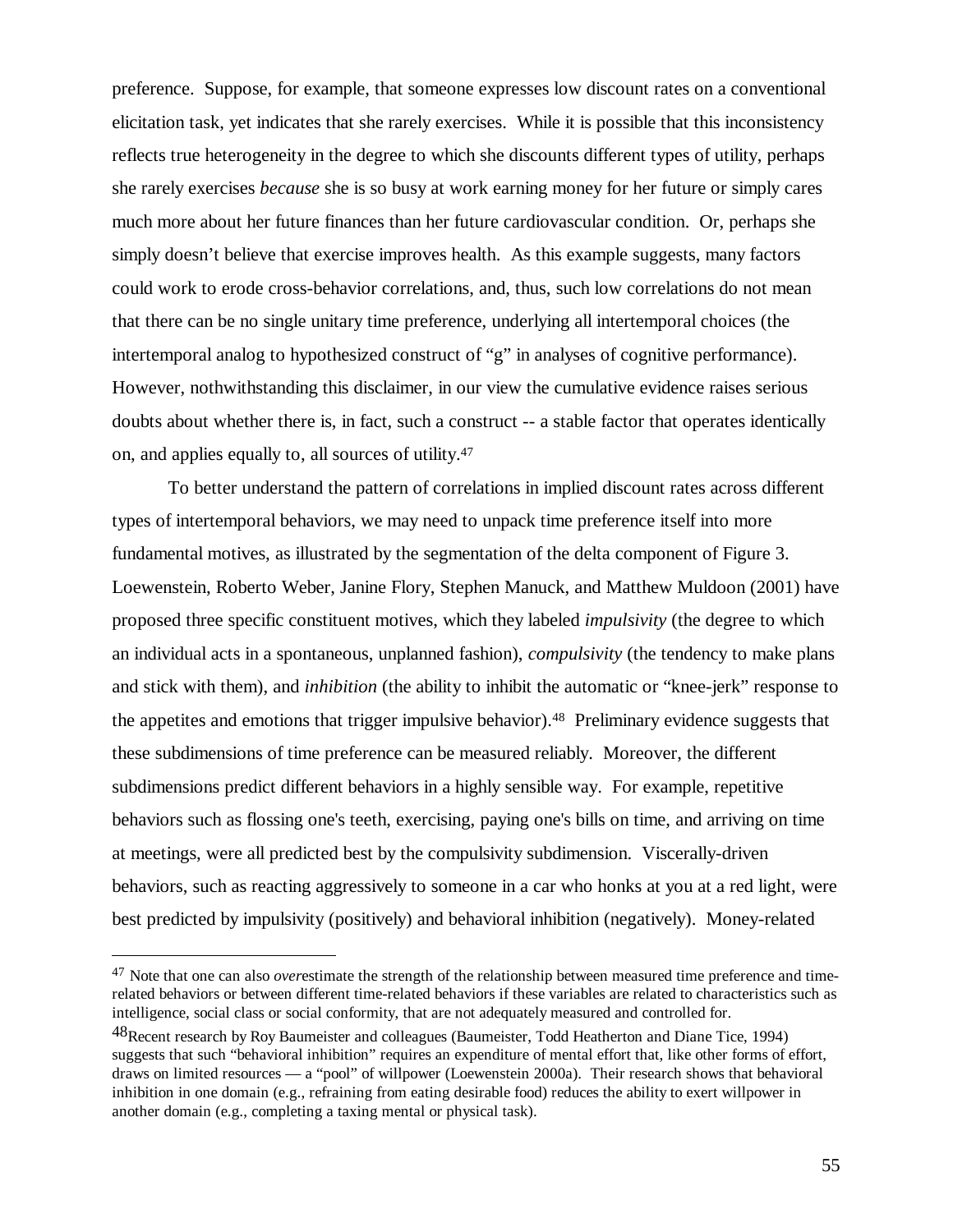preference. Suppose, for example, that someone expresses low discount rates on a conventional elicitation task, yet indicates that she rarely exercises. While it is possible that this inconsistency reflects true heterogeneity in the degree to which she discounts different types of utility, perhaps she rarely exercises *because* she is so busy at work earning money for her future or simply cares much more about her future finances than her future cardiovascular condition. Or, perhaps she simply doesn't believe that exercise improves health. As this example suggests, many factors could work to erode cross-behavior correlations, and, thus, such low correlations do not mean that there can be no single unitary time preference, underlying all intertemporal choices (the intertemporal analog to hypothesized construct of "g" in analyses of cognitive performance). However, nothwithstanding this disclaimer, in our view the cumulative evidence raises serious doubts about whether there is, in fact, such a construct -- a stable factor that operates identically on, and applies equally to, all sources of utility.[47]

To better understand the pattern of correlations in implied discount rates across different types of intertemporal behaviors, we may need to unpack time preference itself into more fundamental motives, as illustrated by the segmentation of the delta component of Figure 3. Loewenstein, Roberto Weber, Janine Flory, Stephen Manuck, and Matthew Muldoon (2001) have proposed three specific constituent motives, which they labeled *impulsivity* (the degree to which an individual acts in a spontaneous, unplanned fashion), *compulsivity* (the tendency to make plans and stick with them), and *inhibition* (the ability to inhibit the automatic or "knee-jerk" response to the appetites and emotions that trigger impulsive behavior).[48] Preliminary evidence suggests that these subdimensions of time preference can be measured reliably. Moreover, the different subdimensions predict different behaviors in a highly sensible way. For example, repetitive behaviors such as flossing one's teeth, exercising, paying one's bills on time, and arriving on time at meetings, were all predicted best by the compulsivity subdimension. Viscerally-driven behaviors, such as reacting aggressively to someone in a car who honks at you at a red light, were best predicted by impulsivity (positively) and behavioral inhibition (negatively). Money-related

---

[47] Note that one can also *over*estimate the strength of the relationship between measured time preference and time-related behaviors or between different time-related behaviors if these variables are related to characteristics such as intelligence, social class or social conformity, that are not adequately measured and controlled for.

[48] Recent research by Roy Baumeister and colleagues (Baumeister, Todd Heatherton and Diane Tice, 1994) suggests that such "behavioral inhibition" requires an expenditure of mental effort that, like other forms of effort, draws on limited resources — a "pool" of willpower (Loewenstein 2000a). Their research shows that behavioral inhibition in one domain (e.g., refraining from eating desirable food) reduces the ability to exert willpower in another domain (e.g., completing a taxing mental or physical task).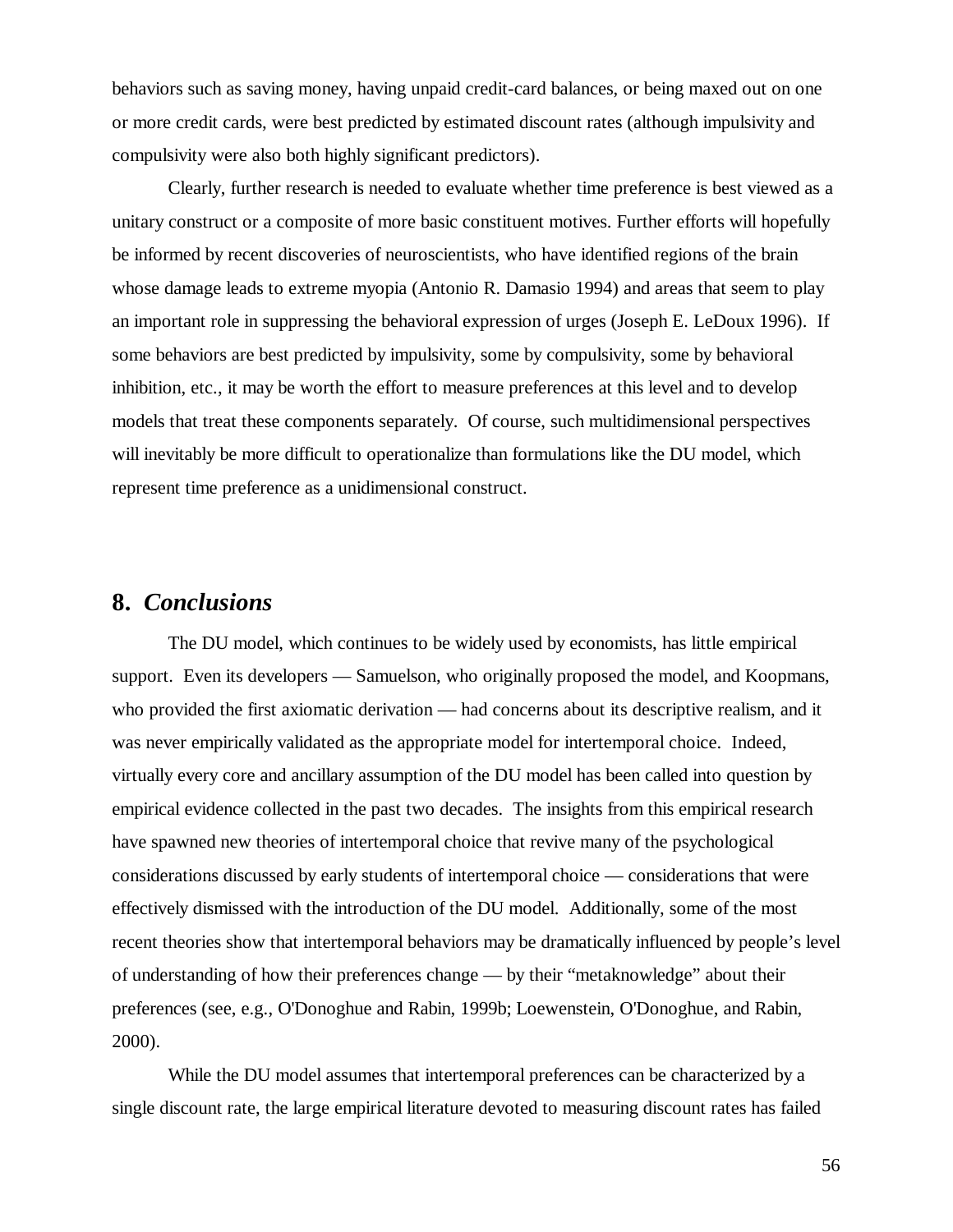behaviors such as saving money, having unpaid credit-card balances, or being maxed out on one or more credit cards, were best predicted by estimated discount rates (although impulsivity and compulsivity were also both highly significant predictors).

Clearly, further research is needed to evaluate whether time preference is best viewed as a unitary construct or a composite of more basic constituent motives. Further efforts will hopefully be informed by recent discoveries of neuroscientists, who have identified regions of the brain whose damage leads to extreme myopia (Antonio R. Damasio 1994) and areas that seem to play an important role in suppressing the behavioral expression of urges (Joseph E. LeDoux 1996). If some behaviors are best predicted by impulsivity, some by compulsivity, some by behavioral inhibition, etc., it may be worth the effort to measure preferences at this level and to develop models that treat these components separately. Of course, such multidimensional perspectives will inevitably be more difficult to operationalize than formulations like the DU model, which represent time preference as a unidimensional construct.

## 8. *Conclusions*

The DU model, which continues to be widely used by economists, has little empirical support. Even its developers — Samuelson, who originally proposed the model, and Koopmans, who provided the first axiomatic derivation — had concerns about its descriptive realism, and it was never empirically validated as the appropriate model for intertemporal choice. Indeed, virtually every core and ancillary assumption of the DU model has been called into question by empirical evidence collected in the past two decades. The insights from this empirical research have spawned new theories of intertemporal choice that revive many of the psychological considerations discussed by early students of intertemporal choice — considerations that were effectively dismissed with the introduction of the DU model. Additionally, some of the most recent theories show that intertemporal behaviors may be dramatically influenced by people's level of understanding of how their preferences change — by their "metaknowledge" about their preferences (see, e.g., O'Donoghue and Rabin, 1999b; Loewenstein, O'Donoghue, and Rabin, 2000).

While the DU model assumes that intertemporal preferences can be characterized by a single discount rate, the large empirical literature devoted to measuring discount rates has failed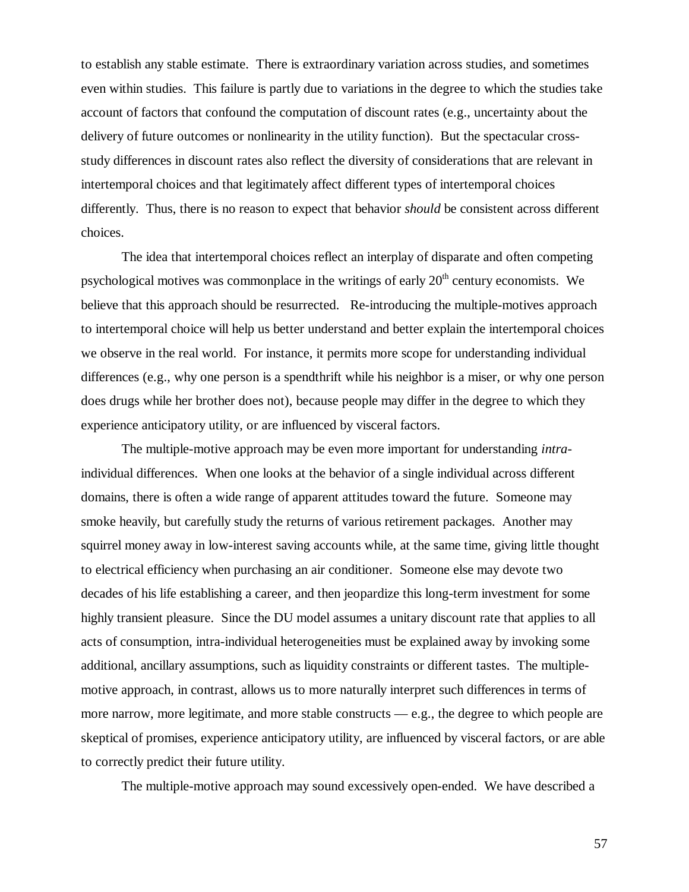to establish any stable estimate. There is extraordinary variation across studies, and sometimes even within studies. This failure is partly due to variations in the degree to which the studies take account of factors that confound the computation of discount rates (e.g., uncertainty about the delivery of future outcomes or nonlinearity in the utility function). But the spectacular cross-study differences in discount rates also reflect the diversity of considerations that are relevant in intertemporal choices and that legitimately affect different types of intertemporal choices differently. Thus, there is no reason to expect that behavior *should* be consistent across different choices.

The idea that intertemporal choices reflect an interplay of disparate and often competing psychological motives was commonplace in the writings of early 20th century economists. We believe that this approach should be resurrected. Re-introducing the multiple-motives approach to intertemporal choice will help us better understand and better explain the intertemporal choices we observe in the real world. For instance, it permits more scope for understanding individual differences (e.g., why one person is a spendthrift while his neighbor is a miser, or why one person does drugs while her brother does not), because people may differ in the degree to which they experience anticipatory utility, or are influenced by visceral factors.

The multiple-motive approach may be even more important for understanding *intra*-individual differences. When one looks at the behavior of a single individual across different domains, there is often a wide range of apparent attitudes toward the future. Someone may smoke heavily, but carefully study the returns of various retirement packages. Another may squirrel money away in low-interest saving accounts while, at the same time, giving little thought to electrical efficiency when purchasing an air conditioner. Someone else may devote two decades of his life establishing a career, and then jeopardize this long-term investment for some highly transient pleasure. Since the DU model assumes a unitary discount rate that applies to all acts of consumption, intra-individual heterogeneities must be explained away by invoking some additional, ancillary assumptions, such as liquidity constraints or different tastes. The multiple-motive approach, in contrast, allows us to more naturally interpret such differences in terms of more narrow, more legitimate, and more stable constructs — e.g., the degree to which people are skeptical of promises, experience anticipatory utility, are influenced by visceral factors, or are able to correctly predict their future utility.

The multiple-motive approach may sound excessively open-ended. We have described a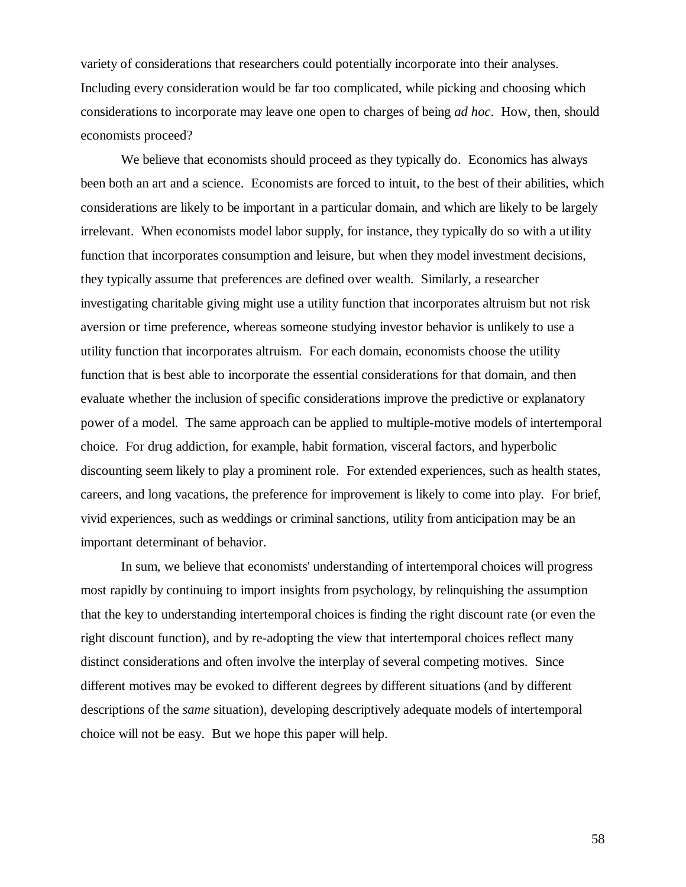variety of considerations that researchers could potentially incorporate into their analyses. Including every consideration would be far too complicated, while picking and choosing which considerations to incorporate may leave one open to charges of being *ad hoc*. How, then, should economists proceed?

We believe that economists should proceed as they typically do. Economics has always been both an art and a science. Economists are forced to intuit, to the best of their abilities, which considerations are likely to be important in a particular domain, and which are likely to be largely irrelevant. When economists model labor supply, for instance, they typically do so with a utility function that incorporates consumption and leisure, but when they model investment decisions, they typically assume that preferences are defined over wealth. Similarly, a researcher investigating charitable giving might use a utility function that incorporates altruism but not risk aversion or time preference, whereas someone studying investor behavior is unlikely to use a utility function that incorporates altruism. For each domain, economists choose the utility function that is best able to incorporate the essential considerations for that domain, and then evaluate whether the inclusion of specific considerations improve the predictive or explanatory power of a model. The same approach can be applied to multiple-motive models of intertemporal choice. For drug addiction, for example, habit formation, visceral factors, and hyperbolic discounting seem likely to play a prominent role. For extended experiences, such as health states, careers, and long vacations, the preference for improvement is likely to come into play. For brief, vivid experiences, such as weddings or criminal sanctions, utility from anticipation may be an important determinant of behavior.

In sum, we believe that economists' understanding of intertemporal choices will progress most rapidly by continuing to import insights from psychology, by relinquishing the assumption that the key to understanding intertemporal choices is finding the right discount rate (or even the right discount function), and by re-adopting the view that intertemporal choices reflect many distinct considerations and often involve the interplay of several competing motives. Since different motives may be evoked to different degrees by different situations (and by different descriptions of the *same* situation), developing descriptively adequate models of intertemporal choice will not be easy. But we hope this paper will help.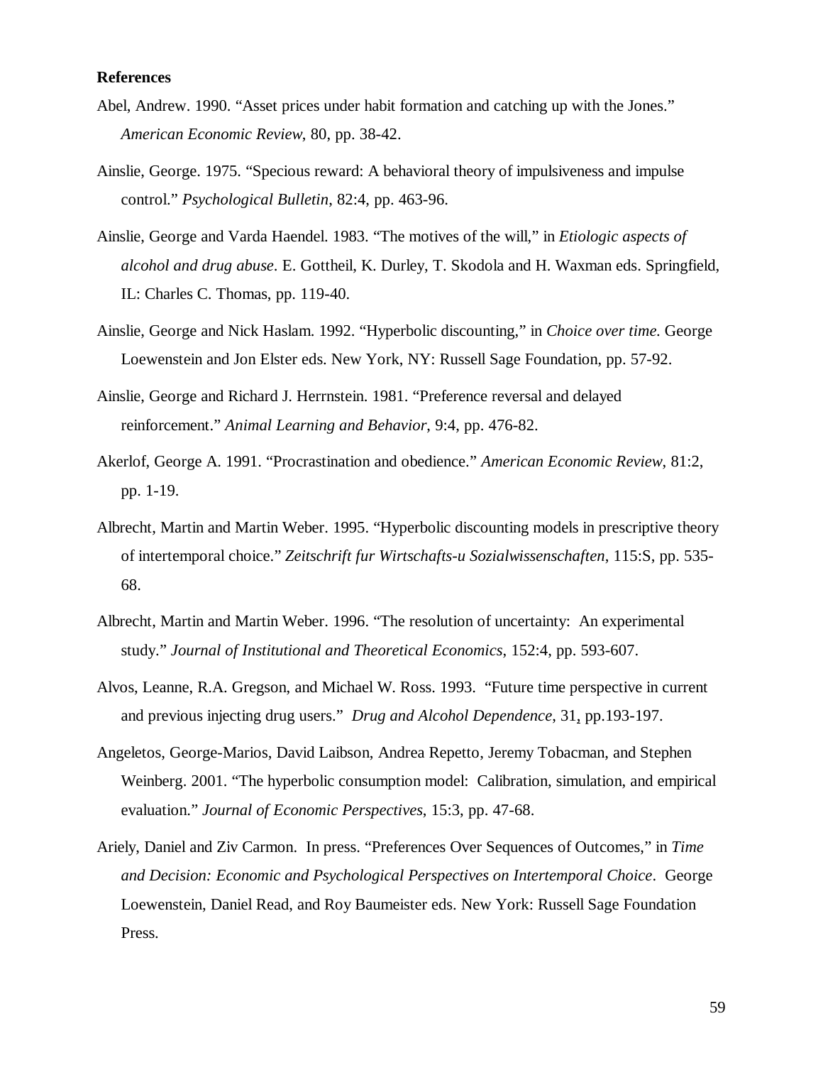**References**

Abel, Andrew. 1990. "Asset prices under habit formation and catching up with the Jones." *American Economic Review*, 80, pp. 38-42.

Ainslie, George. 1975. "Specious reward: A behavioral theory of impulsiveness and impulse control." *Psychological Bulletin*, 82:4, pp. 463-96.

Ainslie, George and Varda Haendel. 1983. "The motives of the will," in *Etiologic aspects of alcohol and drug abuse*. E. Gottheil, K. Durley, T. Skodola and H. Waxman eds. Springfield, IL: Charles C. Thomas, pp. 119-40.

Ainslie, George and Nick Haslam. 1992. "Hyperbolic discounting," in *Choice over time.* George Loewenstein and Jon Elster eds. New York, NY: Russell Sage Foundation, pp. 57-92.

Ainslie, George and Richard J. Herrnstein. 1981. "Preference reversal and delayed reinforcement." *Animal Learning and Behavior*, 9:4, pp. 476-82.

Akerlof, George A. 1991. "Procrastination and obedience." *American Economic Review*, 81:2, pp. 1-19.

Albrecht, Martin and Martin Weber. 1995. "Hyperbolic discounting models in prescriptive theory of intertemporal choice." *Zeitschrift fur Wirtschafts-u Sozialwissenschaften*, 115:S, pp. 535-68.

Albrecht, Martin and Martin Weber. 1996. "The resolution of uncertainty: An experimental study." *Journal of Institutional and Theoretical Economics*, 152:4, pp. 593-607.

Alvos, Leanne, R.A. Gregson, and Michael W. Ross. 1993. "Future time perspective in current and previous injecting drug users." *Drug and Alcohol Dependence*, 31, pp.193-197.

Angeletos, George-Marios, David Laibson, Andrea Repetto, Jeremy Tobacman, and Stephen Weinberg. 2001. "The hyperbolic consumption model: Calibration, simulation, and empirical evaluation." *Journal of Economic Perspectives*, 15:3, pp. 47-68.

Ariely, Daniel and Ziv Carmon. In press. "Preferences Over Sequences of Outcomes," in *Time and Decision: Economic and Psychological Perspectives on Intertemporal Choice*. George Loewenstein, Daniel Read, and Roy Baumeister eds. New York: Russell Sage Foundation Press.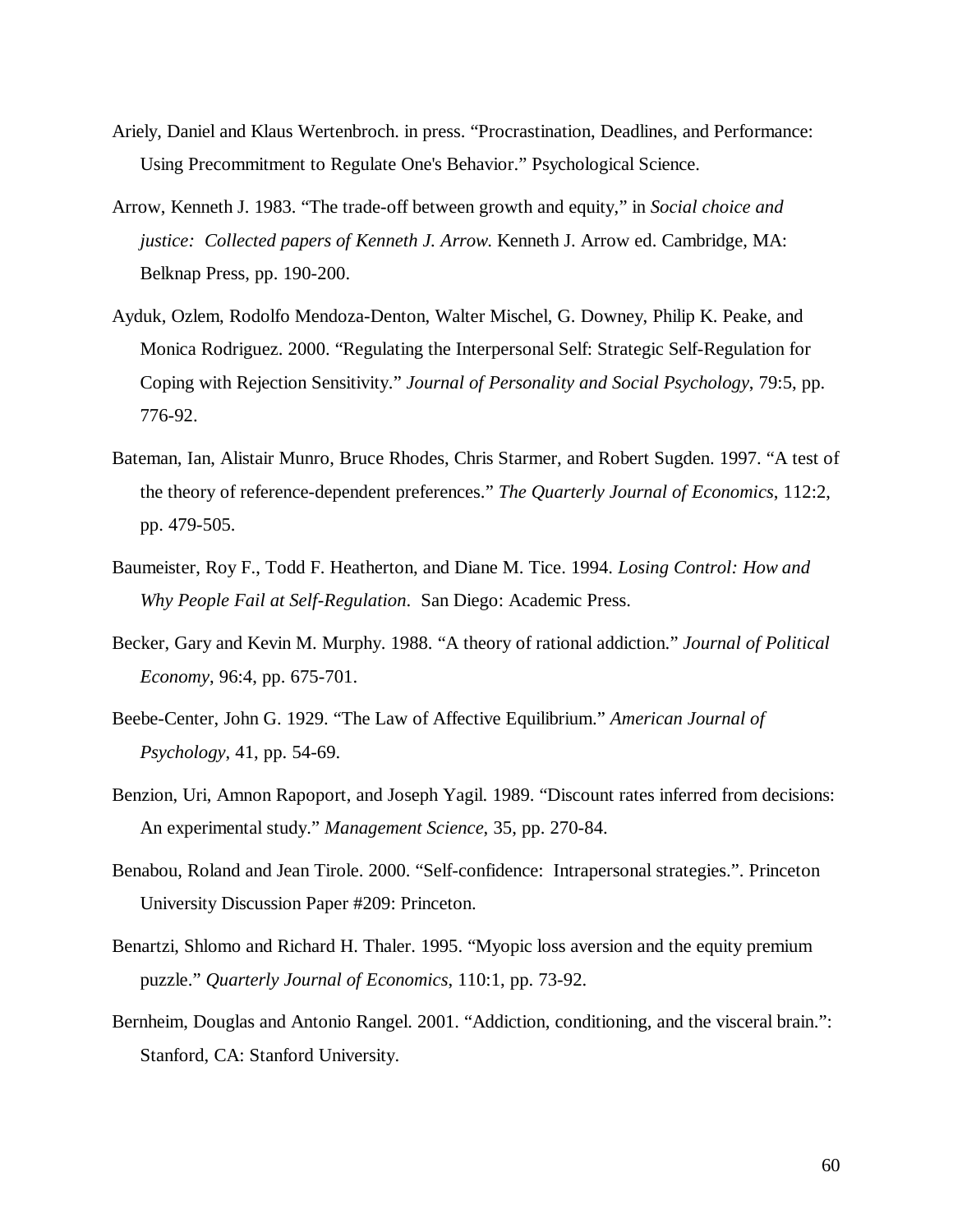Ariely, Daniel and Klaus Wertenbroch. in press. "Procrastination, Deadlines, and Performance: Using Precommitment to Regulate One's Behavior." Psychological Science.

Arrow, Kenneth J. 1983. "The trade-off between growth and equity," in *Social choice and justice: Collected papers of Kenneth J. Arrow*. Kenneth J. Arrow ed. Cambridge, MA: Belknap Press, pp. 190-200.

Ayduk, Ozlem, Rodolfo Mendoza-Denton, Walter Mischel, G. Downey, Philip K. Peake, and Monica Rodriguez. 2000. "Regulating the Interpersonal Self: Strategic Self-Regulation for Coping with Rejection Sensitivity." *Journal of Personality and Social Psychology*, 79:5, pp. 776-92.

Bateman, Ian, Alistair Munro, Bruce Rhodes, Chris Starmer, and Robert Sugden. 1997. "A test of the theory of reference-dependent preferences." *The Quarterly Journal of Economics*, 112:2, pp. 479-505.

Baumeister, Roy F., Todd F. Heatherton, and Diane M. Tice. 1994. *Losing Control: How and Why People Fail at Self-Regulation*. San Diego: Academic Press.

Becker, Gary and Kevin M. Murphy. 1988. "A theory of rational addiction." *Journal of Political Economy*, 96:4, pp. 675-701.

Beebe-Center, John G. 1929. "The Law of Affective Equilibrium." *American Journal of Psychology*, 41, pp. 54-69.

Benzion, Uri, Amnon Rapoport, and Joseph Yagil. 1989. "Discount rates inferred from decisions: An experimental study." *Management Science*, 35, pp. 270-84.

Benabou, Roland and Jean Tirole. 2000. "Self-confidence: Intrapersonal strategies.". Princeton University Discussion Paper #209: Princeton.

Benartzi, Shlomo and Richard H. Thaler. 1995. "Myopic loss aversion and the equity premium puzzle." *Quarterly Journal of Economics*, 110:1, pp. 73-92.

Bernheim, Douglas and Antonio Rangel. 2001. "Addiction, conditioning, and the visceral brain.": Stanford, CA: Stanford University.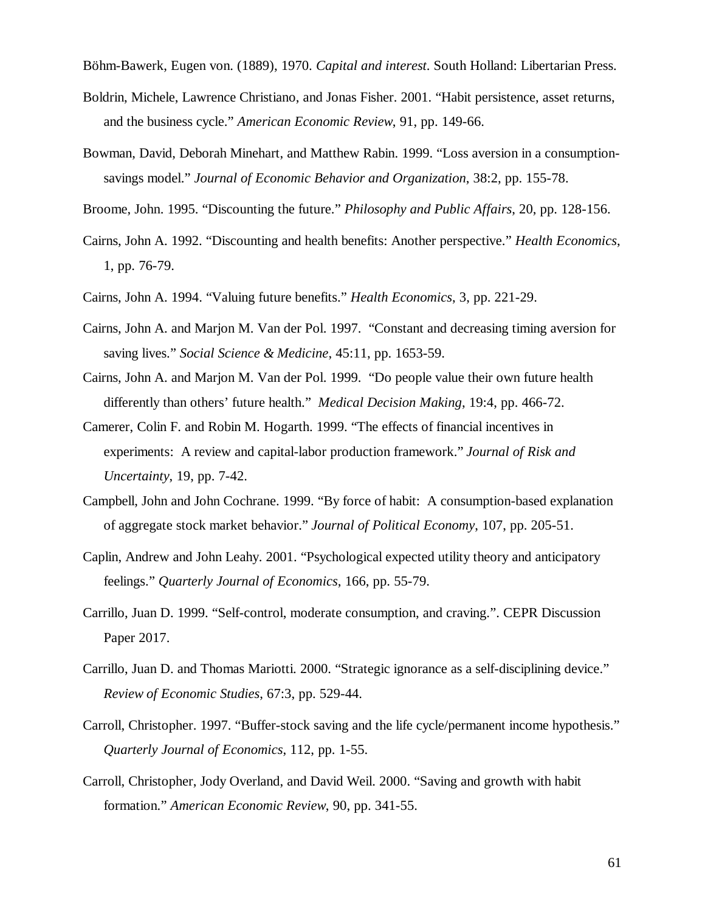Böhm-Bawerk, Eugen von. (1889), 1970. *Capital and interest*. South Holland: Libertarian Press.

Boldrin, Michele, Lawrence Christiano, and Jonas Fisher. 2001. "Habit persistence, asset returns, and the business cycle." *American Economic Review*, 91, pp. 149-66.

Bowman, David, Deborah Minehart, and Matthew Rabin. 1999. "Loss aversion in a consumption-savings model." *Journal of Economic Behavior and Organization*, 38:2, pp. 155-78.

Broome, John. 1995. "Discounting the future." *Philosophy and Public Affairs*, 20, pp. 128-156.

Cairns, John A. 1992. "Discounting and health benefits: Another perspective." *Health Economics*, 1, pp. 76-79.

Cairns, John A. 1994. "Valuing future benefits." *Health Economics*, 3, pp. 221-29.

Cairns, John A. and Marjon M. Van der Pol. 1997. "Constant and decreasing timing aversion for saving lives." *Social Science & Medicine*, 45:11, pp. 1653-59.

Cairns, John A. and Marjon M. Van der Pol. 1999. "Do people value their own future health differently than others' future health." *Medical Decision Making*, 19:4, pp. 466-72.

Camerer, Colin F. and Robin M. Hogarth. 1999. "The effects of financial incentives in experiments: A review and capital-labor production framework." *Journal of Risk and Uncertainty*, 19, pp. 7-42.

Campbell, John and John Cochrane. 1999. "By force of habit: A consumption-based explanation of aggregate stock market behavior." *Journal of Political Economy*, 107, pp. 205-51.

Caplin, Andrew and John Leahy. 2001. "Psychological expected utility theory and anticipatory feelings." *Quarterly Journal of Economics*, 166, pp. 55-79.

Carrillo, Juan D. 1999. "Self-control, moderate consumption, and craving.". CEPR Discussion Paper 2017.

Carrillo, Juan D. and Thomas Mariotti. 2000. "Strategic ignorance as a self-disciplining device." *Review of Economic Studies*, 67:3, pp. 529-44.

Carroll, Christopher. 1997. "Buffer-stock saving and the life cycle/permanent income hypothesis." *Quarterly Journal of Economics*, 112, pp. 1-55.

Carroll, Christopher, Jody Overland, and David Weil. 2000. "Saving and growth with habit formation." *American Economic Review*, 90, pp. 341-55.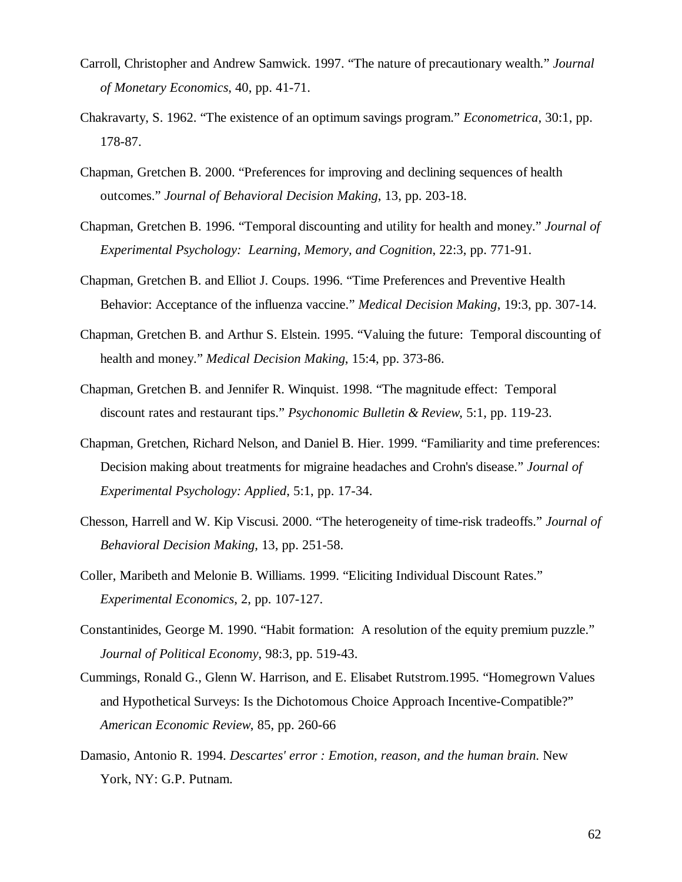Carroll, Christopher and Andrew Samwick. 1997. “The nature of precautionary wealth.” *Journal of Monetary Economics*, 40, pp. 41-71.

Chakravarty, S. 1962. “The existence of an optimum savings program.” *Econometrica*, 30:1, pp. 178-87.

Chapman, Gretchen B. 2000. “Preferences for improving and declining sequences of health outcomes.” *Journal of Behavioral Decision Making*, 13, pp. 203-18.

Chapman, Gretchen B. 1996. “Temporal discounting and utility for health and money.” *Journal of Experimental Psychology: Learning, Memory, and Cognition*, 22:3, pp. 771-91.

Chapman, Gretchen B. and Elliot J. Coups. 1996. “Time Preferences and Preventive Health Behavior: Acceptance of the influenza vaccine.” *Medical Decision Making*, 19:3, pp. 307-14.

Chapman, Gretchen B. and Arthur S. Elstein. 1995. “Valuing the future: Temporal discounting of health and money.” *Medical Decision Making*, 15:4, pp. 373-86.

Chapman, Gretchen B. and Jennifer R. Winquist. 1998. “The magnitude effect: Temporal discount rates and restaurant tips.” *Psychonomic Bulletin & Review*, 5:1, pp. 119-23.

Chapman, Gretchen, Richard Nelson, and Daniel B. Hier. 1999. “Familiarity and time preferences: Decision making about treatments for migraine headaches and Crohn's disease.” *Journal of Experimental Psychology: Applied*, 5:1, pp. 17-34.

Chesson, Harrell and W. Kip Viscusi. 2000. “The heterogeneity of time-risk tradeoffs.” *Journal of Behavioral Decision Making*, 13, pp. 251-58.

Coller, Maribeth and Melonie B. Williams. 1999. “Eliciting Individual Discount Rates.” *Experimental Economics*, 2, pp. 107-127.

Constantinides, George M. 1990. “Habit formation: A resolution of the equity premium puzzle.” *Journal of Political Economy*, 98:3, pp. 519-43.

Cummings, Ronald G., Glenn W. Harrison, and E. Elisabet Rutstrom.1995. “Homegrown Values and Hypothetical Surveys: Is the Dichotomous Choice Approach Incentive-Compatible?” *American Economic Review*, 85, pp. 260-66

Damasio, Antonio R. 1994. *Descartes' error : Emotion, reason, and the human brain*. New York, NY: G.P. Putnam.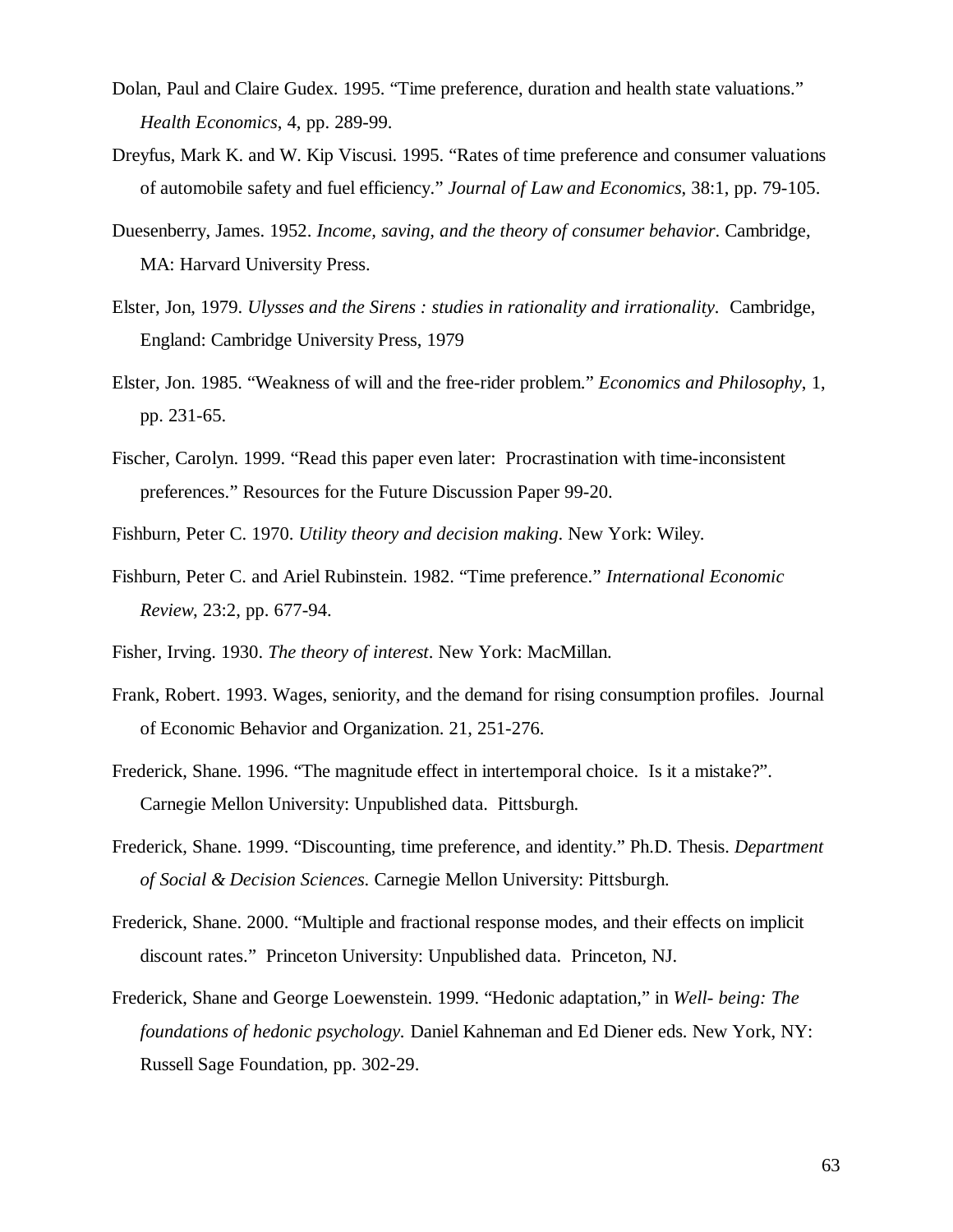Dolan, Paul and Claire Gudex. 1995. "Time preference, duration and health state valuations." *Health Economics*, 4, pp. 289-99.

Dreyfus, Mark K. and W. Kip Viscusi. 1995. "Rates of time preference and consumer valuations of automobile safety and fuel efficiency." *Journal of Law and Economics*, 38:1, pp. 79-105.

Duesenberry, James. 1952. *Income, saving, and the theory of consumer behavior*. Cambridge, MA: Harvard University Press.

Elster, Jon, 1979. *Ulysses and the Sirens : studies in rationality and irrationality*. Cambridge, England: Cambridge University Press, 1979

Elster, Jon. 1985. "Weakness of will and the free-rider problem." *Economics and Philosophy*, 1, pp. 231-65.

Fischer, Carolyn. 1999. "Read this paper even later: Procrastination with time-inconsistent preferences." Resources for the Future Discussion Paper 99-20.

Fishburn, Peter C. 1970. *Utility theory and decision making*. New York: Wiley.

Fishburn, Peter C. and Ariel Rubinstein. 1982. "Time preference." *International Economic Review*, 23:2, pp. 677-94.

Fisher, Irving. 1930. *The theory of interest*. New York: MacMillan.

Frank, Robert. 1993. Wages, seniority, and the demand for rising consumption profiles. Journal of Economic Behavior and Organization. 21, 251-276.

Frederick, Shane. 1996. "The magnitude effect in intertemporal choice. Is it a mistake?". Carnegie Mellon University: Unpublished data. Pittsburgh.

Frederick, Shane. 1999. "Discounting, time preference, and identity." Ph.D. Thesis. *Department of Social & Decision Sciences*. Carnegie Mellon University: Pittsburgh.

Frederick, Shane. 2000. "Multiple and fractional response modes, and their effects on implicit discount rates." Princeton University: Unpublished data. Princeton, NJ.

Frederick, Shane and George Loewenstein. 1999. "Hedonic adaptation," in *Well- being: The foundations of hedonic psychology*. Daniel Kahneman and Ed Diener eds. New York, NY: Russell Sage Foundation, pp. 302-29.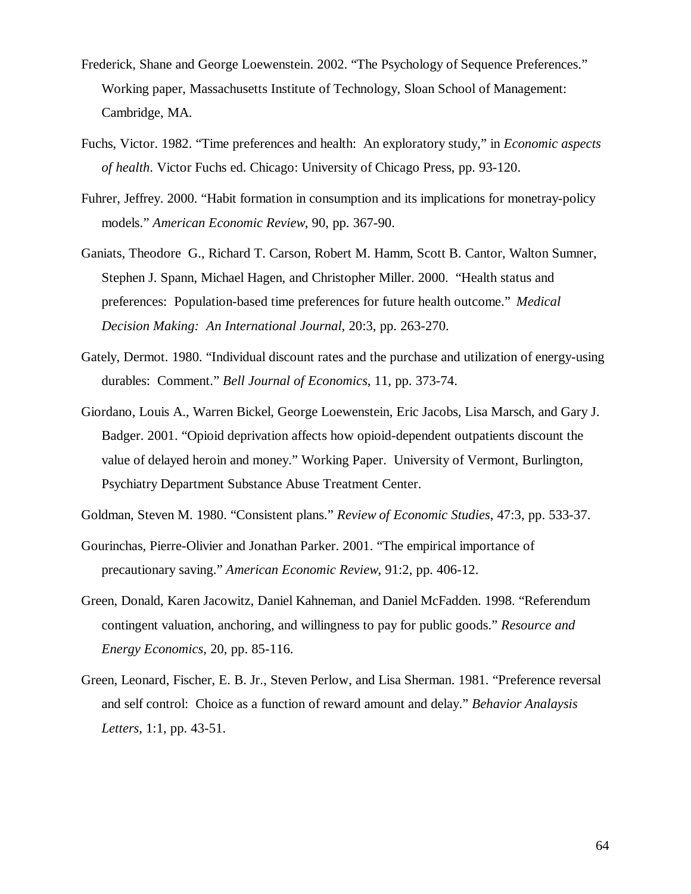Frederick, Shane and George Loewenstein. 2002. "The Psychology of Sequence Preferences." Working paper, Massachusetts Institute of Technology, Sloan School of Management: Cambridge, MA.

Fuchs, Victor. 1982. "Time preferences and health: An exploratory study," in *Economic aspects of health*. Victor Fuchs ed. Chicago: University of Chicago Press, pp. 93-120.

Fuhrer, Jeffrey. 2000. "Habit formation in consumption and its implications for monetray-policy models." *American Economic Review*, 90, pp. 367-90.

Ganiats, Theodore G., Richard T. Carson, Robert M. Hamm, Scott B. Cantor, Walton Sumner, Stephen J. Spann, Michael Hagen, and Christopher Miller. 2000. "Health status and preferences: Population-based time preferences for future health outcome." *Medical Decision Making: An International Journal*, 20:3, pp. 263-270.

Gately, Dermot. 1980. "Individual discount rates and the purchase and utilization of energy-using durables: Comment." *Bell Journal of Economics*, 11, pp. 373-74.

Giordano, Louis A., Warren Bickel, George Loewenstein, Eric Jacobs, Lisa Marsch, and Gary J. Badger. 2001. "Opioid deprivation affects how opioid-dependent outpatients discount the value of delayed heroin and money." Working Paper. University of Vermont, Burlington, Psychiatry Department Substance Abuse Treatment Center.

Goldman, Steven M. 1980. "Consistent plans." *Review of Economic Studies*, 47:3, pp. 533-37.

Gourinchas, Pierre-Olivier and Jonathan Parker. 2001. "The empirical importance of precautionary saving." *American Economic Review*, 91:2, pp. 406-12.

Green, Donald, Karen Jacowitz, Daniel Kahneman, and Daniel McFadden. 1998. "Referendum contingent valuation, anchoring, and willingness to pay for public goods." *Resource and Energy Economics*, 20, pp. 85-116.

Green, Leonard, Fischer, E. B. Jr., Steven Perlow, and Lisa Sherman. 1981. "Preference reversal and self control: Choice as a function of reward amount and delay." *Behavior Analaysis Letters*, 1:1, pp. 43-51.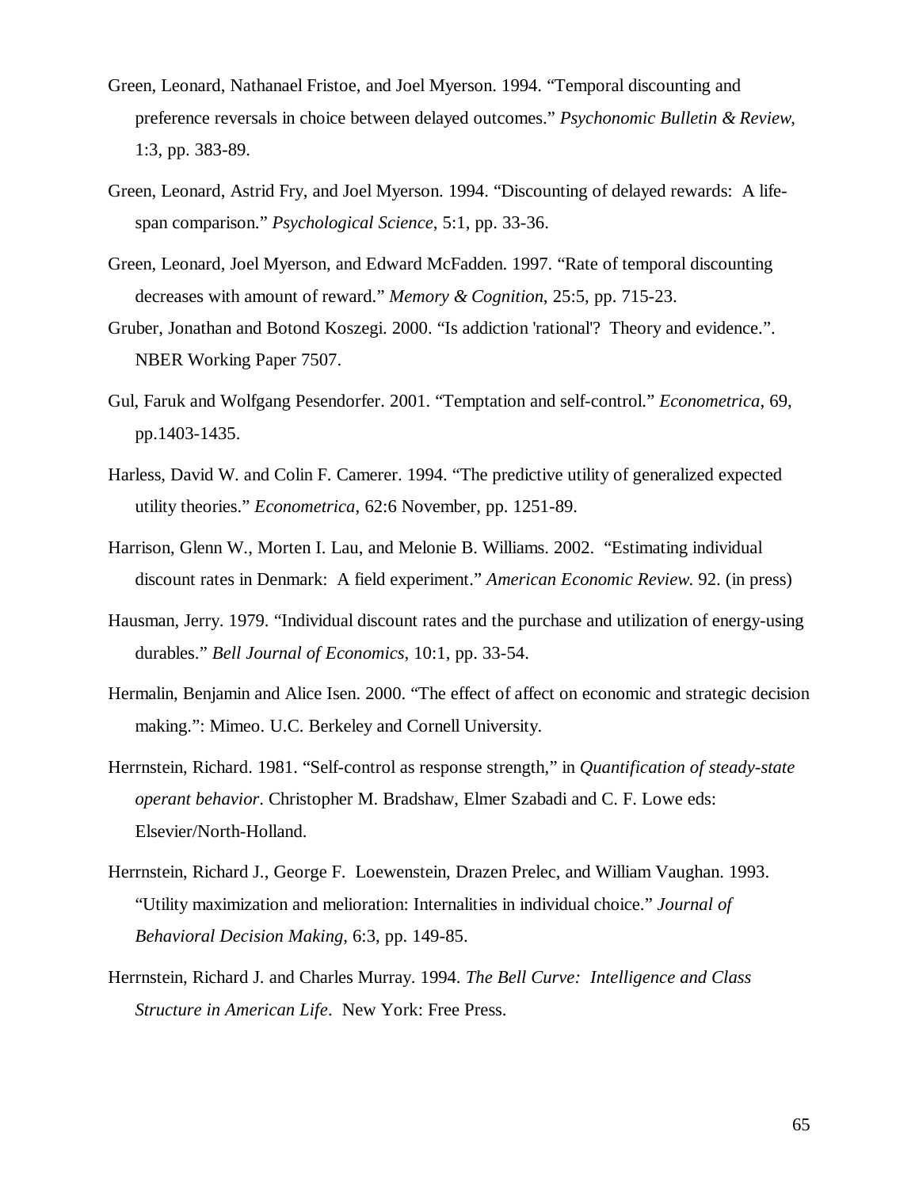Green, Leonard, Nathanael Fristoe, and Joel Myerson. 1994. "Temporal discounting and preference reversals in choice between delayed outcomes." *Psychonomic Bulletin & Review*, 1:3, pp. 383-89.

Green, Leonard, Astrid Fry, and Joel Myerson. 1994. "Discounting of delayed rewards: A life-span comparison." *Psychological Science*, 5:1, pp. 33-36.

Green, Leonard, Joel Myerson, and Edward McFadden. 1997. "Rate of temporal discounting decreases with amount of reward." *Memory & Cognition*, 25:5, pp. 715-23.

Gruber, Jonathan and Botond Koszegi. 2000. "Is addiction 'rational'? Theory and evidence.". NBER Working Paper 7507.

Gul, Faruk and Wolfgang Pesendorfer. 2001. "Temptation and self-control." *Econometrica*, 69, pp.1403-1435.

Harless, David W. and Colin F. Camerer. 1994. "The predictive utility of generalized expected utility theories." *Econometrica*, 62:6 November, pp. 1251-89.

Harrison, Glenn W., Morten I. Lau, and Melonie B. Williams. 2002. "Estimating individual discount rates in Denmark: A field experiment." *American Economic Review*. 92. (in press)

Hausman, Jerry. 1979. "Individual discount rates and the purchase and utilization of energy-using durables." *Bell Journal of Economics*, 10:1, pp. 33-54.

Hermalin, Benjamin and Alice Isen. 2000. "The effect of affect on economic and strategic decision making.": Mimeo. U.C. Berkeley and Cornell University.

Herrnstein, Richard. 1981. "Self-control as response strength," in *Quantification of steady-state operant behavior*. Christopher M. Bradshaw, Elmer Szabadi and C. F. Lowe eds: Elsevier/North-Holland.

Herrnstein, Richard J., George F. Loewenstein, Drazen Prelec, and William Vaughan. 1993. "Utility maximization and melioration: Internalities in individual choice." *Journal of Behavioral Decision Making*, 6:3, pp. 149-85.

Herrnstein, Richard J. and Charles Murray. 1994. *The Bell Curve: Intelligence and Class Structure in American Life*. New York: Free Press.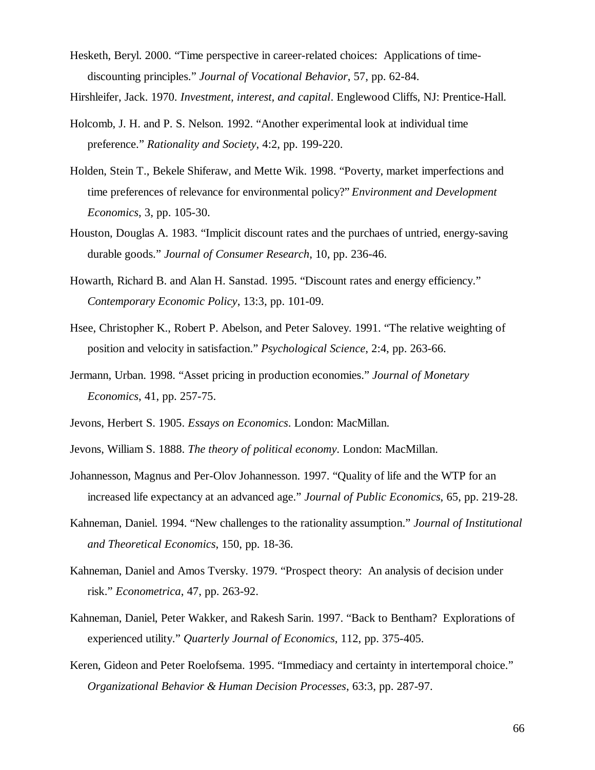Hesketh, Beryl. 2000. “Time perspective in career-related choices: Applications of time-discounting principles.” *Journal of Vocational Behavior*, 57, pp. 62-84.

Hirshleifer, Jack. 1970. *Investment, interest, and capital*. Englewood Cliffs, NJ: Prentice-Hall.

Holcomb, J. H. and P. S. Nelson. 1992. “Another experimental look at individual time preference.” *Rationality and Society*, 4:2, pp. 199-220.

Holden, Stein T., Bekele Shiferaw, and Mette Wik. 1998. “Poverty, market imperfections and time preferences of relevance for environmental policy?” *Environment and Development Economics*, 3, pp. 105-30.

Houston, Douglas A. 1983. “Implicit discount rates and the purchaes of untried, energy-saving durable goods.” *Journal of Consumer Research*, 10, pp. 236-46.

Howarth, Richard B. and Alan H. Sanstad. 1995. “Discount rates and energy efficiency.” *Contemporary Economic Policy*, 13:3, pp. 101-09.

Hsee, Christopher K., Robert P. Abelson, and Peter Salovey. 1991. “The relative weighting of position and velocity in satisfaction.” *Psychological Science*, 2:4, pp. 263-66.

Jermann, Urban. 1998. “Asset pricing in production economies.” *Journal of Monetary Economics*, 41, pp. 257-75.

Jevons, Herbert S. 1905. *Essays on Economics*. London: MacMillan.

Jevons, William S. 1888. *The theory of political economy*. London: MacMillan.

Johannesson, Magnus and Per-Olov Johannesson. 1997. “Quality of life and the WTP for an increased life expectancy at an advanced age.” *Journal of Public Economics*, 65, pp. 219-28.

Kahneman, Daniel. 1994. “New challenges to the rationality assumption.” *Journal of Institutional and Theoretical Economics*, 150, pp. 18-36.

Kahneman, Daniel and Amos Tversky. 1979. “Prospect theory: An analysis of decision under risk.” *Econometrica*, 47, pp. 263-92.

Kahneman, Daniel, Peter Wakker, and Rakesh Sarin. 1997. “Back to Bentham? Explorations of experienced utility.” *Quarterly Journal of Economics*, 112, pp. 375-405.

Keren, Gideon and Peter Roelofsema. 1995. “Immediacy and certainty in intertemporal choice.” *Organizational Behavior & Human Decision Processes*, 63:3, pp. 287-97.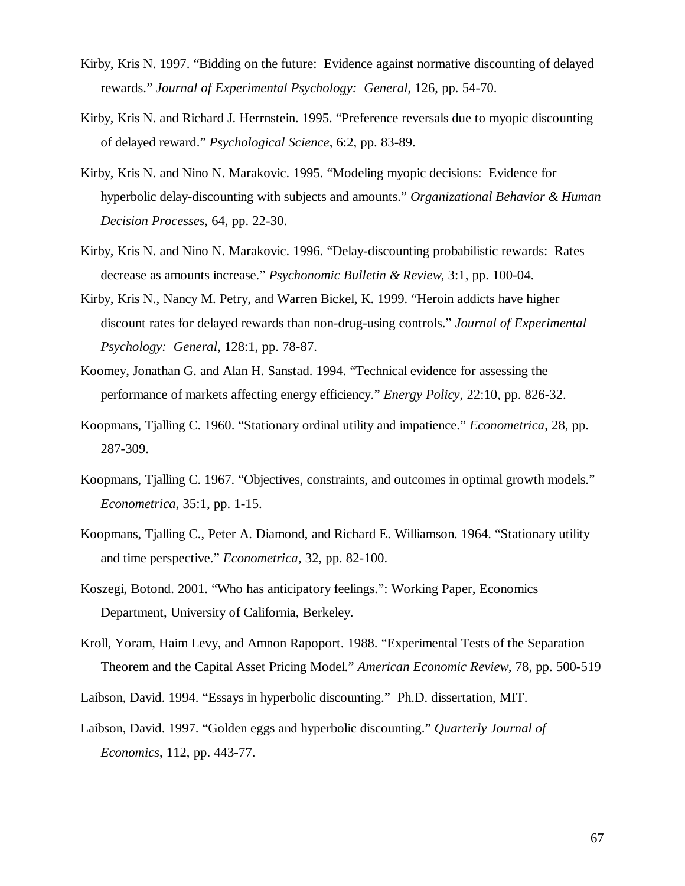Kirby, Kris N. 1997. “Bidding on the future: Evidence against normative discounting of delayed rewards.” *Journal of Experimental Psychology: General*, 126, pp. 54-70.

Kirby, Kris N. and Richard J. Herrnstein. 1995. “Preference reversals due to myopic discounting of delayed reward.” *Psychological Science*, 6:2, pp. 83-89.

Kirby, Kris N. and Nino N. Marakovic. 1995. “Modeling myopic decisions: Evidence for hyperbolic delay-discounting with subjects and amounts.” *Organizational Behavior & Human Decision Processes*, 64, pp. 22-30.

Kirby, Kris N. and Nino N. Marakovic. 1996. “Delay-discounting probabilistic rewards: Rates decrease as amounts increase.” *Psychonomic Bulletin & Review*, 3:1, pp. 100-04.

Kirby, Kris N., Nancy M. Petry, and Warren Bickel, K. 1999. “Heroin addicts have higher discount rates for delayed rewards than non-drug-using controls.” *Journal of Experimental Psychology: General*, 128:1, pp. 78-87.

Koomey, Jonathan G. and Alan H. Sanstad. 1994. “Technical evidence for assessing the performance of markets affecting energy efficiency.” *Energy Policy*, 22:10, pp. 826-32.

Koopmans, Tjalling C. 1960. “Stationary ordinal utility and impatience.” *Econometrica*, 28, pp. 287-309.

Koopmans, Tjalling C. 1967. “Objectives, constraints, and outcomes in optimal growth models.” *Econometrica*, 35:1, pp. 1-15.

Koopmans, Tjalling C., Peter A. Diamond, and Richard E. Williamson. 1964. “Stationary utility and time perspective.” *Econometrica*, 32, pp. 82-100.

Koszegi, Botond. 2001. “Who has anticipatory feelings.”: Working Paper, Economics Department, University of California, Berkeley.

Kroll, Yoram, Haim Levy, and Amnon Rapoport. 1988. “Experimental Tests of the Separation Theorem and the Capital Asset Pricing Model.” *American Economic Review*, 78, pp. 500-519

Laibson, David. 1994. “Essays in hyperbolic discounting.” Ph.D. dissertation, MIT.

Laibson, David. 1997. “Golden eggs and hyperbolic discounting.” *Quarterly Journal of Economics*, 112, pp. 443-77.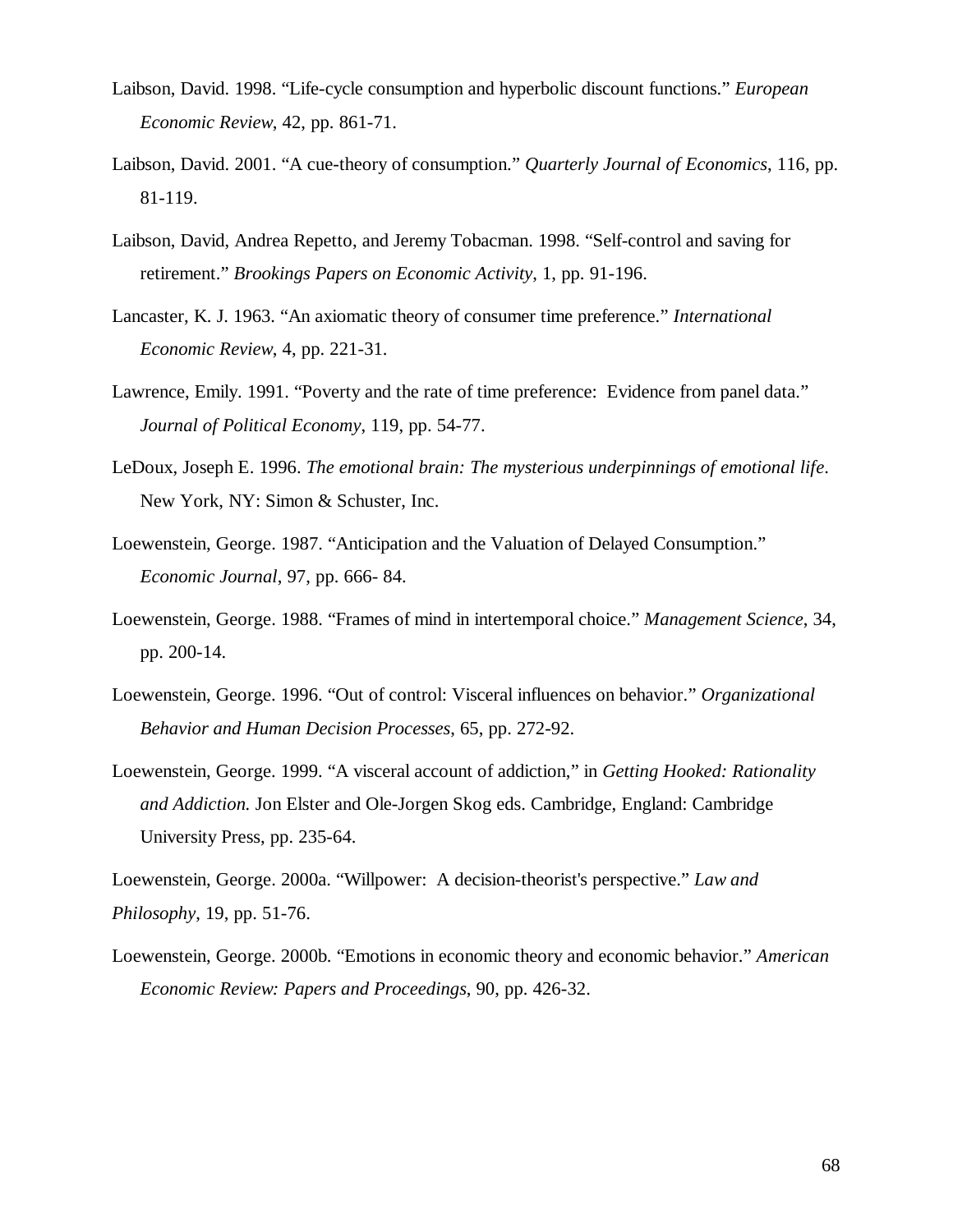Laibson, David. 1998. "Life-cycle consumption and hyperbolic discount functions." *European Economic Review*, 42, pp. 861-71.

Laibson, David. 2001. "A cue-theory of consumption." *Quarterly Journal of Economics*, 116, pp. 81-119.

Laibson, David, Andrea Repetto, and Jeremy Tobacman. 1998. "Self-control and saving for retirement." *Brookings Papers on Economic Activity*, 1, pp. 91-196.

Lancaster, K. J. 1963. "An axiomatic theory of consumer time preference." *International Economic Review*, 4, pp. 221-31.

Lawrence, Emily. 1991. "Poverty and the rate of time preference: Evidence from panel data." *Journal of Political Economy*, 119, pp. 54-77.

LeDoux, Joseph E. 1996. *The emotional brain: The mysterious underpinnings of emotional life*. New York, NY: Simon & Schuster, Inc.

Loewenstein, George. 1987. "Anticipation and the Valuation of Delayed Consumption." *Economic Journal*, 97, pp. 666- 84.

Loewenstein, George. 1988. "Frames of mind in intertemporal choice." *Management Science*, 34, pp. 200-14.

Loewenstein, George. 1996. "Out of control: Visceral influences on behavior." *Organizational Behavior and Human Decision Processes*, 65, pp. 272-92.

Loewenstein, George. 1999. "A visceral account of addiction," in *Getting Hooked: Rationality and Addiction.* Jon Elster and Ole-Jorgen Skog eds. Cambridge, England: Cambridge University Press, pp. 235-64.

Loewenstein, George. 2000a. "Willpower: A decision-theorist's perspective." *Law and Philosophy*, 19, pp. 51-76.

Loewenstein, George. 2000b. "Emotions in economic theory and economic behavior." *American Economic Review: Papers and Proceedings*, 90, pp. 426-32.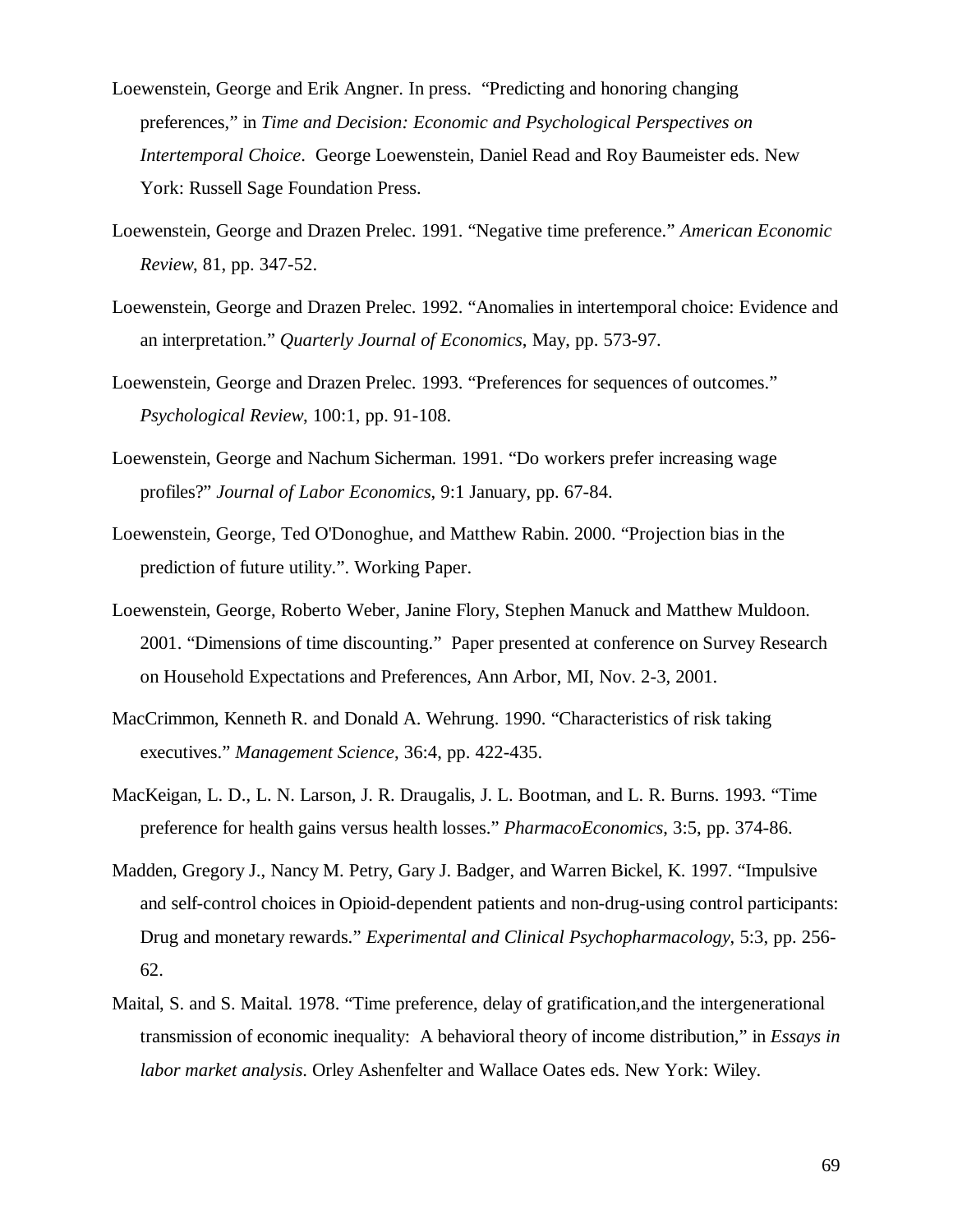Loewenstein, George and Erik Angner. In press. "Predicting and honoring changing preferences," in *Time and Decision: Economic and Psychological Perspectives on Intertemporal Choice*. George Loewenstein, Daniel Read and Roy Baumeister eds. New York: Russell Sage Foundation Press.

Loewenstein, George and Drazen Prelec. 1991. "Negative time preference." *American Economic Review*, 81, pp. 347-52.

Loewenstein, George and Drazen Prelec. 1992. "Anomalies in intertemporal choice: Evidence and an interpretation." *Quarterly Journal of Economics*, May, pp. 573-97.

Loewenstein, George and Drazen Prelec. 1993. "Preferences for sequences of outcomes." *Psychological Review*, 100:1, pp. 91-108.

Loewenstein, George and Nachum Sicherman. 1991. "Do workers prefer increasing wage profiles?" *Journal of Labor Economics*, 9:1 January, pp. 67-84.

Loewenstein, George, Ted O'Donoghue, and Matthew Rabin. 2000. "Projection bias in the prediction of future utility.". Working Paper.

Loewenstein, George, Roberto Weber, Janine Flory, Stephen Manuck and Matthew Muldoon. 2001. "Dimensions of time discounting." Paper presented at conference on Survey Research on Household Expectations and Preferences, Ann Arbor, MI, Nov. 2-3, 2001.

MacCrimmon, Kenneth R. and Donald A. Wehrung. 1990. "Characteristics of risk taking executives." *Management Science*, 36:4, pp. 422-435.

MacKeigan, L. D., L. N. Larson, J. R. Draugalis, J. L. Bootman, and L. R. Burns. 1993. "Time preference for health gains versus health losses." *PharmacoEconomics*, 3:5, pp. 374-86.

Madden, Gregory J., Nancy M. Petry, Gary J. Badger, and Warren Bickel, K. 1997. "Impulsive and self-control choices in Opioid-dependent patients and non-drug-using control participants: Drug and monetary rewards." *Experimental and Clinical Psychopharmacology*, 5:3, pp. 256-62.

Maital, S. and S. Maital. 1978. "Time preference, delay of gratification,and the intergenerational transmission of economic inequality: A behavioral theory of income distribution," in *Essays in labor market analysis*. Orley Ashenfelter and Wallace Oates eds. New York: Wiley.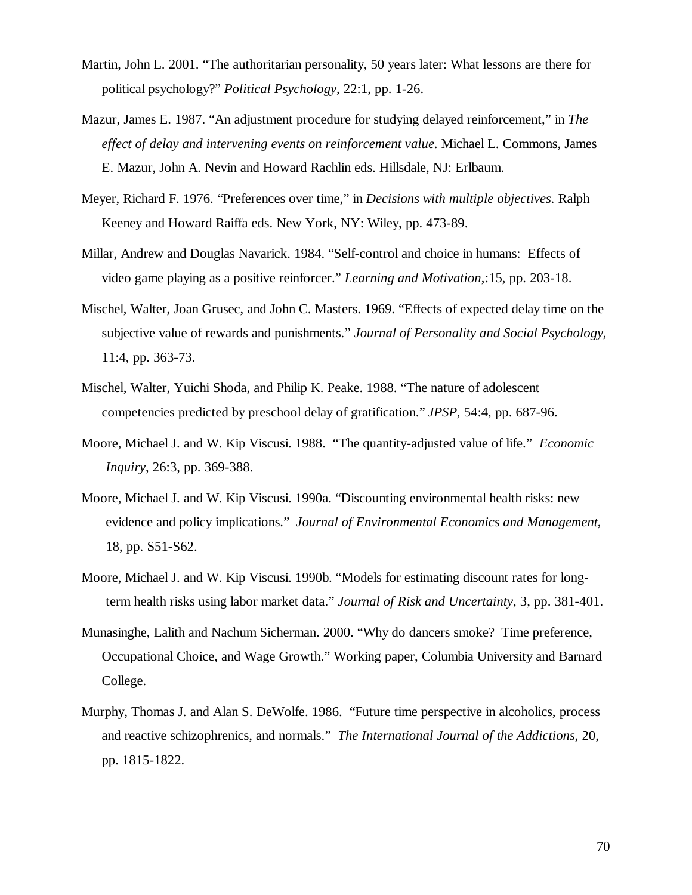Martin, John L. 2001. "The authoritarian personality, 50 years later: What lessons are there for political psychology?" *Political Psychology*, 22:1, pp. 1-26.

Mazur, James E. 1987. "An adjustment procedure for studying delayed reinforcement," in *The effect of delay and intervening events on reinforcement value*. Michael L. Commons, James E. Mazur, John A. Nevin and Howard Rachlin eds. Hillsdale, NJ: Erlbaum.

Meyer, Richard F. 1976. "Preferences over time," in *Decisions with multiple objectives*. Ralph Keeney and Howard Raiffa eds. New York, NY: Wiley, pp. 473-89.

Millar, Andrew and Douglas Navarick. 1984. "Self-control and choice in humans: Effects of video game playing as a positive reinforcer." *Learning and Motivation*,:15, pp. 203-18.

Mischel, Walter, Joan Grusec, and John C. Masters. 1969. "Effects of expected delay time on the subjective value of rewards and punishments." *Journal of Personality and Social Psychology*, 11:4, pp. 363-73.

Mischel, Walter, Yuichi Shoda, and Philip K. Peake. 1988. "The nature of adolescent competencies predicted by preschool delay of gratification." *JPSP*, 54:4, pp. 687-96.

Moore, Michael J. and W. Kip Viscusi. 1988. "The quantity-adjusted value of life." *Economic Inquiry*, 26:3, pp. 369-388.

Moore, Michael J. and W. Kip Viscusi. 1990a. "Discounting environmental health risks: new evidence and policy implications." *Journal of Environmental Economics and Management*, 18, pp. S51-S62.

Moore, Michael J. and W. Kip Viscusi. 1990b. "Models for estimating discount rates for long-term health risks using labor market data." *Journal of Risk and Uncertainty*, 3, pp. 381-401.

Munasinghe, Lalith and Nachum Sicherman. 2000. "Why do dancers smoke? Time preference, Occupational Choice, and Wage Growth." Working paper, Columbia University and Barnard College.

Murphy, Thomas J. and Alan S. DeWolfe. 1986. "Future time perspective in alcoholics, process and reactive schizophrenics, and normals." *The International Journal of the Addictions*, 20, pp. 1815-1822.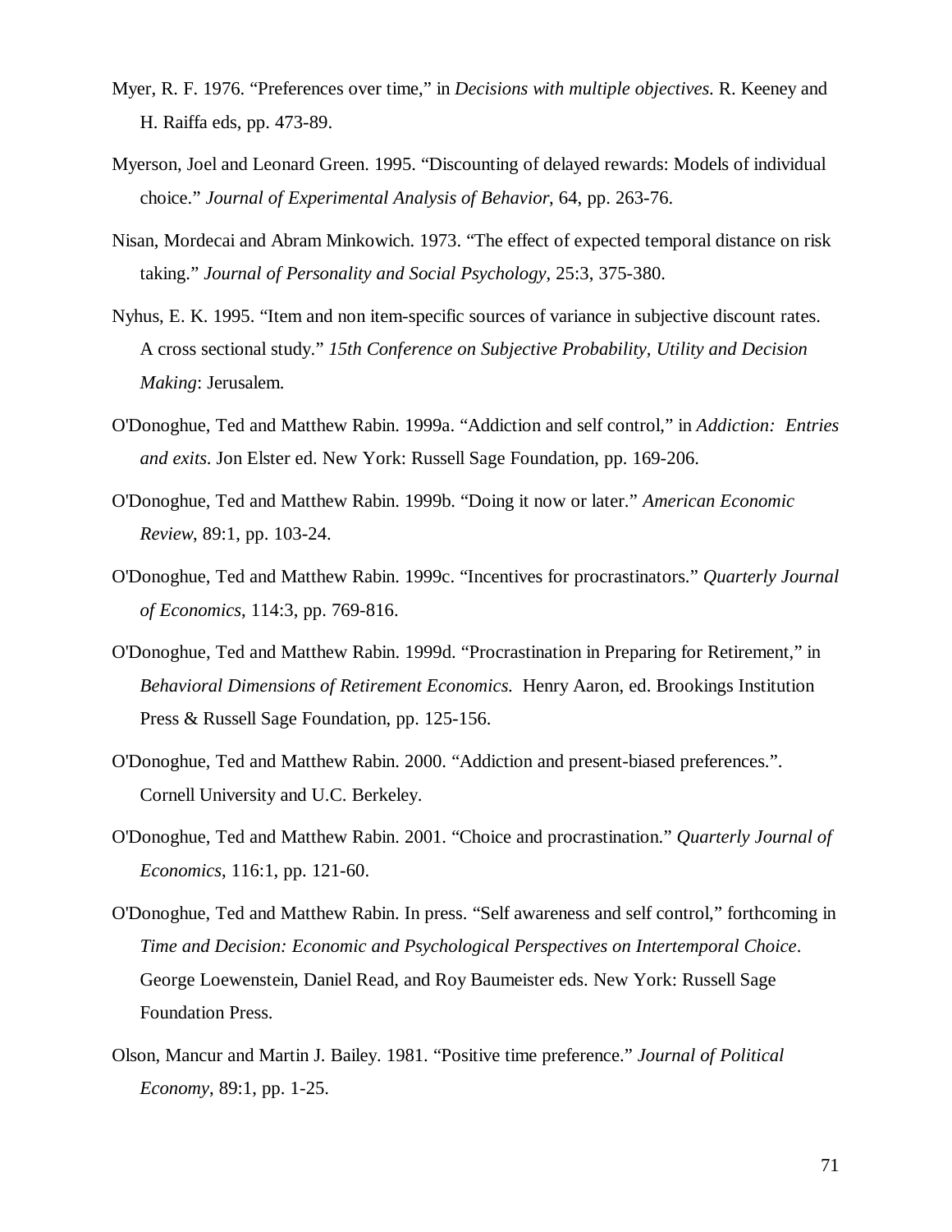Myer, R. F. 1976. “Preferences over time,” in *Decisions with multiple objectives*. R. Keeney and H. Raiffa eds, pp. 473-89.

Myerson, Joel and Leonard Green. 1995. “Discounting of delayed rewards: Models of individual choice.” *Journal of Experimental Analysis of Behavior*, 64, pp. 263-76.

Nisan, Mordecai and Abram Minkowich. 1973. “The effect of expected temporal distance on risk taking.” *Journal of Personality and Social Psychology*, 25:3, 375-380.

Nyhus, E. K. 1995. “Item and non item-specific sources of variance in subjective discount rates. A cross sectional study.” *15th Conference on Subjective Probability, Utility and Decision Making*: Jerusalem.

O'Donoghue, Ted and Matthew Rabin. 1999a. “Addiction and self control,” in *Addiction: Entries and exits*. Jon Elster ed. New York: Russell Sage Foundation, pp. 169-206.

O'Donoghue, Ted and Matthew Rabin. 1999b. “Doing it now or later.” *American Economic Review*, 89:1, pp. 103-24.

O'Donoghue, Ted and Matthew Rabin. 1999c. “Incentives for procrastinators.” *Quarterly Journal of Economics*, 114:3, pp. 769-816.

O'Donoghue, Ted and Matthew Rabin. 1999d. “Procrastination in Preparing for Retirement,” in *Behavioral Dimensions of Retirement Economics.* Henry Aaron, ed. Brookings Institution Press & Russell Sage Foundation, pp. 125-156.

O'Donoghue, Ted and Matthew Rabin. 2000. “Addiction and present-biased preferences.”. Cornell University and U.C. Berkeley.

O'Donoghue, Ted and Matthew Rabin. 2001. “Choice and procrastination.” *Quarterly Journal of Economics*, 116:1, pp. 121-60.

O'Donoghue, Ted and Matthew Rabin. In press. “Self awareness and self control,” forthcoming in *Time and Decision: Economic and Psychological Perspectives on Intertemporal Choice*. George Loewenstein, Daniel Read, and Roy Baumeister eds. New York: Russell Sage Foundation Press.

Olson, Mancur and Martin J. Bailey. 1981. “Positive time preference.” *Journal of Political Economy*, 89:1, pp. 1-25.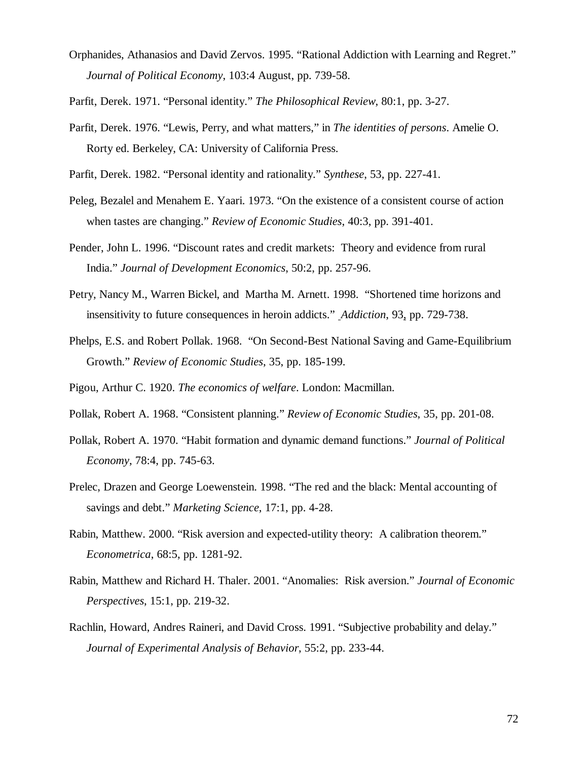Orphanides, Athanasios and David Zervos. 1995. "Rational Addiction with Learning and Regret." *Journal of Political Economy*, 103:4 August, pp. 739-58.

Parfit, Derek. 1971. "Personal identity." *The Philosophical Review*, 80:1, pp. 3-27.

Parfit, Derek. 1976. "Lewis, Perry, and what matters," in *The identities of persons*. Amelie O. Rorty ed. Berkeley, CA: University of California Press.

Parfit, Derek. 1982. "Personal identity and rationality." *Synthese*, 53, pp. 227-41.

Peleg, Bezalel and Menahem E. Yaari. 1973. "On the existence of a consistent course of action when tastes are changing." *Review of Economic Studies*, 40:3, pp. 391-401.

Pender, John L. 1996. "Discount rates and credit markets: Theory and evidence from rural India." *Journal of Development Economics*, 50:2, pp. 257-96.

Petry, Nancy M., Warren Bickel, and Martha M. Arnett. 1998. "Shortened time horizons and insensitivity to future consequences in heroin addicts." *Addiction*, 93, pp. 729-738.

Phelps, E.S. and Robert Pollak. 1968. "On Second-Best National Saving and Game-Equilibrium Growth." *Review of Economic Studies*, 35, pp. 185-199.

Pigou, Arthur C. 1920. *The economics of welfare*. London: Macmillan.

Pollak, Robert A. 1968. "Consistent planning." *Review of Economic Studies*, 35, pp. 201-08.

Pollak, Robert A. 1970. "Habit formation and dynamic demand functions." *Journal of Political Economy*, 78:4, pp. 745-63.

Prelec, Drazen and George Loewenstein. 1998. "The red and the black: Mental accounting of savings and debt." *Marketing Science*, 17:1, pp. 4-28.

Rabin, Matthew. 2000. "Risk aversion and expected-utility theory: A calibration theorem." *Econometrica*, 68:5, pp. 1281-92.

Rabin, Matthew and Richard H. Thaler. 2001. "Anomalies: Risk aversion." *Journal of Economic Perspectives*, 15:1, pp. 219-32.

Rachlin, Howard, Andres Raineri, and David Cross. 1991. "Subjective probability and delay." *Journal of Experimental Analysis of Behavior*, 55:2, pp. 233-44.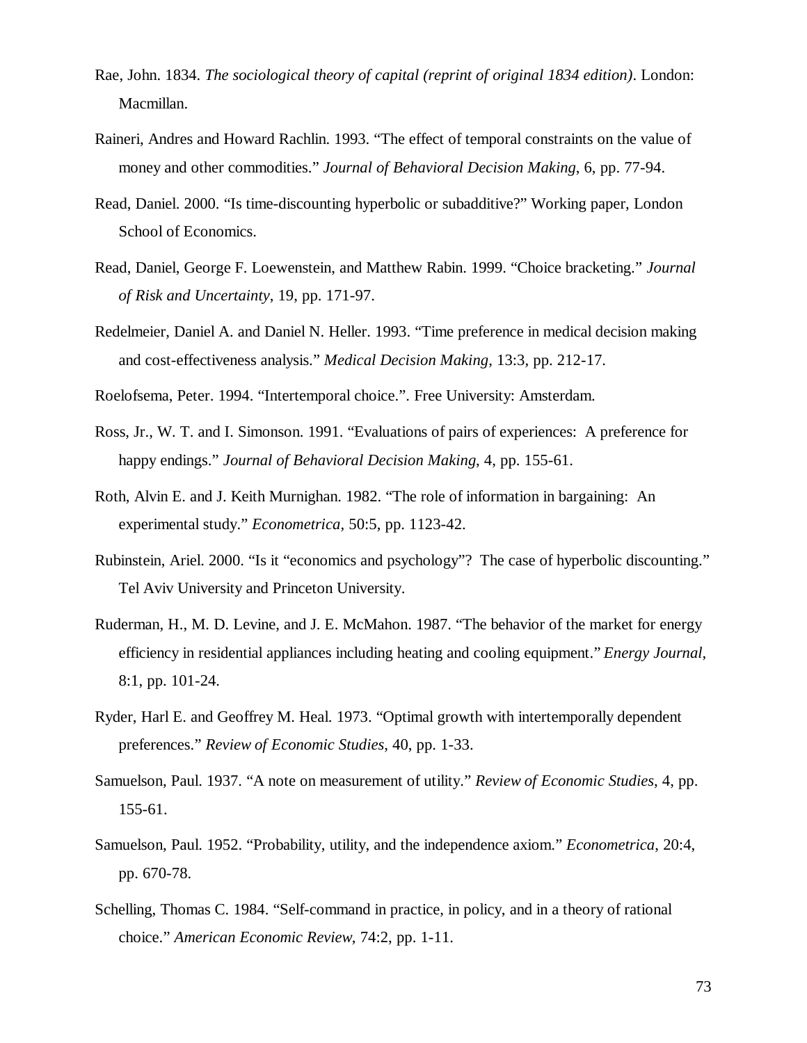Rae, John. 1834. *The sociological theory of capital (reprint of original 1834 edition)*. London: Macmillan.

Raineri, Andres and Howard Rachlin. 1993. "The effect of temporal constraints on the value of money and other commodities." *Journal of Behavioral Decision Making*, 6, pp. 77-94.

Read, Daniel. 2000. "Is time-discounting hyperbolic or subadditive?" Working paper, London School of Economics.

Read, Daniel, George F. Loewenstein, and Matthew Rabin. 1999. "Choice bracketing." *Journal of Risk and Uncertainty*, 19, pp. 171-97.

Redelmeier, Daniel A. and Daniel N. Heller. 1993. "Time preference in medical decision making and cost-effectiveness analysis." *Medical Decision Making*, 13:3, pp. 212-17.

Roelofsema, Peter. 1994. "Intertemporal choice.". Free University: Amsterdam.

Ross, Jr., W. T. and I. Simonson. 1991. "Evaluations of pairs of experiences: A preference for happy endings." *Journal of Behavioral Decision Making*, 4, pp. 155-61.

Roth, Alvin E. and J. Keith Murnighan. 1982. "The role of information in bargaining: An experimental study." *Econometrica*, 50:5, pp. 1123-42.

Rubinstein, Ariel. 2000. "Is it "economics and psychology"? The case of hyperbolic discounting." Tel Aviv University and Princeton University.

Ruderman, H., M. D. Levine, and J. E. McMahon. 1987. "The behavior of the market for energy efficiency in residential appliances including heating and cooling equipment." *Energy Journal*, 8:1, pp. 101-24.

Ryder, Harl E. and Geoffrey M. Heal. 1973. "Optimal growth with intertemporally dependent preferences." *Review of Economic Studies*, 40, pp. 1-33.

Samuelson, Paul. 1937. "A note on measurement of utility." *Review of Economic Studies*, 4, pp. 155-61.

Samuelson, Paul. 1952. "Probability, utility, and the independence axiom." *Econometrica*, 20:4, pp. 670-78.

Schelling, Thomas C. 1984. "Self-command in practice, in policy, and in a theory of rational choice." *American Economic Review*, 74:2, pp. 1-11.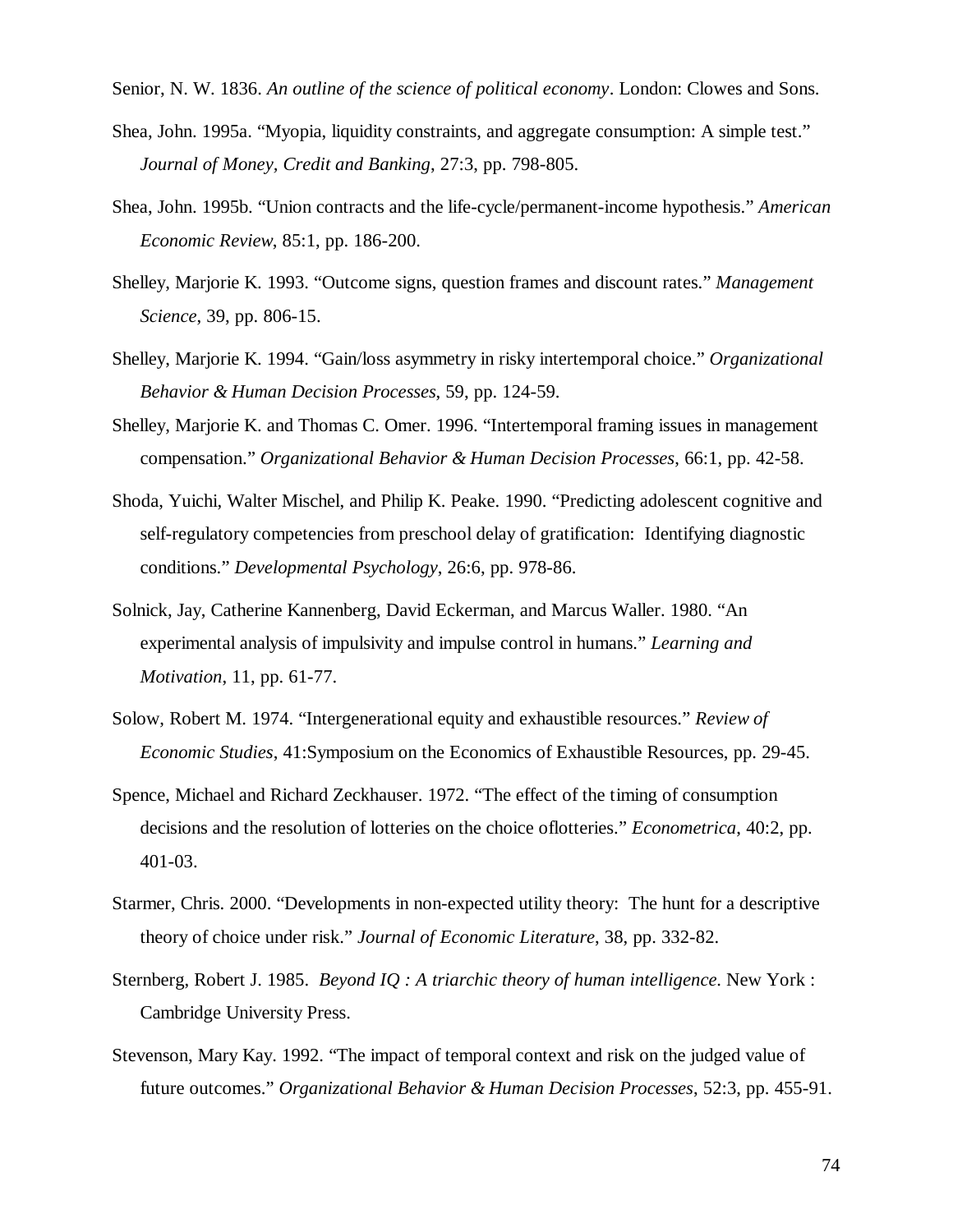Senior, N. W. 1836. *An outline of the science of political economy*. London: Clowes and Sons.

Shea, John. 1995a. "Myopia, liquidity constraints, and aggregate consumption: A simple test." *Journal of Money, Credit and Banking*, 27:3, pp. 798-805.

Shea, John. 1995b. "Union contracts and the life-cycle/permanent-income hypothesis." *American Economic Review*, 85:1, pp. 186-200.

Shelley, Marjorie K. 1993. "Outcome signs, question frames and discount rates." *Management Science*, 39, pp. 806-15.

Shelley, Marjorie K. 1994. "Gain/loss asymmetry in risky intertemporal choice." *Organizational Behavior & Human Decision Processes*, 59, pp. 124-59.

Shelley, Marjorie K. and Thomas C. Omer. 1996. "Intertemporal framing issues in management compensation." *Organizational Behavior & Human Decision Processes*, 66:1, pp. 42-58.

Shoda, Yuichi, Walter Mischel, and Philip K. Peake. 1990. "Predicting adolescent cognitive and self-regulatory competencies from preschool delay of gratification: Identifying diagnostic conditions." *Developmental Psychology*, 26:6, pp. 978-86.

Solnick, Jay, Catherine Kannenberg, David Eckerman, and Marcus Waller. 1980. "An experimental analysis of impulsivity and impulse control in humans." *Learning and Motivation*, 11, pp. 61-77.

Solow, Robert M. 1974. "Intergenerational equity and exhaustible resources." *Review of Economic Studies*, 41:Symposium on the Economics of Exhaustible Resources, pp. 29-45.

Spence, Michael and Richard Zeckhauser. 1972. "The effect of the timing of consumption decisions and the resolution of lotteries on the choice oflotteries." *Econometrica*, 40:2, pp. 401-03.

Starmer, Chris. 2000. "Developments in non-expected utility theory: The hunt for a descriptive theory of choice under risk." *Journal of Economic Literature*, 38, pp. 332-82.

Sternberg, Robert J. 1985. *Beyond IQ : A triarchic theory of human intelligence*. New York : Cambridge University Press.

Stevenson, Mary Kay. 1992. "The impact of temporal context and risk on the judged value of future outcomes." *Organizational Behavior & Human Decision Processes*, 52:3, pp. 455-91.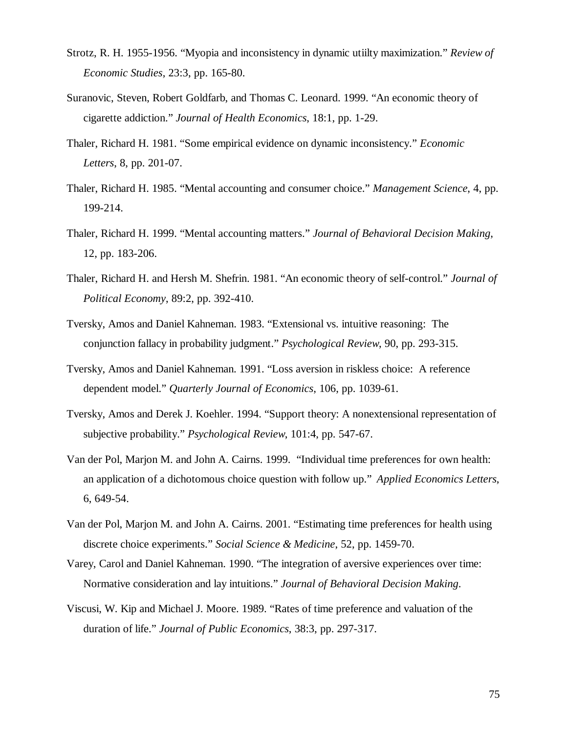Strotz, R. H. 1955-1956. "Myopia and inconsistency in dynamic utiilty maximization." *Review of Economic Studies*, 23:3, pp. 165-80.

Suranovic, Steven, Robert Goldfarb, and Thomas C. Leonard. 1999. "An economic theory of cigarette addiction." *Journal of Health Economics*, 18:1, pp. 1-29.

Thaler, Richard H. 1981. "Some empirical evidence on dynamic inconsistency." *Economic Letters*, 8, pp. 201-07.

Thaler, Richard H. 1985. "Mental accounting and consumer choice." *Management Science*, 4, pp. 199-214.

Thaler, Richard H. 1999. "Mental accounting matters." *Journal of Behavioral Decision Making*, 12, pp. 183-206.

Thaler, Richard H. and Hersh M. Shefrin. 1981. "An economic theory of self-control." *Journal of Political Economy*, 89:2, pp. 392-410.

Tversky, Amos and Daniel Kahneman. 1983. "Extensional vs. intuitive reasoning: The conjunction fallacy in probability judgment." *Psychological Review*, 90, pp. 293-315.

Tversky, Amos and Daniel Kahneman. 1991. "Loss aversion in riskless choice: A reference dependent model." *Quarterly Journal of Economics*, 106, pp. 1039-61.

Tversky, Amos and Derek J. Koehler. 1994. "Support theory: A nonextensional representation of subjective probability." *Psychological Review*, 101:4, pp. 547-67.

Van der Pol, Marjon M. and John A. Cairns. 1999. "Individual time preferences for own health: an application of a dichotomous choice question with follow up." *Applied Economics Letters*, 6, 649-54.

Van der Pol, Marjon M. and John A. Cairns. 2001. "Estimating time preferences for health using discrete choice experiments." *Social Science & Medicine*, 52, pp. 1459-70.

Varey, Carol and Daniel Kahneman. 1990. "The integration of aversive experiences over time: Normative consideration and lay intuitions." *Journal of Behavioral Decision Making*.

Viscusi, W. Kip and Michael J. Moore. 1989. "Rates of time preference and valuation of the duration of life." *Journal of Public Economics*, 38:3, pp. 297-317.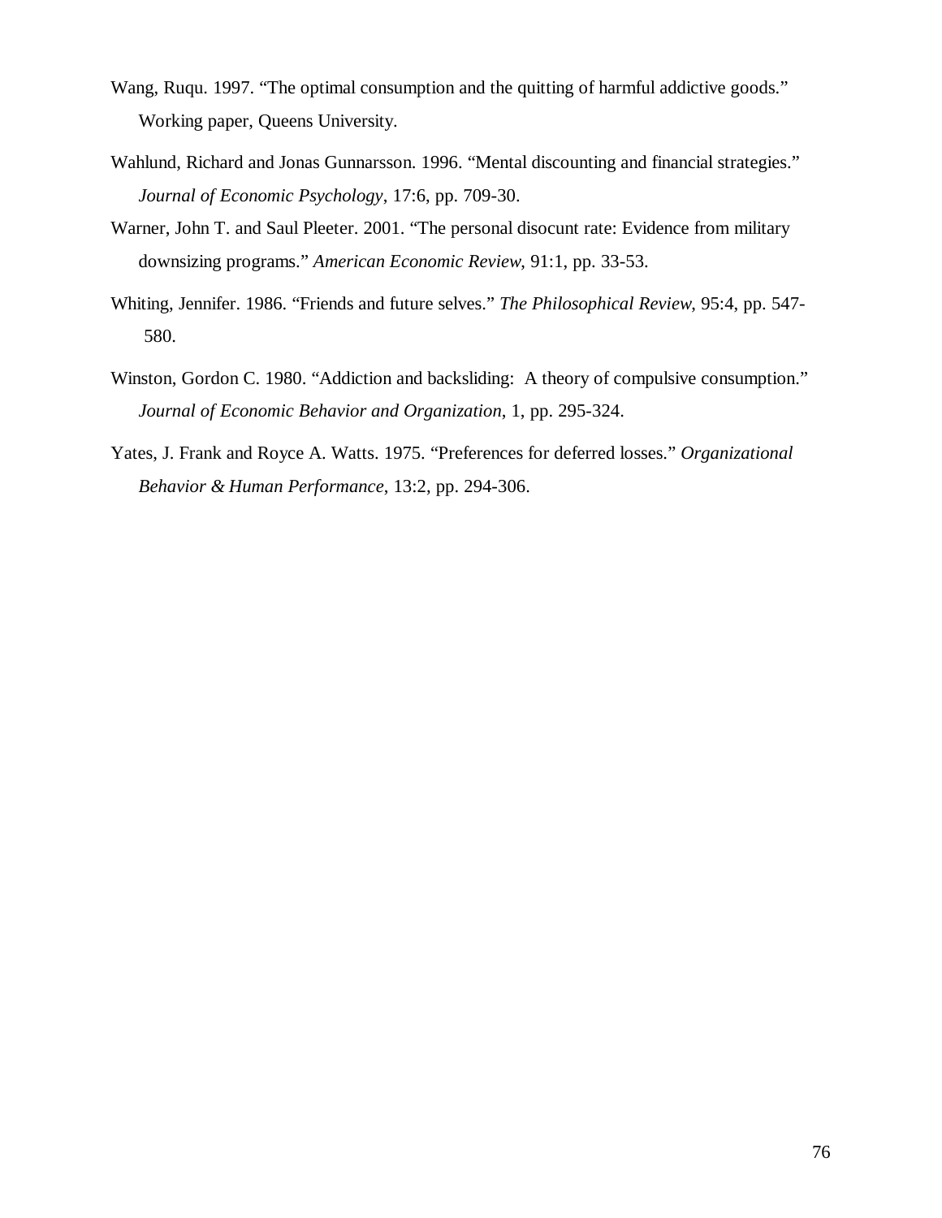Wang, Ruqu. 1997. "The optimal consumption and the quitting of harmful addictive goods." Working paper, Queens University.

Wahlund, Richard and Jonas Gunnarsson. 1996. "Mental discounting and financial strategies." *Journal of Economic Psychology*, 17:6, pp. 709-30.

Warner, John T. and Saul Pleeter. 2001. "The personal disocunt rate: Evidence from military downsizing programs." *American Economic Review*, 91:1, pp. 33-53.

Whiting, Jennifer. 1986. "Friends and future selves." *The Philosophical Review*, 95:4, pp. 547-580.

Winston, Gordon C. 1980. "Addiction and backsliding: A theory of compulsive consumption." *Journal of Economic Behavior and Organization*, 1, pp. 295-324.

Yates, J. Frank and Royce A. Watts. 1975. "Preferences for deferred losses." *Organizational Behavior & Human Performance*, 13:2, pp. 294-306.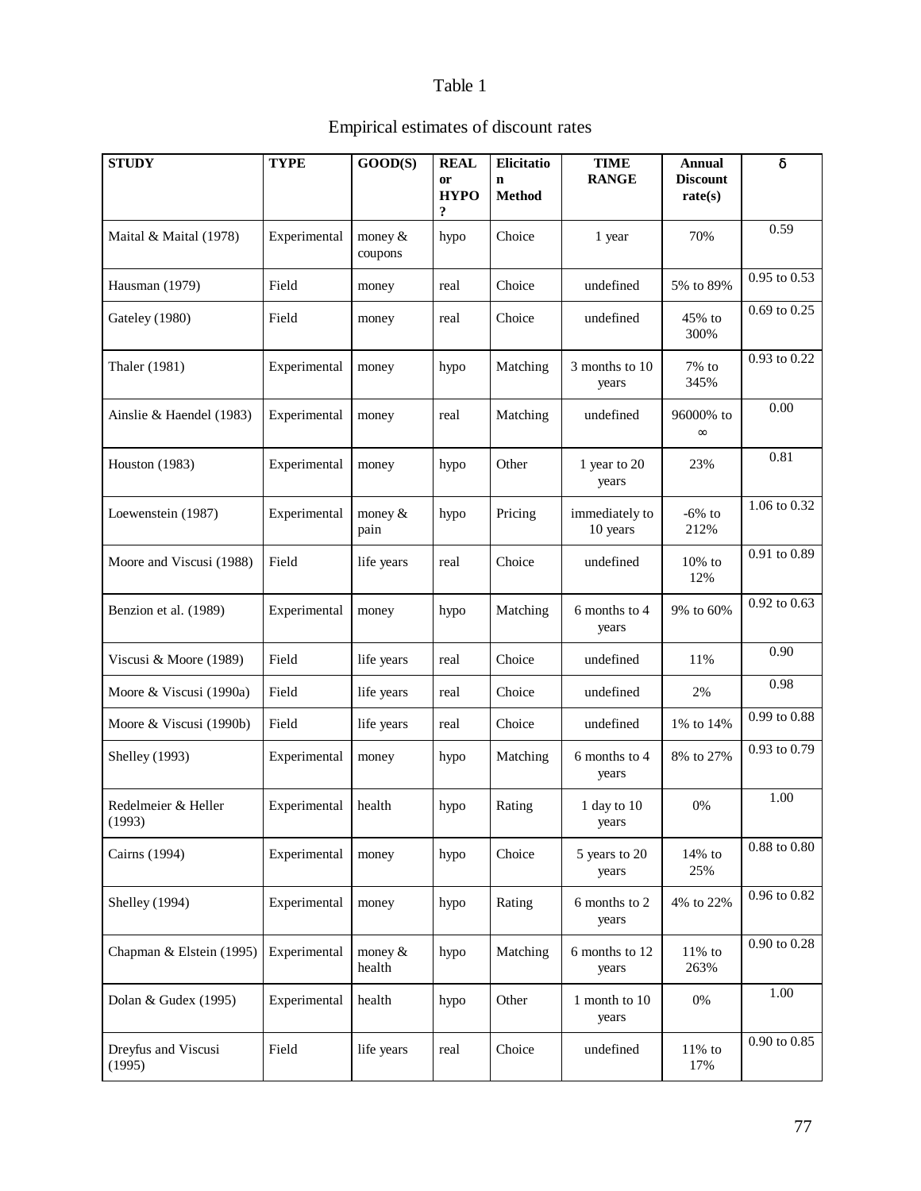Table 1

Empirical estimates of discount rates

| STUDY | TYPE | GOOD(S) | REAL or HYPO? | Elicitation Method | TIME RANGE | Annual Discount rate(s) | δ |
|---|---|---|---|---|---|---|---|
| Maital & Maital (1978) | Experimental | money & coupons | hypo | Choice | 1 year | 70% | 0.59 |
| Hausman (1979) | Field | money | real | Choice | undefined | 5% to 89% | 0.95 to 0.53 |
| Gateley (1980) | Field | money | real | Choice | undefined | 45% to 300% | 0.69 to 0.25 |
| Thaler (1981) | Experimental | money | hypo | Matching | 3 months to 10 years | 7% to 345% | 0.93 to 0.22 |
| Ainslie & Haendel (1983) | Experimental | money | real | Matching | undefined | 96000% to ∞ | 0.00 |
| Houston (1983) | Experimental | money | hypo | Other | 1 year to 20 years | 23% | 0.81 |
| Loewenstein (1987) | Experimental | money & pain | hypo | Pricing | immediately to 10 years | -6% to 212% | 1.06 to 0.32 |
| Moore and Viscusi (1988) | Field | life years | real | Choice | undefined | 10% to 12% | 0.91 to 0.89 |
| Benzion et al. (1989) | Experimental | money | hypo | Matching | 6 months to 4 years | 9% to 60% | 0.92 to 0.63 |
| Viscusi & Moore (1989) | Field | life years | real | Choice | undefined | 11% | 0.90 |
| Moore & Viscusi (1990a) | Field | life years | real | Choice | undefined | 2% | 0.98 |
| Moore & Viscusi (1990b) | Field | life years | real | Choice | undefined | 1% to 14% | 0.99 to 0.88 |
| Shelley (1993) | Experimental | money | hypo | Matching | 6 months to 4 years | 8% to 27% | 0.93 to 0.79 |
| Redelmeier & Heller (1993) | Experimental | health | hypo | Rating | 1 day to 10 years | 0% | 1.00 |
| Cairns (1994) | Experimental | money | hypo | Choice | 5 years to 20 years | 14% to 25% | 0.88 to 0.80 |
| Shelley (1994) | Experimental | money | hypo | Rating | 6 months to 2 years | 4% to 22% | 0.96 to 0.82 |
| Chapman & Elstein (1995) | Experimental | money & health | hypo | Matching | 6 months to 12 years | 11% to 263% | 0.90 to 0.28 |
| Dolan & Gudex (1995) | Experimental | health | hypo | Other | 1 month to 10 years | 0% | 1.00 |
| Dreyfus and Viscusi (1995) | Field | life years | real | Choice | undefined | 11% to 17% | 0.90 to 0.85 |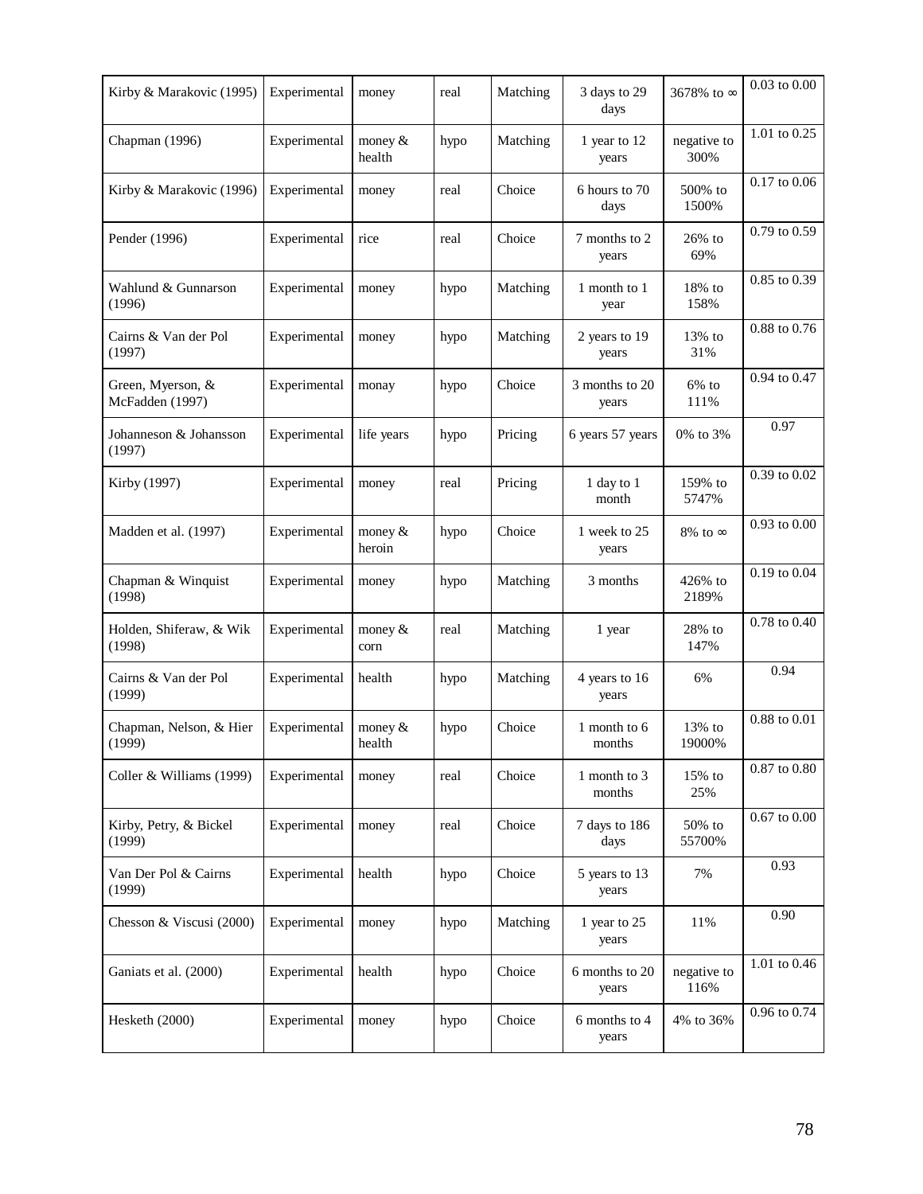| | | | | | | | |
|---|---|---|---|---|---|---|---|
| Kirby & Marakovic (1995) | Experimental | money | real | Matching | 3 days to 29 days | 3678% to ∞ | 0.03 to 0.00 |
| Chapman (1996) | Experimental | money & health | hypo | Matching | 1 year to 12 years | negative to 300% | 1.01 to 0.25 |
| Kirby & Marakovic (1996) | Experimental | money | real | Choice | 6 hours to 70 days | 500% to 1500% | 0.17 to 0.06 |
| Pender (1996) | Experimental | rice | real | Choice | 7 months to 2 years | 26% to 69% | 0.79 to 0.59 |
| Wahlund & Gunnarson (1996) | Experimental | money | hypo | Matching | 1 month to 1 year | 18% to 158% | 0.85 to 0.39 |
| Cairns & Van der Pol (1997) | Experimental | money | hypo | Matching | 2 years to 19 years | 13% to 31% | 0.88 to 0.76 |
| Green, Myerson, & McFadden (1997) | Experimental | monay | hypo | Choice | 3 months to 20 years | 6% to 111% | 0.94 to 0.47 |
| Johanneson & Johansson (1997) | Experimental | life years | hypo | Pricing | 6 years 57 years | 0% to 3% | 0.97 |
| Kirby (1997) | Experimental | money | real | Pricing | 1 day to 1 month | 159% to 5747% | 0.39 to 0.02 |
| Madden et al. (1997) | Experimental | money & heroin | hypo | Choice | 1 week to 25 years | 8% to ∞ | 0.93 to 0.00 |
| Chapman & Winquist (1998) | Experimental | money | hypo | Matching | 3 months | 426% to 2189% | 0.19 to 0.04 |
| Holden, Shiferaw, & Wik (1998) | Experimental | money & corn | real | Matching | 1 year | 28% to 147% | 0.78 to 0.40 |
| Cairns & Van der Pol (1999) | Experimental | health | hypo | Matching | 4 years to 16 years | 6% | 0.94 |
| Chapman, Nelson, & Hier (1999) | Experimental | money & health | hypo | Choice | 1 month to 6 months | 13% to 19000% | 0.88 to 0.01 |
| Coller & Williams (1999) | Experimental | money | real | Choice | 1 month to 3 months | 15% to 25% | 0.87 to 0.80 |
| Kirby, Petry, & Bickel (1999) | Experimental | money | real | Choice | 7 days to 186 days | 50% to 55700% | 0.67 to 0.00 |
| Van Der Pol & Cairns (1999) | Experimental | health | hypo | Choice | 5 years to 13 years | 7% | 0.93 |
| Chesson & Viscusi (2000) | Experimental | money | hypo | Matching | 1 year to 25 years | 11% | 0.90 |
| Ganiats et al. (2000) | Experimental | health | hypo | Choice | 6 months to 20 years | negative to 116% | 1.01 to 0.46 |
| Hesketh (2000) | Experimental | money | hypo | Choice | 6 months to 4 years | 4% to 36% | 0.96 to 0.74 |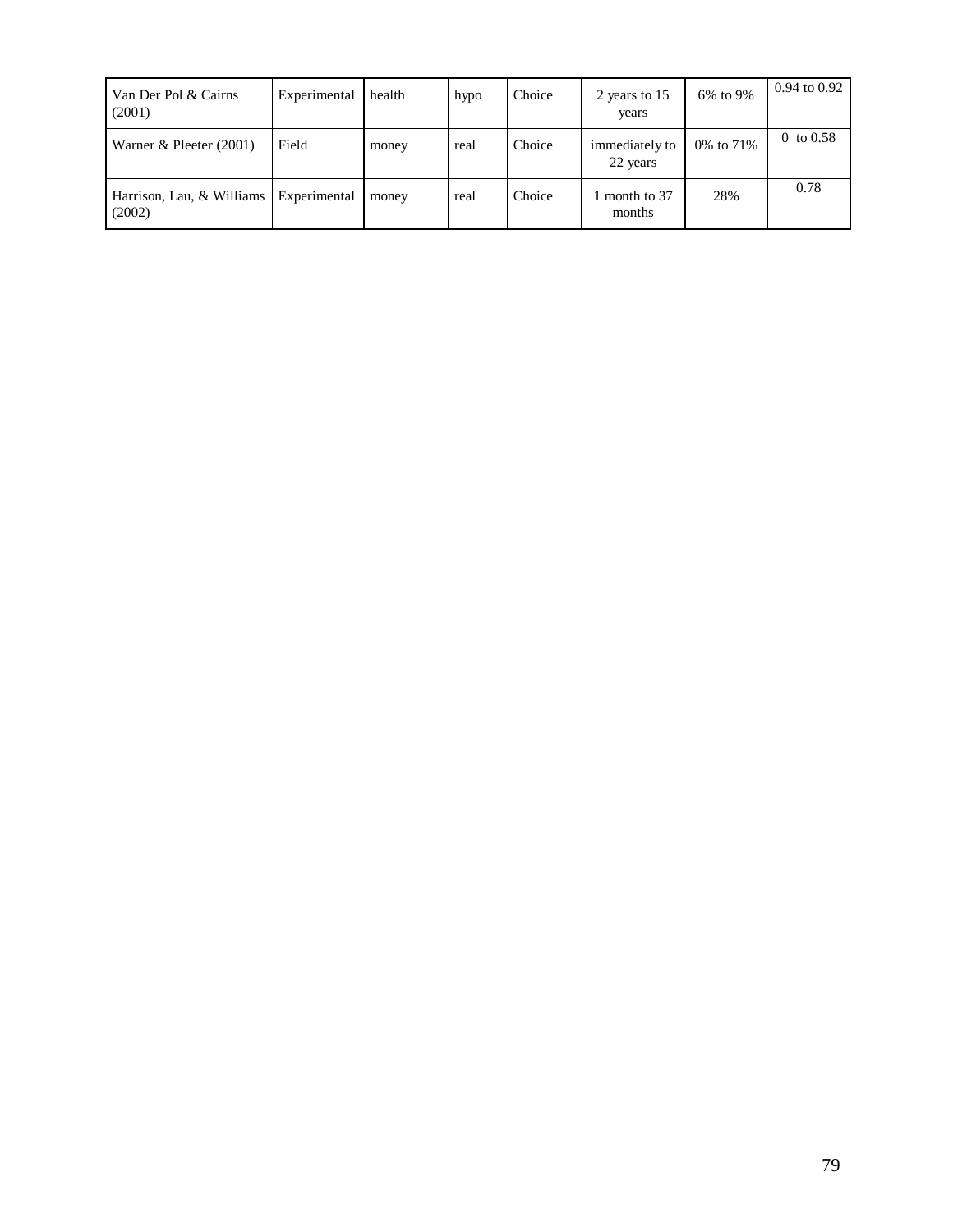| | | | | | | | |
|---|---|---|---|---|---|---|---|
| Van Der Pol & Cairns (2001) | Experimental | health | hypo | Choice | 2 years to 15 years | 6% to 9% | 0.94 to 0.92 |
| Warner & Pleeter (2001) | Field | money | real | Choice | immediately to 22 years | 0% to 71% | 0 to 0.58 |
| Harrison, Lau, & Williams (2002) | Experimental | money | real | Choice | 1 month to 37 months | 28% | 0.78 |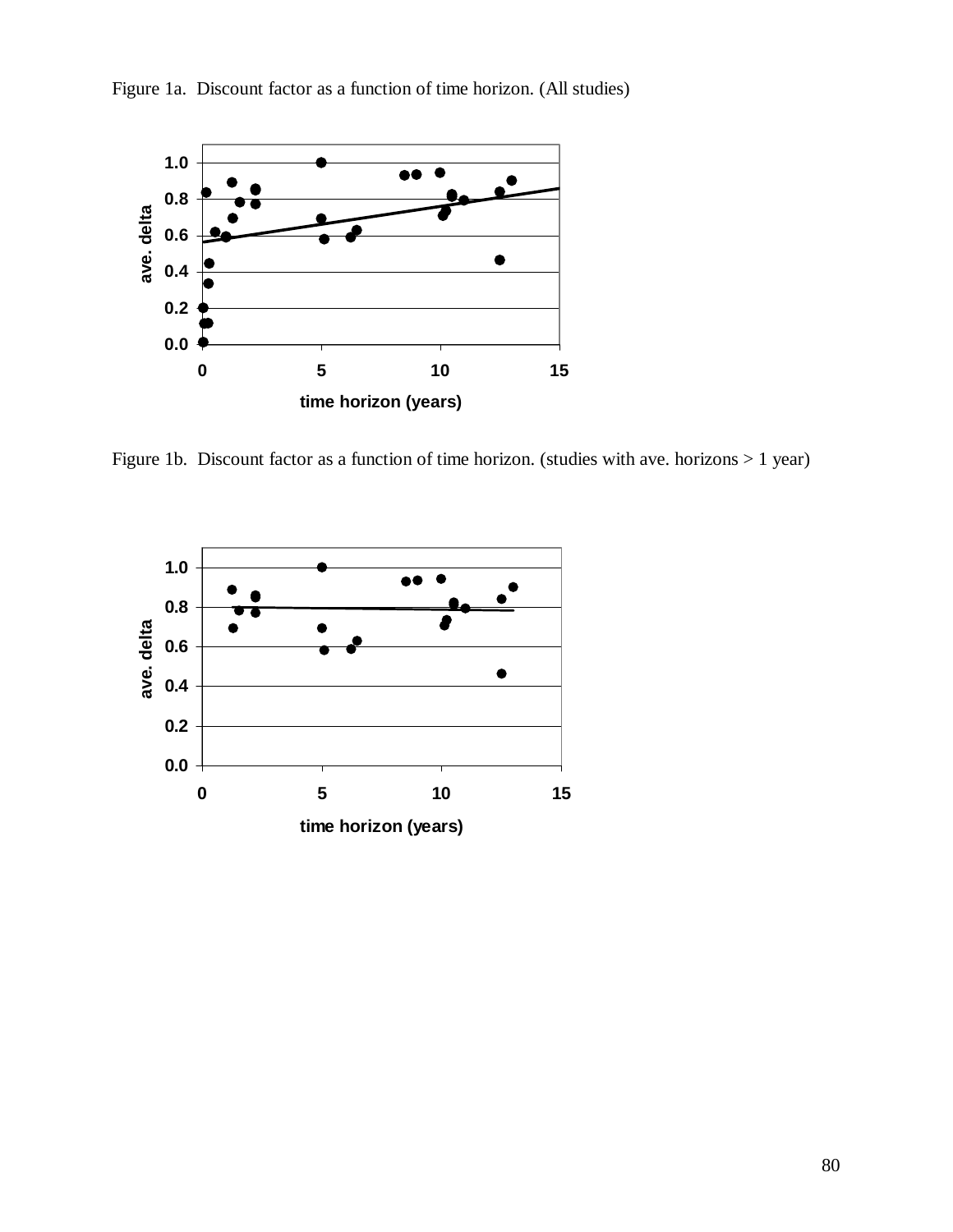Figure 1a. Discount factor as a function of time horizon. (All studies)

Figure 1b. Discount factor as a function of time horizon. (studies with ave. horizons > 1 year)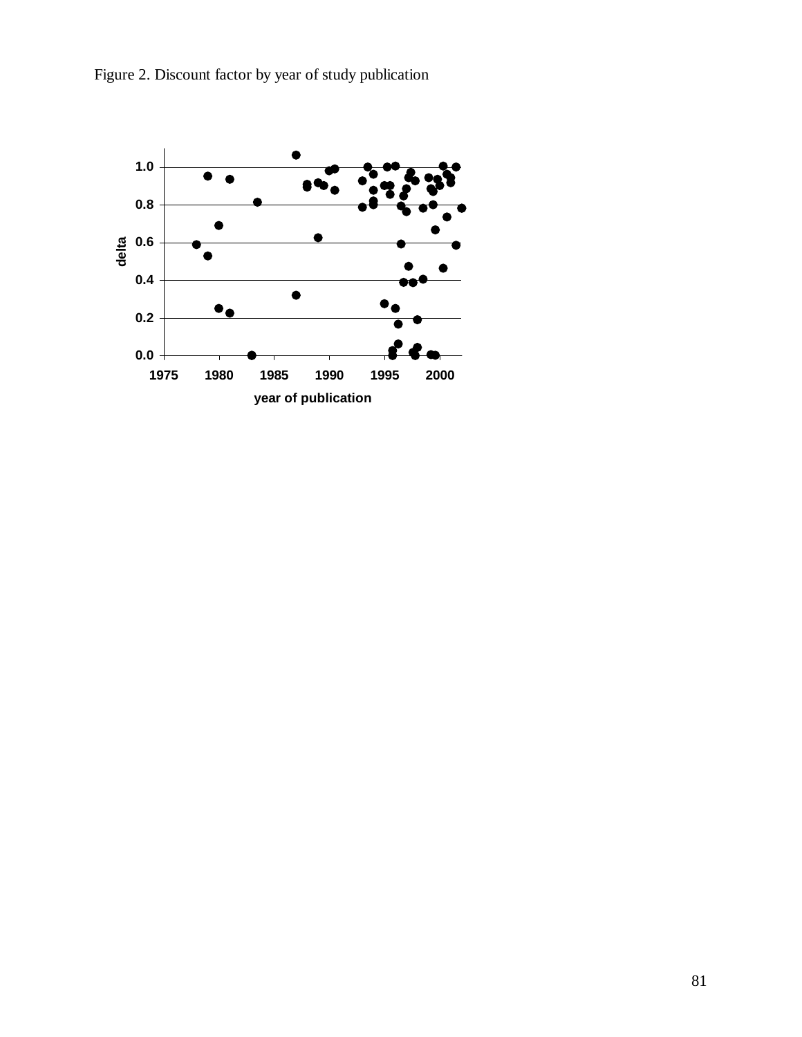Figure 2. Discount factor by year of study publication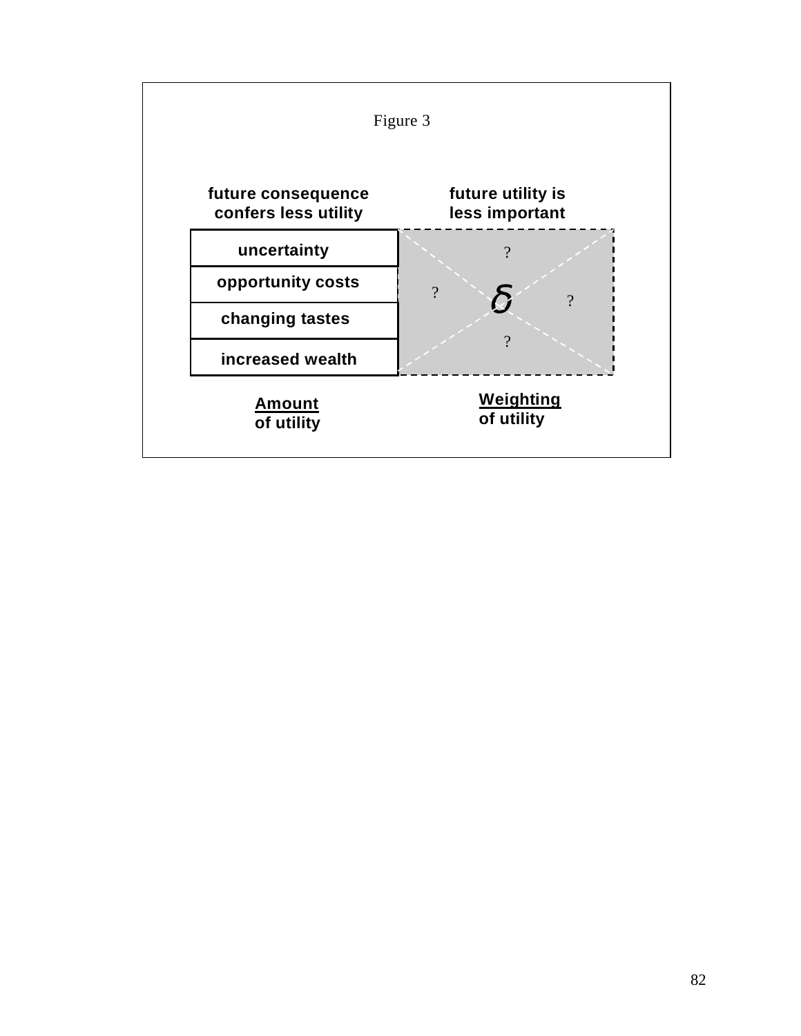Figure 3

future consequence confers less utility

future utility is less important

uncertainty

opportunity costs

changing tastes

increased wealth

?

?

$\delta$

?

?

Amount of utility

Weighting of utility